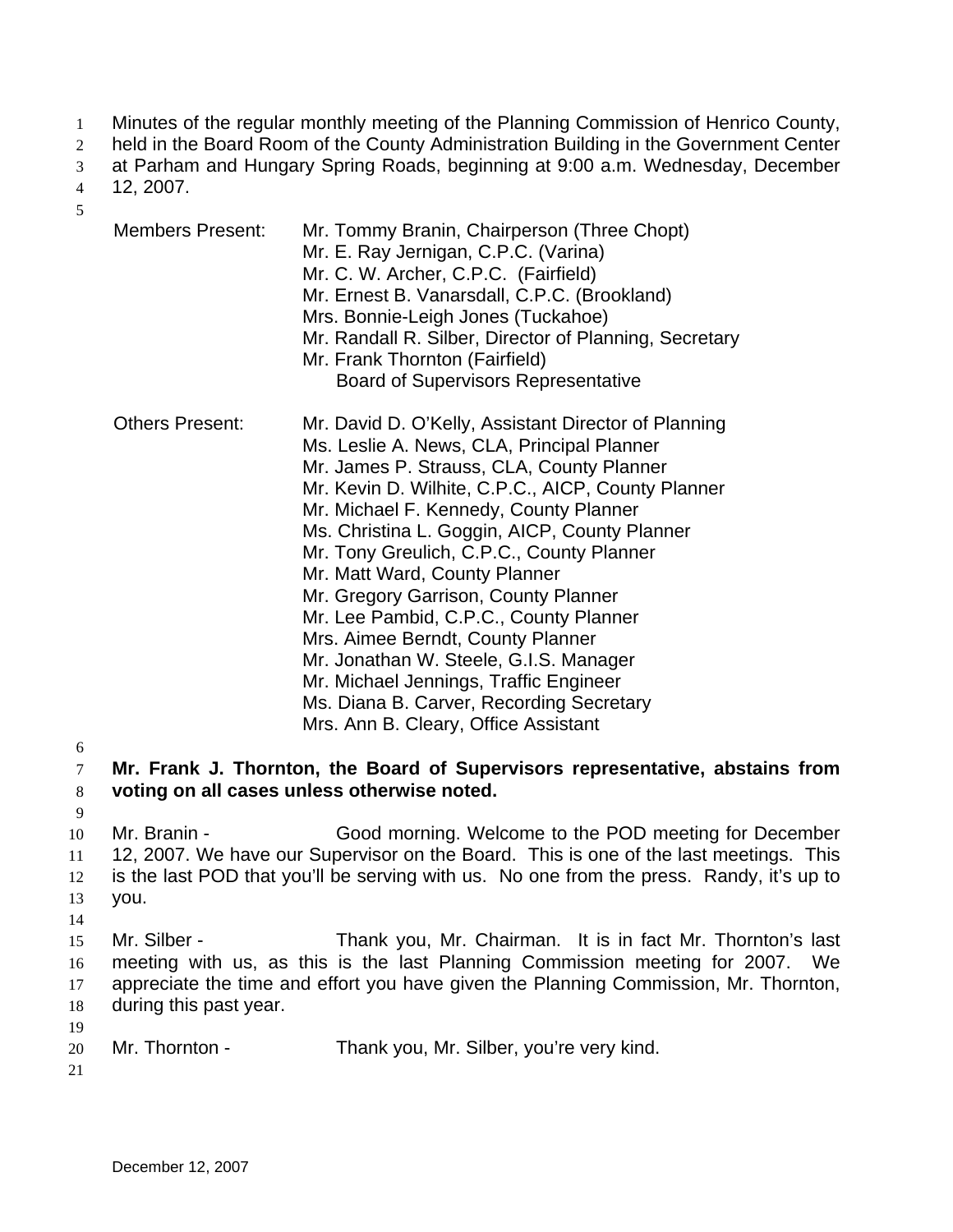Minutes of the regular monthly meeting of the Planning Commission of Henrico County, held in the Board Room of the County Administration Building in the Government Center at Parham and Hungary Spring Roads, beginning at 9:00 a.m. Wednesday, December 12, 2007.

| | |
|---|---|
| Members Present: | Mr. Tommy Branin, Chairperson (Three Chopt) |
| | Mr. E. Ray Jernigan, C.P.C. (Varina) |
| | Mr. C. W. Archer, C.P.C. (Fairfield) |
| | Mr. Ernest B. Vanarsdall, C.P.C. (Brookland) |
| | Mrs. Bonnie-Leigh Jones (Tuckahoe) |
| | Mr. Randall R. Silber, Director of Planning, Secretary |
| | Mr. Frank Thornton (Fairfield) Board of Supervisors Representative |
| Others Present: | Mr. David D. O'Kelly, Assistant Director of Planning |
| | Ms. Leslie A. News, CLA, Principal Planner |
| | Mr. James P. Strauss, CLA, County Planner |
| | Mr. Kevin D. Wilhite, C.P.C., AICP, County Planner |
| | Mr. Michael F. Kennedy, County Planner |
| | Ms. Christina L. Goggin, AICP, County Planner |
| | Mr. Tony Greulich, C.P.C., County Planner |
| | Mr. Matt Ward, County Planner |
| | Mr. Gregory Garrison, County Planner |
| | Mr. Lee Pambid, C.P.C., County Planner |
| | Mrs. Aimee Berndt, County Planner |
| | Mr. Jonathan W. Steele, G.I.S. Manager |
| | Mr. Michael Jennings, Traffic Engineer |
| | Ms. Diana B. Carver, Recording Secretary |
| | Mrs. Ann B. Cleary, Office Assistant |

**Mr. Frank J. Thornton, the Board of Supervisors representative, abstains from voting on all cases unless otherwise noted.**

Mr. Branin - Good morning. Welcome to the POD meeting for December 12, 2007. We have our Supervisor on the Board. This is one of the last meetings. This is the last POD that you'll be serving with us. No one from the press. Randy, it's up to you.

Mr. Silber - Thank you, Mr. Chairman. It is in fact Mr. Thornton's last meeting with us, as this is the last Planning Commission meeting for 2007. We appreciate the time and effort you have given the Planning Commission, Mr. Thornton, during this past year.

Mr. Thornton - Thank you, Mr. Silber, you're very kind.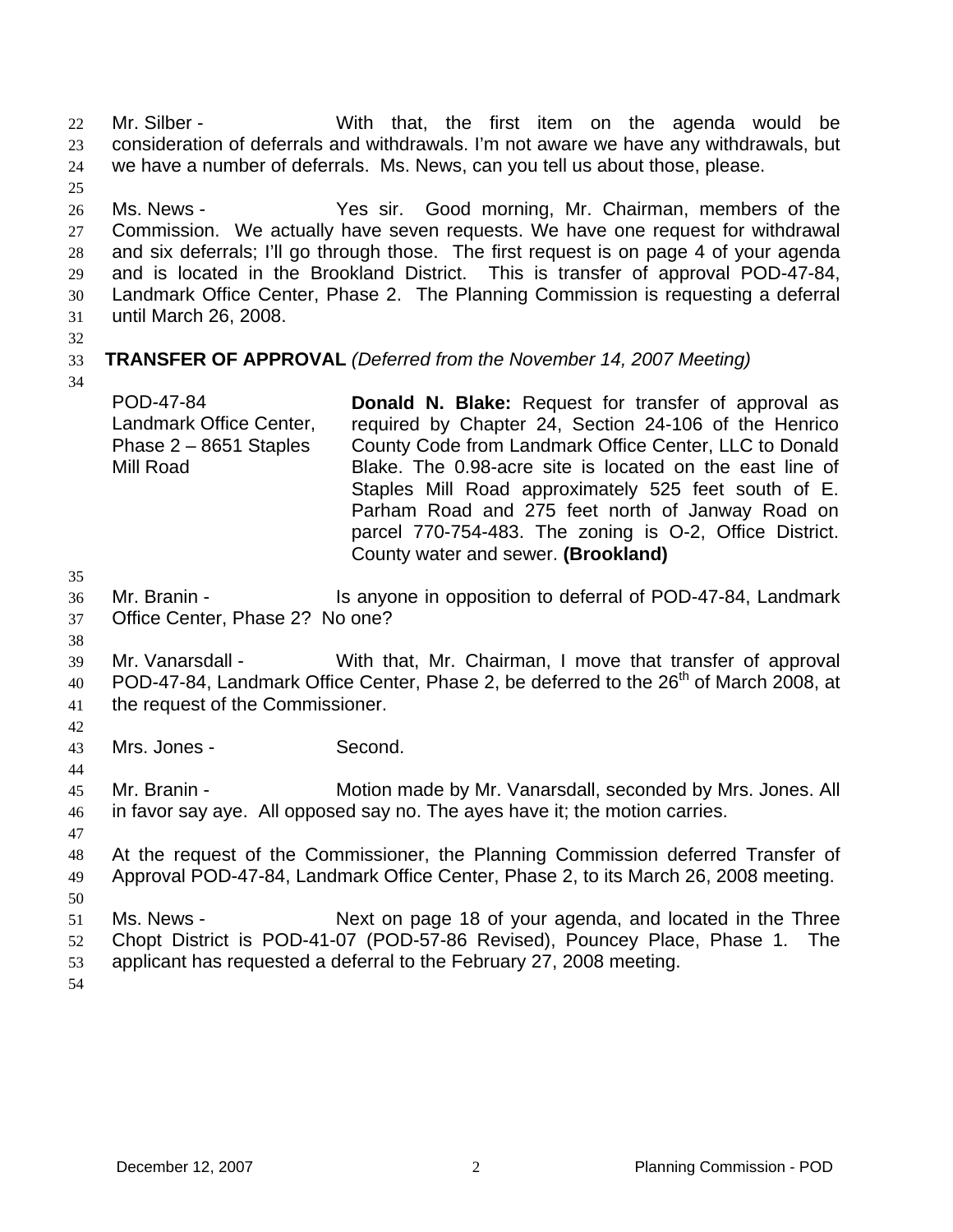Mr. Silber - With that, the first item on the agenda would be consideration of deferrals and withdrawals. I'm not aware we have any withdrawals, but we have a number of deferrals. Ms. News, can you tell us about those, please.

Ms. News - Yes sir. Good morning, Mr. Chairman, members of the Commission. We actually have seven requests. We have one request for withdrawal and six deferrals; I'll go through those. The first request is on page 4 of your agenda and is located in the Brookland District. This is transfer of approval POD-47-84, Landmark Office Center, Phase 2. The Planning Commission is requesting a deferral until March 26, 2008.

**TRANSFER OF APPROVAL** *(Deferred from the November 14, 2007 Meeting)*

| | |
|---|---|
| POD-47-84<br>Landmark Office Center, Phase 2 – 8651 Staples Mill Road | **Donald N. Blake:** Request for transfer of approval as required by Chapter 24, Section 24-106 of the Henrico County Code from Landmark Office Center, LLC to Donald Blake. The 0.98-acre site is located on the east line of Staples Mill Road approximately 525 feet south of E. Parham Road and 275 feet north of Janway Road on parcel 770-754-483. The zoning is O-2, Office District. County water and sewer. **(Brookland)** |

Mr. Branin - Is anyone in opposition to deferral of POD-47-84, Landmark Office Center, Phase 2? No one?

Mr. Vanarsdall - With that, Mr. Chairman, I move that transfer of approval POD-47-84, Landmark Office Center, Phase 2, be deferred to the 26th of March 2008, at the request of the Commissioner.

Mrs. Jones - Second.

Mr. Branin - Motion made by Mr. Vanarsdall, seconded by Mrs. Jones. All in favor say aye. All opposed say no. The ayes have it; the motion carries.

At the request of the Commissioner, the Planning Commission deferred Transfer of Approval POD-47-84, Landmark Office Center, Phase 2, to its March 26, 2008 meeting.

Ms. News - Next on page 18 of your agenda, and located in the Three Chopt District is POD-41-07 (POD-57-86 Revised), Pouncey Place, Phase 1. The applicant has requested a deferral to the February 27, 2008 meeting.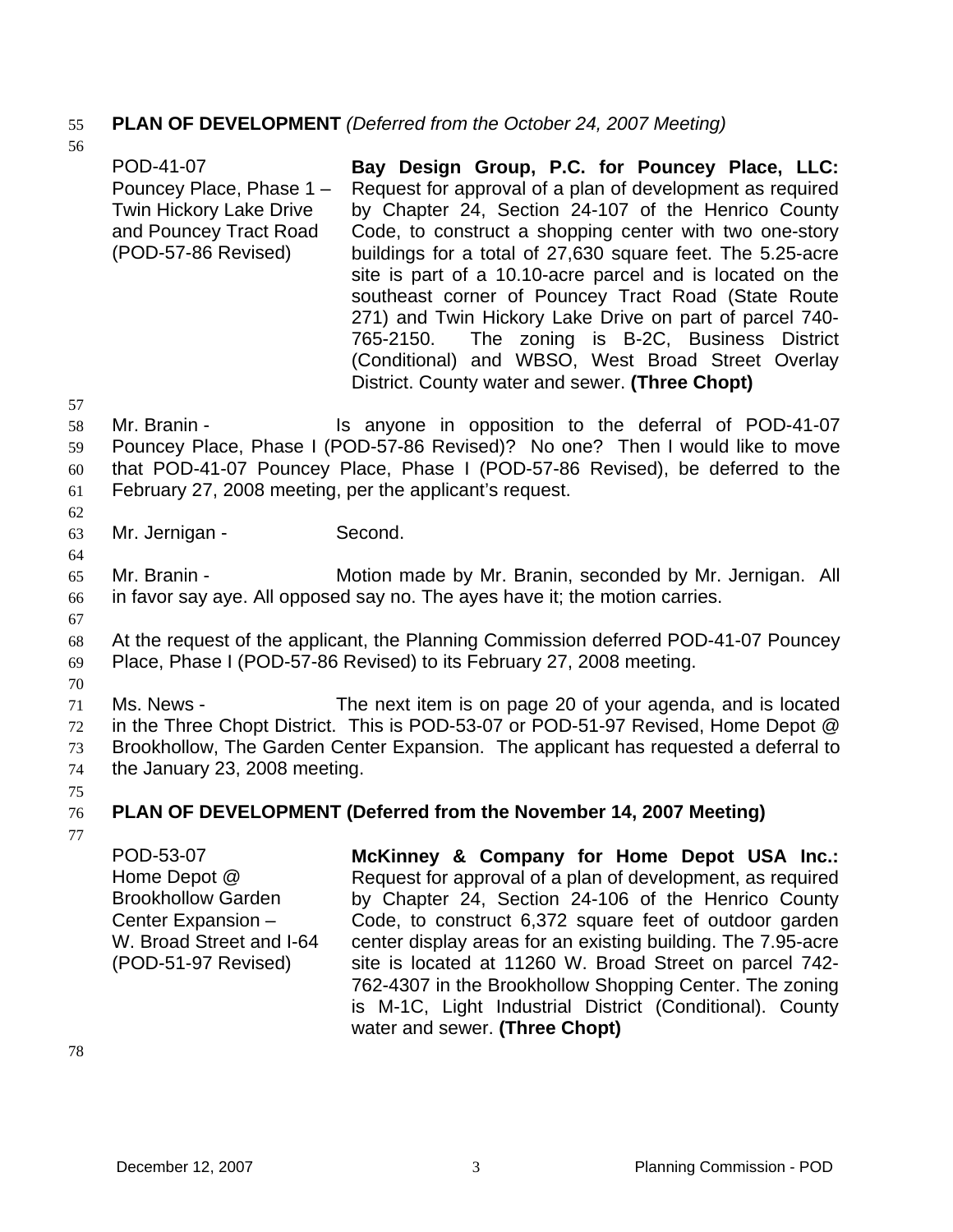**PLAN OF DEVELOPMENT** *(Deferred from the October 24, 2007 Meeting)*

| | |
|---|---|
| POD-41-07<br>Pouncey Place, Phase 1 –<br>Twin Hickory Lake Drive<br>and Pouncey Tract Road<br>(POD-57-86 Revised) | **Bay Design Group, P.C. for Pouncey Place, LLC:** Request for approval of a plan of development as required by Chapter 24, Section 24-107 of the Henrico County Code, to construct a shopping center with two one-story buildings for a total of 27,630 square feet. The 5.25-acre site is part of a 10.10-acre parcel and is located on the southeast corner of Pouncey Tract Road (State Route 271) and Twin Hickory Lake Drive on part of parcel 740-765-2150. The zoning is B-2C, Business District (Conditional) and WBSO, West Broad Street Overlay District. County water and sewer. **(Three Chopt)** |

Mr. Branin - Is anyone in opposition to the deferral of POD-41-07 Pouncey Place, Phase I (POD-57-86 Revised)? No one? Then I would like to move that POD-41-07 Pouncey Place, Phase I (POD-57-86 Revised), be deferred to the February 27, 2008 meeting, per the applicant's request.

Mr. Jernigan - Second.

Mr. Branin - Motion made by Mr. Branin, seconded by Mr. Jernigan. All in favor say aye. All opposed say no. The ayes have it; the motion carries.

At the request of the applicant, the Planning Commission deferred POD-41-07 Pouncey Place, Phase I (POD-57-86 Revised) to its February 27, 2008 meeting.

Ms. News - The next item is on page 20 of your agenda, and is located in the Three Chopt District. This is POD-53-07 or POD-51-97 Revised, Home Depot @ Brookhollow, The Garden Center Expansion. The applicant has requested a deferral to the January 23, 2008 meeting.

**PLAN OF DEVELOPMENT (Deferred from the November 14, 2007 Meeting)**

| | |
|---|---|
| POD-53-07<br>Home Depot @<br>Brookhollow Garden<br>Center Expansion –<br>W. Broad Street and I-64<br>(POD-51-97 Revised) | **McKinney & Company for Home Depot USA Inc.:** Request for approval of a plan of development, as required by Chapter 24, Section 24-106 of the Henrico County Code, to construct 6,372 square feet of outdoor garden center display areas for an existing building. The 7.95-acre site is located at 11260 W. Broad Street on parcel 742-762-4307 in the Brookhollow Shopping Center. The zoning is M-1C, Light Industrial District (Conditional). County water and sewer. **(Three Chopt)** |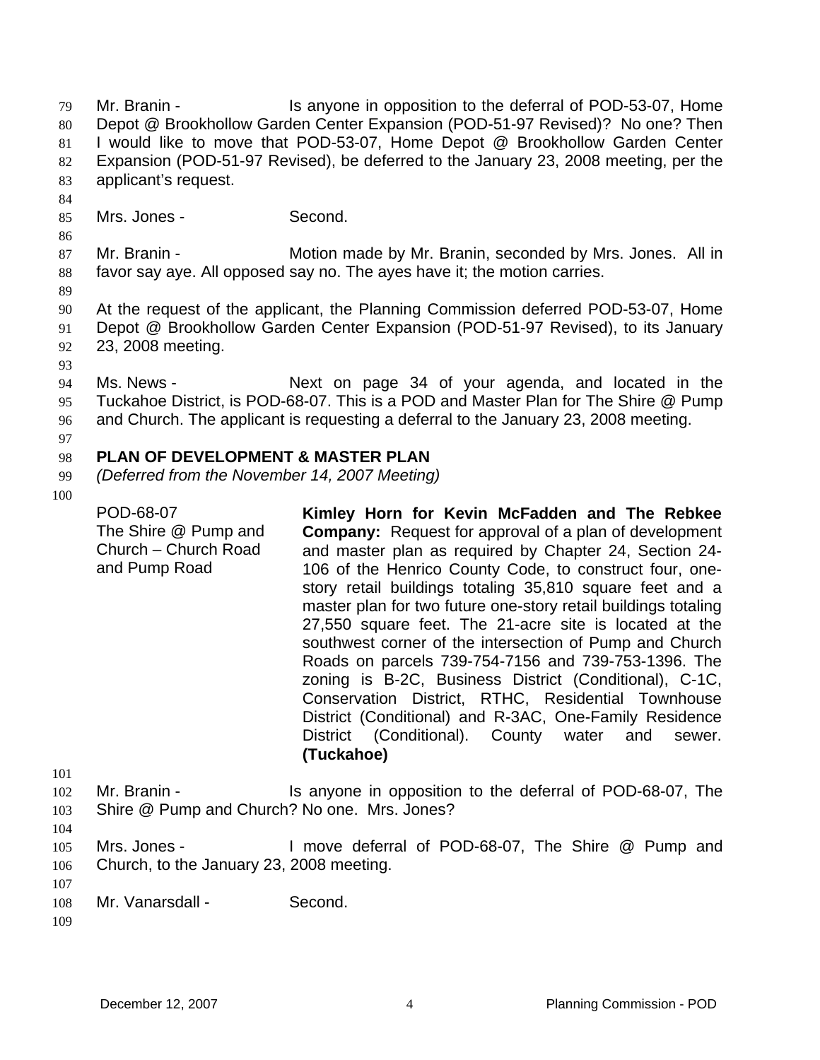Mr. Branin - Is anyone in opposition to the deferral of POD-53-07, Home Depot @ Brookhollow Garden Center Expansion (POD-51-97 Revised)? No one? Then I would like to move that POD-53-07, Home Depot @ Brookhollow Garden Center Expansion (POD-51-97 Revised), be deferred to the January 23, 2008 meeting, per the applicant's request.

Mrs. Jones - Second.

Mr. Branin - Motion made by Mr. Branin, seconded by Mrs. Jones. All in favor say aye. All opposed say no. The ayes have it; the motion carries.

At the request of the applicant, the Planning Commission deferred POD-53-07, Home Depot @ Brookhollow Garden Center Expansion (POD-51-97 Revised), to its January 23, 2008 meeting.

Ms. News - Next on page 34 of your agenda, and located in the Tuckahoe District, is POD-68-07. This is a POD and Master Plan for The Shire @ Pump and Church. The applicant is requesting a deferral to the January 23, 2008 meeting.

**PLAN OF DEVELOPMENT & MASTER PLAN**

*(Deferred from the November 14, 2007 Meeting)*

POD-68-07
The Shire @ Pump and Church – Church Road and Pump Road

**Kimley Horn for Kevin McFadden and The Rebkee Company:** Request for approval of a plan of development and master plan as required by Chapter 24, Section 24-106 of the Henrico County Code, to construct four, one-story retail buildings totaling 35,810 square feet and a master plan for two future one-story retail buildings totaling 27,550 square feet. The 21-acre site is located at the southwest corner of the intersection of Pump and Church Roads on parcels 739-754-7156 and 739-753-1396. The zoning is B-2C, Business District (Conditional), C-1C, Conservation District, RTHC, Residential Townhouse District (Conditional) and R-3AC, One-Family Residence District (Conditional). County water and sewer. **(Tuckahoe)**

Mr. Branin - Is anyone in opposition to the deferral of POD-68-07, The Shire @ Pump and Church? No one. Mrs. Jones?

Mrs. Jones - I move deferral of POD-68-07, The Shire @ Pump and Church, to the January 23, 2008 meeting.

Mr. Vanarsdall - Second.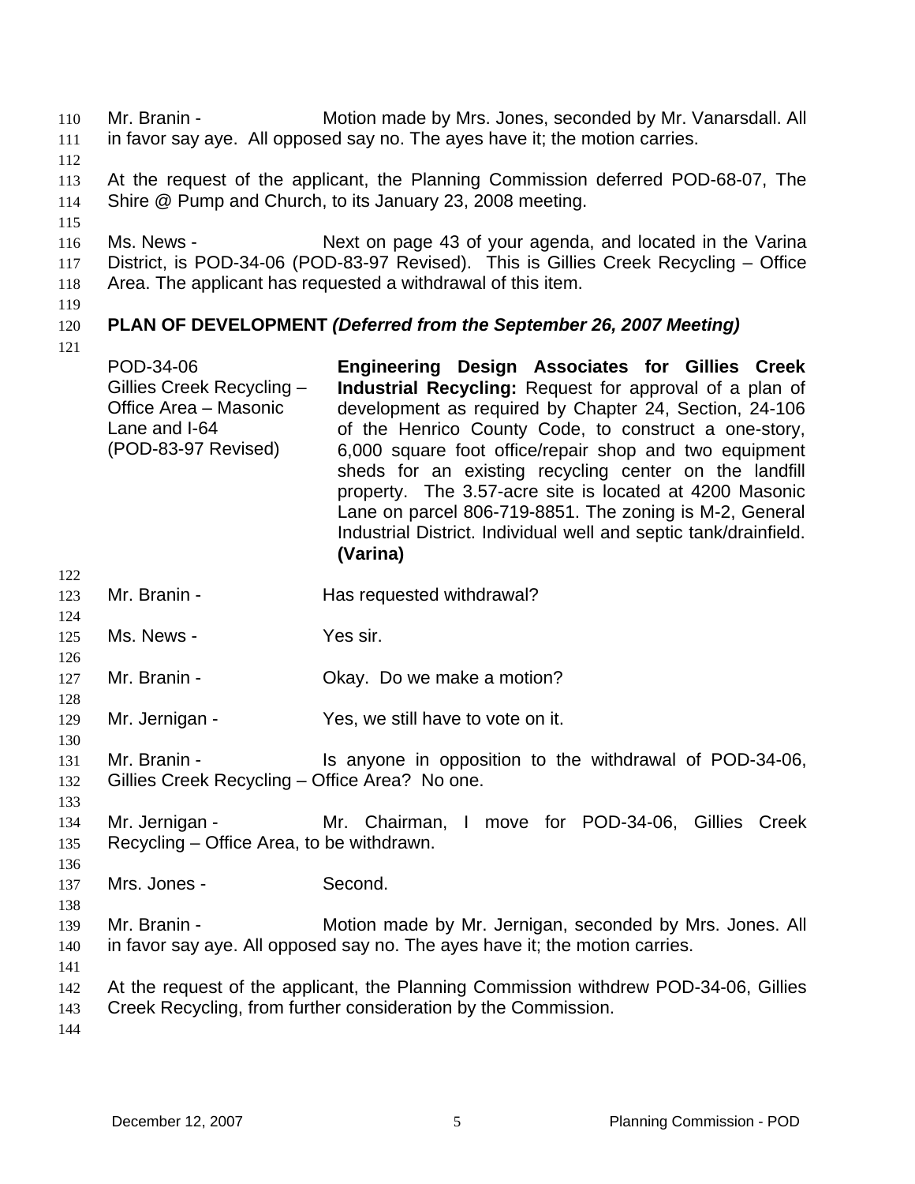Mr. Branin - Motion made by Mrs. Jones, seconded by Mr. Vanarsdall. All in favor say aye. All opposed say no. The ayes have it; the motion carries.

At the request of the applicant, the Planning Commission deferred POD-68-07, The Shire @ Pump and Church, to its January 23, 2008 meeting.

Ms. News - Next on page 43 of your agenda, and located in the Varina District, is POD-34-06 (POD-83-97 Revised). This is Gillies Creek Recycling – Office Area. The applicant has requested a withdrawal of this item.

**PLAN OF DEVELOPMENT *(Deferred from the September 26, 2007 Meeting)***

| | |
|---|---|
| POD-34-06<br>Gillies Creek Recycling – Office Area – Masonic Lane and I-64<br>(POD-83-97 Revised) | **Engineering Design Associates for Gillies Creek Industrial Recycling:** Request for approval of a plan of development as required by Chapter 24, Section, 24-106 of the Henrico County Code, to construct a one-story, 6,000 square foot office/repair shop and two equipment sheds for an existing recycling center on the landfill property. The 3.57-acre site is located at 4200 Masonic Lane on parcel 806-719-8851. The zoning is M-2, General Industrial District. Individual well and septic tank/drainfield. **(Varina)** |

Mr. Branin - Has requested withdrawal?

Ms. News - Yes sir.

Mr. Branin - Okay. Do we make a motion?

Mr. Jernigan - Yes, we still have to vote on it.

Mr. Branin - Is anyone in opposition to the withdrawal of POD-34-06, Gillies Creek Recycling – Office Area? No one.

Mr. Jernigan - Mr. Chairman, I move for POD-34-06, Gillies Creek Recycling – Office Area, to be withdrawn.

Mrs. Jones - Second.

Mr. Branin - Motion made by Mr. Jernigan, seconded by Mrs. Jones. All in favor say aye. All opposed say no. The ayes have it; the motion carries.

At the request of the applicant, the Planning Commission withdrew POD-34-06, Gillies Creek Recycling, from further consideration by the Commission.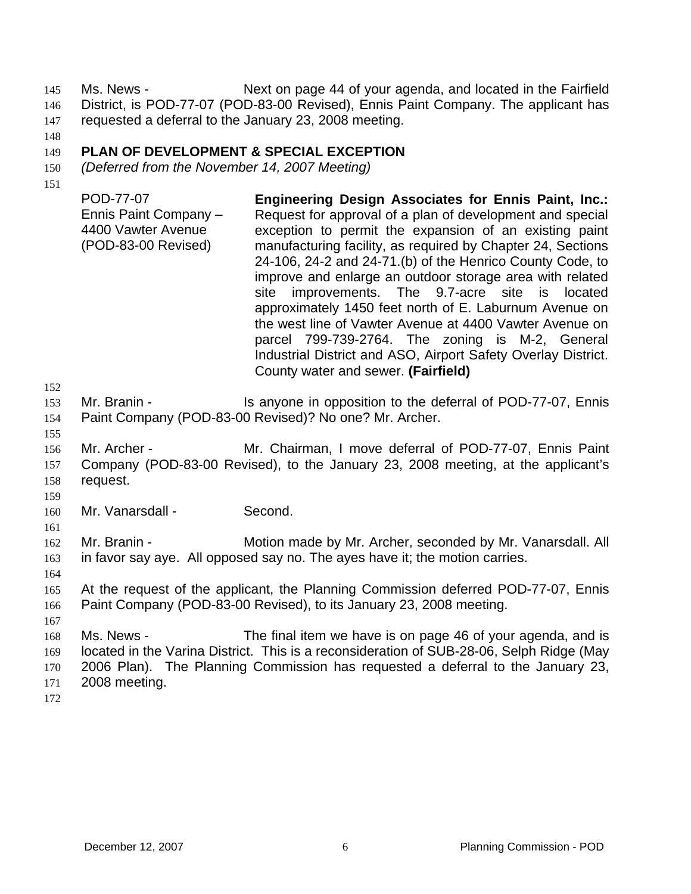Ms. News - Next on page 44 of your agenda, and located in the Fairfield District, is POD-77-07 (POD-83-00 Revised), Ennis Paint Company. The applicant has requested a deferral to the January 23, 2008 meeting.

## PLAN OF DEVELOPMENT & SPECIAL EXCEPTION

*(Deferred from the November 14, 2007 Meeting)*

| | |
|---|---|
| POD-77-07<br>Ennis Paint Company – 4400 Vawter Avenue<br>(POD-83-00 Revised) | **Engineering Design Associates for Ennis Paint, Inc.:** Request for approval of a plan of development and special exception to permit the expansion of an existing paint manufacturing facility, as required by Chapter 24, Sections 24-106, 24-2 and 24-71.(b) of the Henrico County Code, to improve and enlarge an outdoor storage area with related site improvements. The 9.7-acre site is located approximately 1450 feet north of E. Laburnum Avenue on the west line of Vawter Avenue at 4400 Vawter Avenue on parcel 799-739-2764. The zoning is M-2, General Industrial District and ASO, Airport Safety Overlay District. County water and sewer. **(Fairfield)** |

Mr. Branin - Is anyone in opposition to the deferral of POD-77-07, Ennis Paint Company (POD-83-00 Revised)? No one? Mr. Archer.

Mr. Archer - Mr. Chairman, I move deferral of POD-77-07, Ennis Paint Company (POD-83-00 Revised), to the January 23, 2008 meeting, at the applicant's request.

Mr. Vanarsdall - Second.

Mr. Branin - Motion made by Mr. Archer, seconded by Mr. Vanarsdall. All in favor say aye. All opposed say no. The ayes have it; the motion carries.

At the request of the applicant, the Planning Commission deferred POD-77-07, Ennis Paint Company (POD-83-00 Revised), to its January 23, 2008 meeting.

Ms. News - The final item we have is on page 46 of your agenda, and is located in the Varina District. This is a reconsideration of SUB-28-06, Selph Ridge (May 2006 Plan). The Planning Commission has requested a deferral to the January 23, 2008 meeting.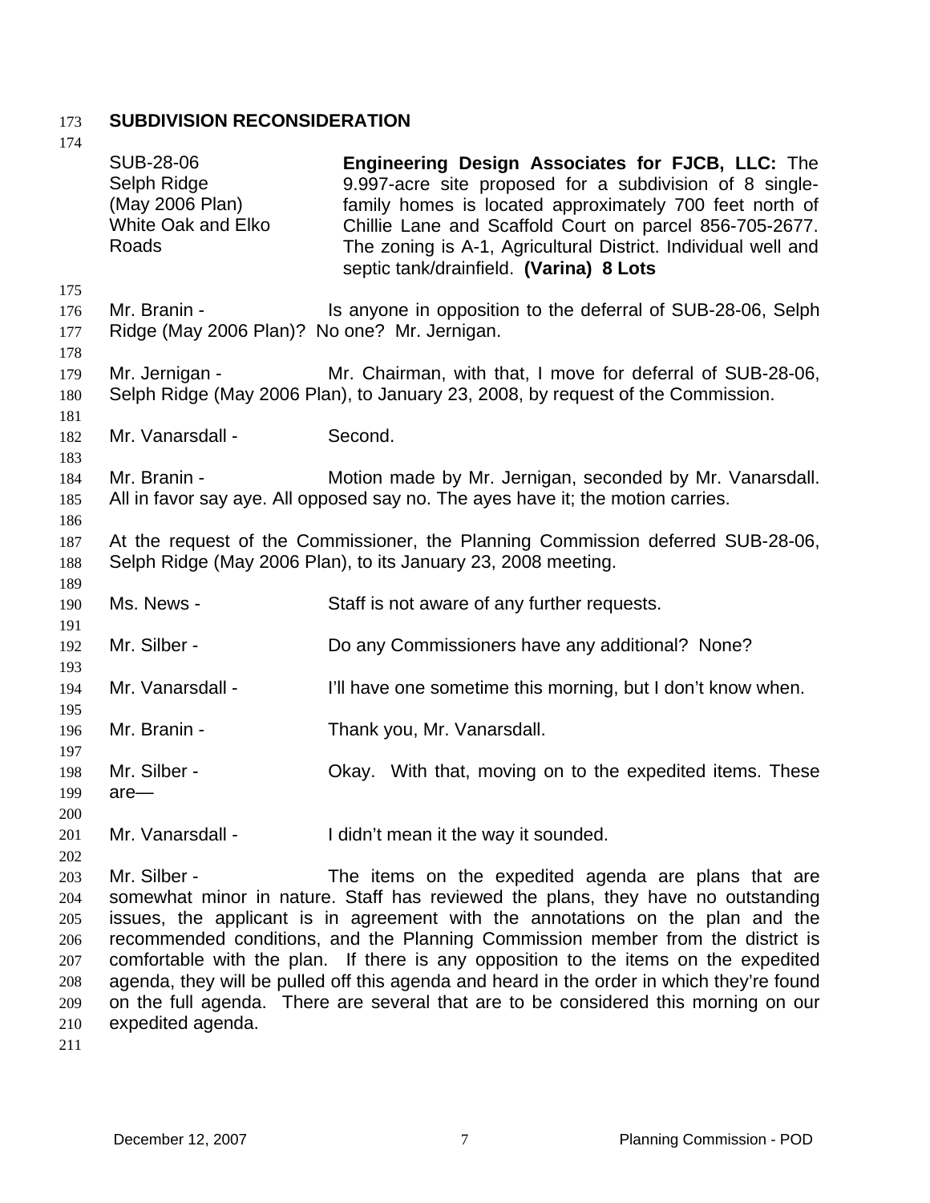## SUBDIVISION RECONSIDERATION

| | |
|---|---|
| SUB-28-06<br>Selph Ridge<br>(May 2006 Plan)<br>White Oak and Elko Roads | **Engineering Design Associates for FJCB, LLC:** The 9.997-acre site proposed for a subdivision of 8 single-family homes is located approximately 700 feet north of Chillie Lane and Scaffold Court on parcel 856-705-2677. The zoning is A-1, Agricultural District. Individual well and septic tank/drainfield. **(Varina) 8 Lots** |

Mr. Branin - Is anyone in opposition to the deferral of SUB-28-06, Selph Ridge (May 2006 Plan)? No one? Mr. Jernigan.

Mr. Jernigan - Mr. Chairman, with that, I move for deferral of SUB-28-06, Selph Ridge (May 2006 Plan), to January 23, 2008, by request of the Commission.

Mr. Vanarsdall - Second.

Mr. Branin - Motion made by Mr. Jernigan, seconded by Mr. Vanarsdall. All in favor say aye. All opposed say no. The ayes have it; the motion carries.

At the request of the Commissioner, the Planning Commission deferred SUB-28-06, Selph Ridge (May 2006 Plan), to its January 23, 2008 meeting.

Ms. News - Staff is not aware of any further requests.

Mr. Silber - Do any Commissioners have any additional? None?

Mr. Vanarsdall - I'll have one sometime this morning, but I don't know when.

Mr. Branin - Thank you, Mr. Vanarsdall.

Mr. Silber - Okay. With that, moving on to the expedited items. These are—

Mr. Vanarsdall - I didn't mean it the way it sounded.

Mr. Silber - The items on the expedited agenda are plans that are somewhat minor in nature. Staff has reviewed the plans, they have no outstanding issues, the applicant is in agreement with the annotations on the plan and the recommended conditions, and the Planning Commission member from the district is comfortable with the plan. If there is any opposition to the items on the expedited agenda, they will be pulled off this agenda and heard in the order in which they're found on the full agenda. There are several that are to be considered this morning on our expedited agenda.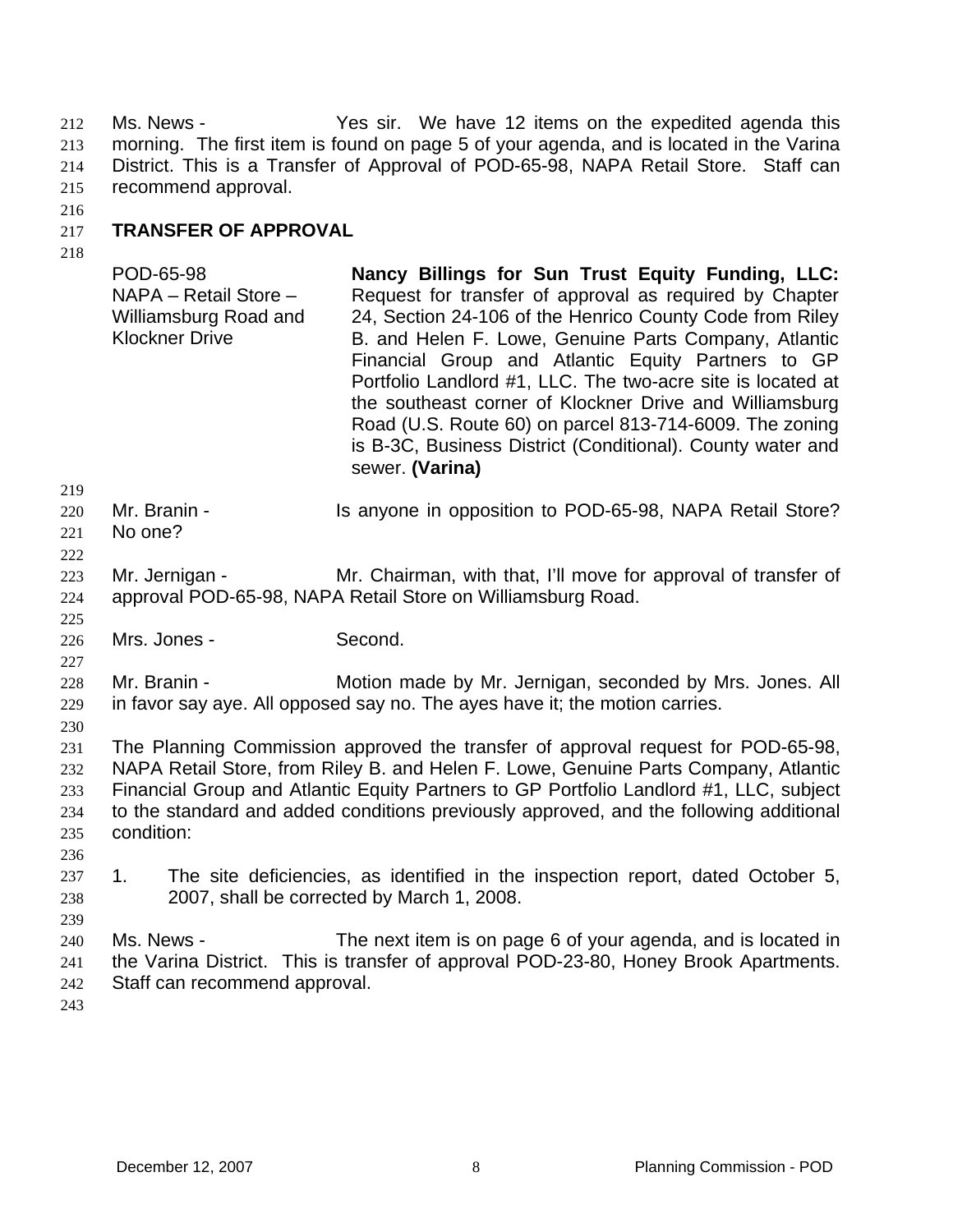Ms. News - Yes sir. We have 12 items on the expedited agenda this morning. The first item is found on page 5 of your agenda, and is located in the Varina District. This is a Transfer of Approval of POD-65-98, NAPA Retail Store. Staff can recommend approval.

**TRANSFER OF APPROVAL**

| | |
|---|---|
| POD-65-98<br>NAPA – Retail Store – Williamsburg Road and Klockner Drive | **Nancy Billings for Sun Trust Equity Funding, LLC:** Request for transfer of approval as required by Chapter 24, Section 24-106 of the Henrico County Code from Riley B. and Helen F. Lowe, Genuine Parts Company, Atlantic Financial Group and Atlantic Equity Partners to GP Portfolio Landlord #1, LLC. The two-acre site is located at the southeast corner of Klockner Drive and Williamsburg Road (U.S. Route 60) on parcel 813-714-6009. The zoning is B-3C, Business District (Conditional). County water and sewer. **(Varina)** |

Mr. Branin - Is anyone in opposition to POD-65-98, NAPA Retail Store? No one?

Mr. Jernigan - Mr. Chairman, with that, I'll move for approval of transfer of approval POD-65-98, NAPA Retail Store on Williamsburg Road.

Mrs. Jones - Second.

Mr. Branin - Motion made by Mr. Jernigan, seconded by Mrs. Jones. All in favor say aye. All opposed say no. The ayes have it; the motion carries.

The Planning Commission approved the transfer of approval request for POD-65-98, NAPA Retail Store, from Riley B. and Helen F. Lowe, Genuine Parts Company, Atlantic Financial Group and Atlantic Equity Partners to GP Portfolio Landlord #1, LLC, subject to the standard and added conditions previously approved, and the following additional condition:

1. The site deficiencies, as identified in the inspection report, dated October 5, 2007, shall be corrected by March 1, 2008.

Ms. News - The next item is on page 6 of your agenda, and is located in the Varina District. This is transfer of approval POD-23-80, Honey Brook Apartments. Staff can recommend approval.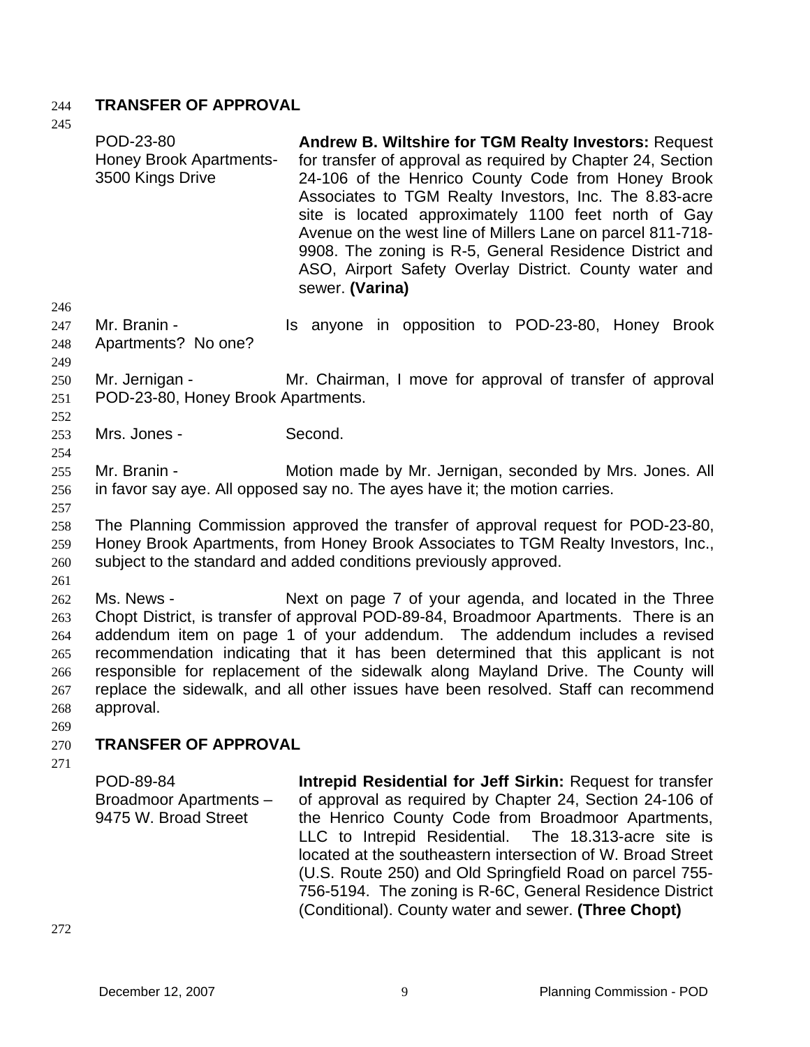**TRANSFER OF APPROVAL**

| | |
|---|---|
| POD-23-80<br>Honey Brook Apartments-<br>3500 Kings Drive | **Andrew B. Wiltshire for TGM Realty Investors:** Request for transfer of approval as required by Chapter 24, Section 24-106 of the Henrico County Code from Honey Brook Associates to TGM Realty Investors, Inc. The 8.83-acre site is located approximately 1100 feet north of Gay Avenue on the west line of Millers Lane on parcel 811-718-9908. The zoning is R-5, General Residence District and ASO, Airport Safety Overlay District. County water and sewer. **(Varina)** |

Mr. Branin - Is anyone in opposition to POD-23-80, Honey Brook Apartments? No one?

Mr. Jernigan - Mr. Chairman, I move for approval of transfer of approval POD-23-80, Honey Brook Apartments.

Mrs. Jones - Second.

Mr. Branin - Motion made by Mr. Jernigan, seconded by Mrs. Jones. All in favor say aye. All opposed say no. The ayes have it; the motion carries.

The Planning Commission approved the transfer of approval request for POD-23-80, Honey Brook Apartments, from Honey Brook Associates to TGM Realty Investors, Inc., subject to the standard and added conditions previously approved.

Ms. News - Next on page 7 of your agenda, and located in the Three Chopt District, is transfer of approval POD-89-84, Broadmoor Apartments. There is an addendum item on page 1 of your addendum. The addendum includes a revised recommendation indicating that it has been determined that this applicant is not responsible for replacement of the sidewalk along Mayland Drive. The County will replace the sidewalk, and all other issues have been resolved. Staff can recommend approval.

**TRANSFER OF APPROVAL**

| | |
|---|---|
| POD-89-84<br>Broadmoor Apartments –<br>9475 W. Broad Street | **Intrepid Residential for Jeff Sirkin:** Request for transfer of approval as required by Chapter 24, Section 24-106 of the Henrico County Code from Broadmoor Apartments, LLC to Intrepid Residential. The 18.313-acre site is located at the southeastern intersection of W. Broad Street (U.S. Route 250) and Old Springfield Road on parcel 755-756-5194. The zoning is R-6C, General Residence District (Conditional). County water and sewer. **(Three Chopt)** |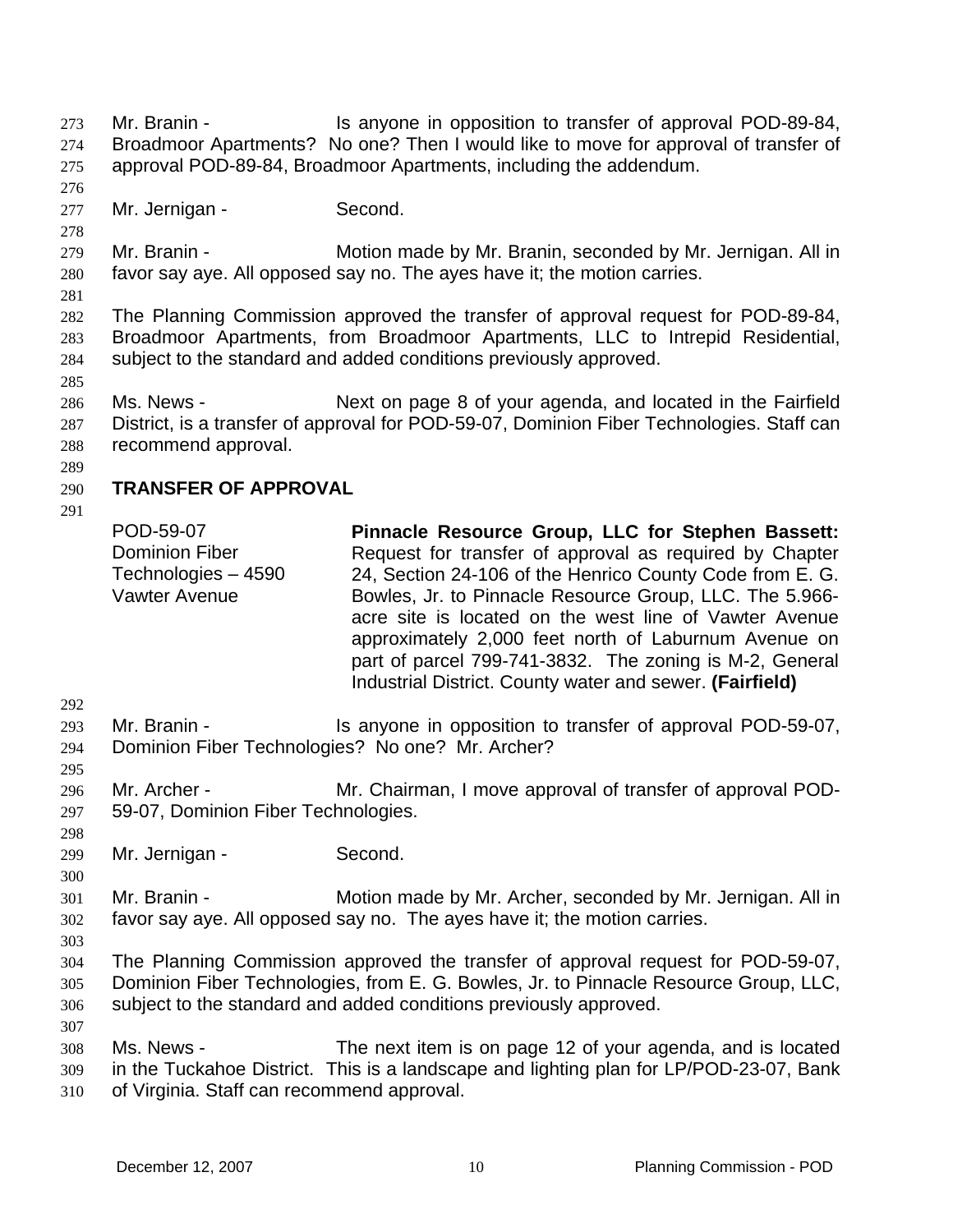Mr. Branin - Is anyone in opposition to transfer of approval POD-89-84, Broadmoor Apartments? No one? Then I would like to move for approval of transfer of approval POD-89-84, Broadmoor Apartments, including the addendum.

Mr. Jernigan - Second.

Mr. Branin - Motion made by Mr. Branin, seconded by Mr. Jernigan. All in favor say aye. All opposed say no. The ayes have it; the motion carries.

The Planning Commission approved the transfer of approval request for POD-89-84, Broadmoor Apartments, from Broadmoor Apartments, LLC to Intrepid Residential, subject to the standard and added conditions previously approved.

Ms. News - Next on page 8 of your agenda, and located in the Fairfield District, is a transfer of approval for POD-59-07, Dominion Fiber Technologies. Staff can recommend approval.

**TRANSFER OF APPROVAL**

| | |
|---|---|
| POD-59-07 Dominion Fiber Technologies – 4590 Vawter Avenue | **Pinnacle Resource Group, LLC for Stephen Bassett:** Request for transfer of approval as required by Chapter 24, Section 24-106 of the Henrico County Code from E. G. Bowles, Jr. to Pinnacle Resource Group, LLC. The 5.966-acre site is located on the west line of Vawter Avenue approximately 2,000 feet north of Laburnum Avenue on part of parcel 799-741-3832. The zoning is M-2, General Industrial District. County water and sewer. **(Fairfield)** |

Mr. Branin - Is anyone in opposition to transfer of approval POD-59-07, Dominion Fiber Technologies? No one? Mr. Archer?

Mr. Archer - Mr. Chairman, I move approval of transfer of approval POD-59-07, Dominion Fiber Technologies.

Mr. Jernigan - Second.

Mr. Branin - Motion made by Mr. Archer, seconded by Mr. Jernigan. All in favor say aye. All opposed say no. The ayes have it; the motion carries.

The Planning Commission approved the transfer of approval request for POD-59-07, Dominion Fiber Technologies, from E. G. Bowles, Jr. to Pinnacle Resource Group, LLC, subject to the standard and added conditions previously approved.

Ms. News - The next item is on page 12 of your agenda, and is located in the Tuckahoe District. This is a landscape and lighting plan for LP/POD-23-07, Bank of Virginia. Staff can recommend approval.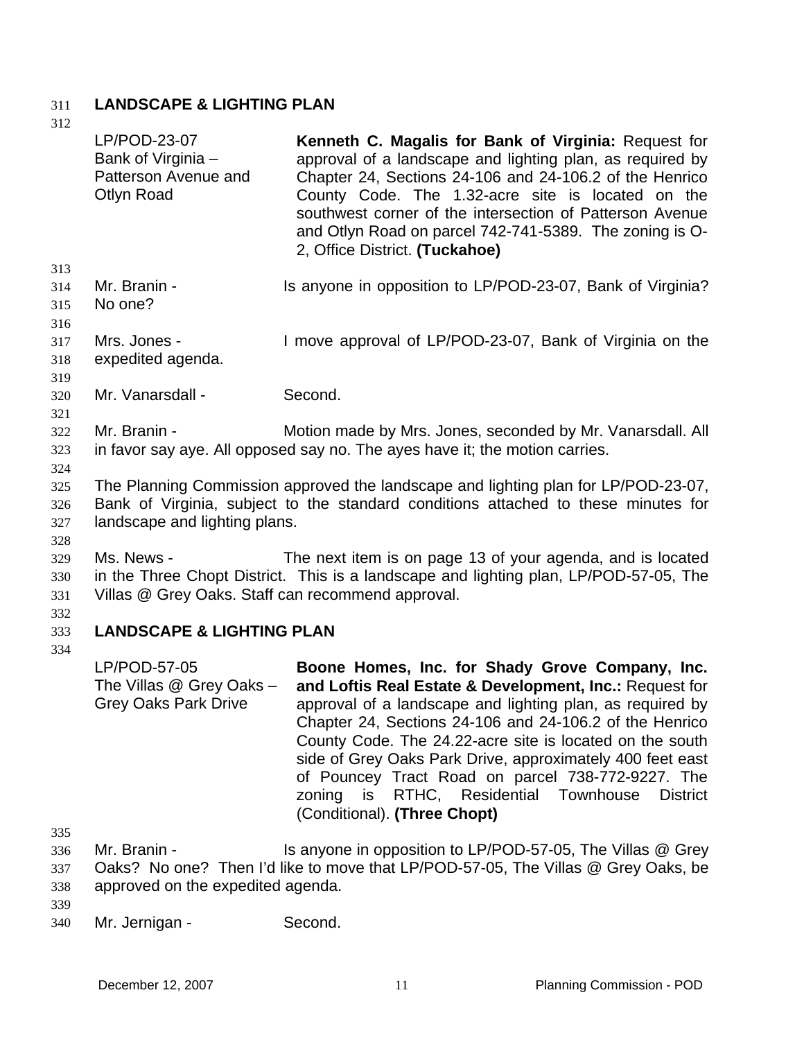**LANDSCAPE & LIGHTING PLAN**

| | |
|---|---|
| LP/POD-23-07<br>Bank of Virginia – Patterson Avenue and Otlyn Road | **Kenneth C. Magalis for Bank of Virginia:** Request for approval of a landscape and lighting plan, as required by Chapter 24, Sections 24-106 and 24-106.2 of the Henrico County Code. The 1.32-acre site is located on the southwest corner of the intersection of Patterson Avenue and Otlyn Road on parcel 742-741-5389. The zoning is O-2, Office District. **(Tuckahoe)** |

Mr. Branin - Is anyone in opposition to LP/POD-23-07, Bank of Virginia? No one?

Mrs. Jones - I move approval of LP/POD-23-07, Bank of Virginia on the expedited agenda.

Mr. Vanarsdall - Second.

Mr. Branin - Motion made by Mrs. Jones, seconded by Mr. Vanarsdall. All in favor say aye. All opposed say no. The ayes have it; the motion carries.

The Planning Commission approved the landscape and lighting plan for LP/POD-23-07, Bank of Virginia, subject to the standard conditions attached to these minutes for landscape and lighting plans.

Ms. News - The next item is on page 13 of your agenda, and is located in the Three Chopt District. This is a landscape and lighting plan, LP/POD-57-05, The Villas @ Grey Oaks. Staff can recommend approval.

**LANDSCAPE & LIGHTING PLAN**

| | |
|---|---|
| LP/POD-57-05<br>The Villas @ Grey Oaks – Grey Oaks Park Drive | **Boone Homes, Inc. for Shady Grove Company, Inc. and Loftis Real Estate & Development, Inc.:** Request for approval of a landscape and lighting plan, as required by Chapter 24, Sections 24-106 and 24-106.2 of the Henrico County Code. The 24.22-acre site is located on the south side of Grey Oaks Park Drive, approximately 400 feet east of Pouncey Tract Road on parcel 738-772-9227. The zoning is RTHC, Residential Townhouse District (Conditional). **(Three Chopt)** |

Mr. Branin - Is anyone in opposition to LP/POD-57-05, The Villas @ Grey Oaks? No one? Then I'd like to move that LP/POD-57-05, The Villas @ Grey Oaks, be approved on the expedited agenda.

Mr. Jernigan - Second.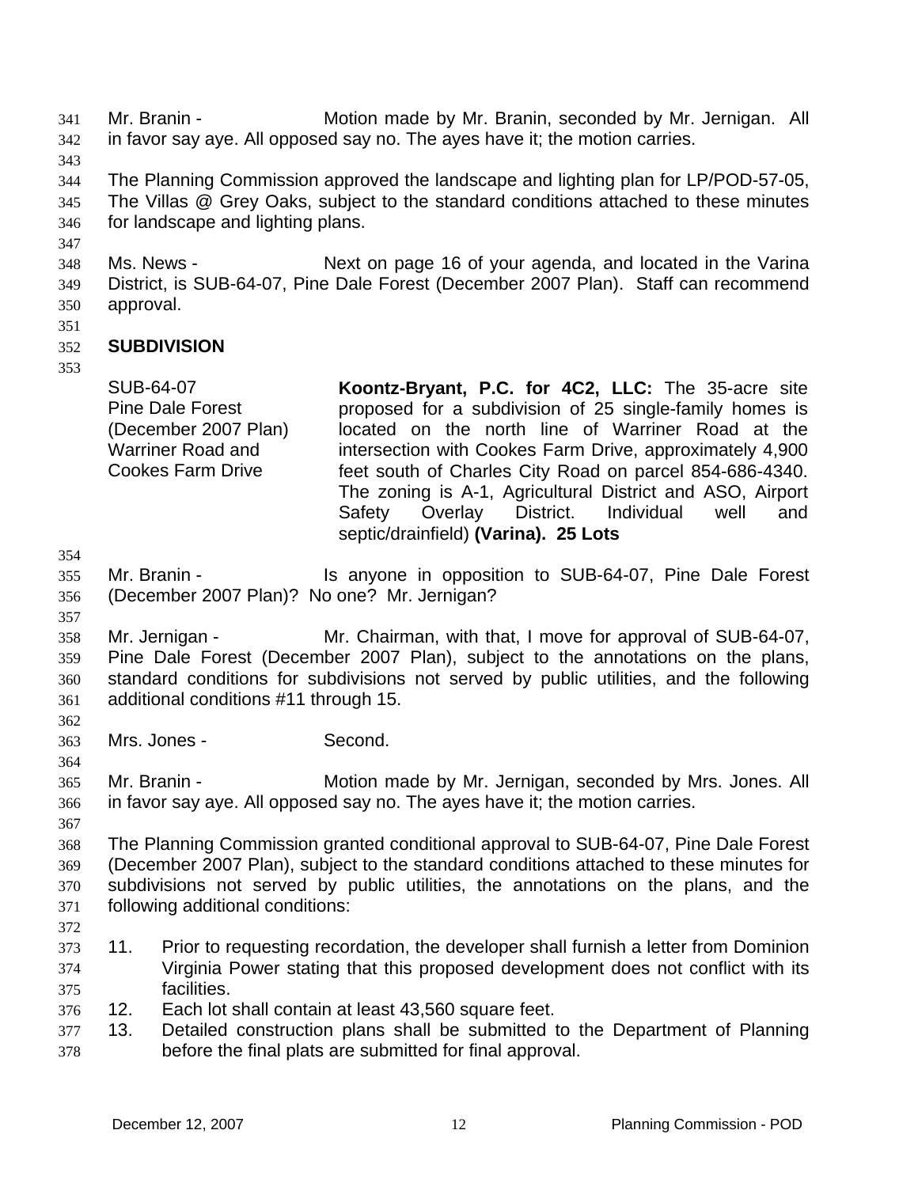Mr. Branin - Motion made by Mr. Branin, seconded by Mr. Jernigan. All in favor say aye. All opposed say no. The ayes have it; the motion carries.

The Planning Commission approved the landscape and lighting plan for LP/POD-57-05, The Villas @ Grey Oaks, subject to the standard conditions attached to these minutes for landscape and lighting plans.

Ms. News - Next on page 16 of your agenda, and located in the Varina District, is SUB-64-07, Pine Dale Forest (December 2007 Plan). Staff can recommend approval.

**SUBDIVISION**

| | |
|---|---|
| SUB-64-07<br>Pine Dale Forest<br>(December 2007 Plan)<br>Warriner Road and<br>Cookes Farm Drive | **Koontz-Bryant, P.C. for 4C2, LLC:** The 35-acre site proposed for a subdivision of 25 single-family homes is located on the north line of Warriner Road at the intersection with Cookes Farm Drive, approximately 4,900 feet south of Charles City Road on parcel 854-686-4340. The zoning is A-1, Agricultural District and ASO, Airport Safety Overlay District. Individual well and septic/drainfield) **(Varina). 25 Lots** |

Mr. Branin - Is anyone in opposition to SUB-64-07, Pine Dale Forest (December 2007 Plan)? No one? Mr. Jernigan?

Mr. Jernigan - Mr. Chairman, with that, I move for approval of SUB-64-07, Pine Dale Forest (December 2007 Plan), subject to the annotations on the plans, standard conditions for subdivisions not served by public utilities, and the following additional conditions #11 through 15.

Mrs. Jones - Second.

Mr. Branin - Motion made by Mr. Jernigan, seconded by Mrs. Jones. All in favor say aye. All opposed say no. The ayes have it; the motion carries.

The Planning Commission granted conditional approval to SUB-64-07, Pine Dale Forest (December 2007 Plan), subject to the standard conditions attached to these minutes for subdivisions not served by public utilities, the annotations on the plans, and the following additional conditions:

11. Prior to requesting recordation, the developer shall furnish a letter from Dominion Virginia Power stating that this proposed development does not conflict with its facilities.
12. Each lot shall contain at least 43,560 square feet.
13. Detailed construction plans shall be submitted to the Department of Planning before the final plats are submitted for final approval.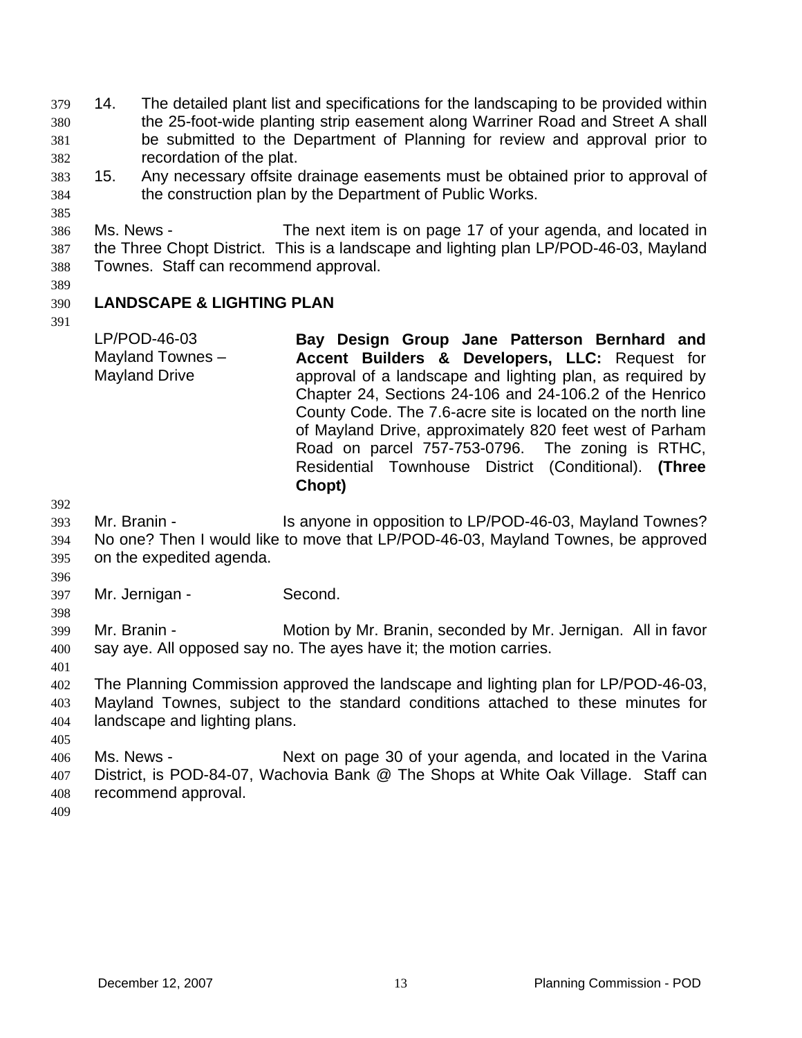14. The detailed plant list and specifications for the landscaping to be provided within the 25-foot-wide planting strip easement along Warriner Road and Street A shall be submitted to the Department of Planning for review and approval prior to recordation of the plat.
15. Any necessary offsite drainage easements must be obtained prior to approval of the construction plan by the Department of Public Works.

Ms. News - The next item is on page 17 of your agenda, and located in the Three Chopt District. This is a landscape and lighting plan LP/POD-46-03, Mayland Townes. Staff can recommend approval.

## LANDSCAPE & LIGHTING PLAN

| | |
|---|---|
| LP/POD-46-03 Mayland Townes – Mayland Drive | **Bay Design Group Jane Patterson Bernhard and Accent Builders & Developers, LLC:** Request for approval of a landscape and lighting plan, as required by Chapter 24, Sections 24-106 and 24-106.2 of the Henrico County Code. The 7.6-acre site is located on the north line of Mayland Drive, approximately 820 feet west of Parham Road on parcel 757-753-0796. The zoning is RTHC, Residential Townhouse District (Conditional). **(Three Chopt)** |

Mr. Branin - Is anyone in opposition to LP/POD-46-03, Mayland Townes? No one? Then I would like to move that LP/POD-46-03, Mayland Townes, be approved on the expedited agenda.

Mr. Jernigan - Second.

Mr. Branin - Motion by Mr. Branin, seconded by Mr. Jernigan. All in favor say aye. All opposed say no. The ayes have it; the motion carries.

The Planning Commission approved the landscape and lighting plan for LP/POD-46-03, Mayland Townes, subject to the standard conditions attached to these minutes for landscape and lighting plans.

Ms. News - Next on page 30 of your agenda, and located in the Varina District, is POD-84-07, Wachovia Bank @ The Shops at White Oak Village. Staff can recommend approval.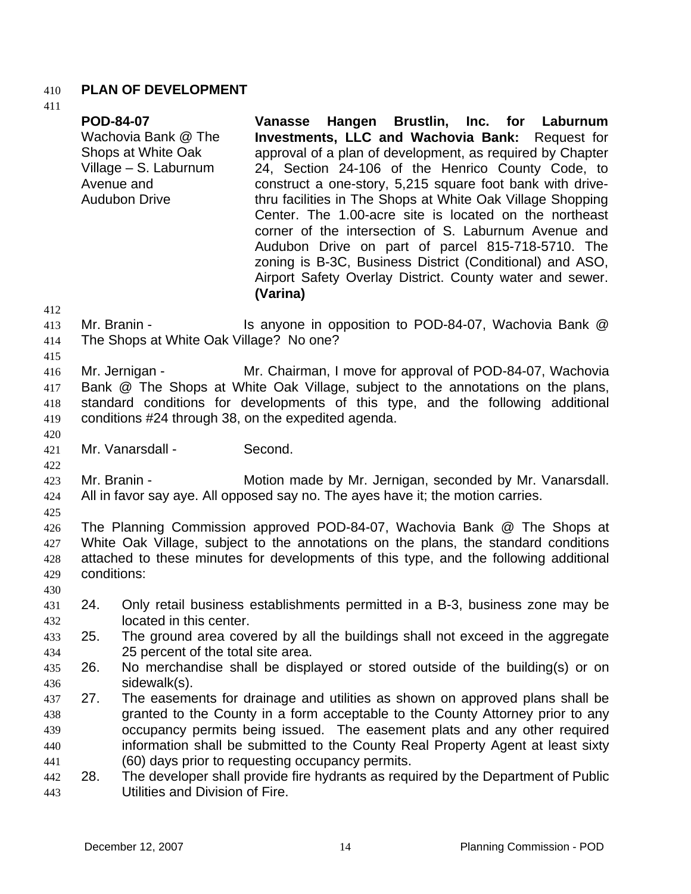## PLAN OF DEVELOPMENT

| | |
|---|---|
| **POD-84-07**<br>Wachovia Bank @ The Shops at White Oak Village – S. Laburnum Avenue and Audubon Drive | **Vanasse Hangen Brustlin, Inc. for Laburnum Investments, LLC and Wachovia Bank:** Request for approval of a plan of development, as required by Chapter 24, Section 24-106 of the Henrico County Code, to construct a one-story, 5,215 square foot bank with drive-thru facilities in The Shops at White Oak Village Shopping Center. The 1.00-acre site is located on the northeast corner of the intersection of S. Laburnum Avenue and Audubon Drive on part of parcel 815-718-5710. The zoning is B-3C, Business District (Conditional) and ASO, Airport Safety Overlay District. County water and sewer. **(Varina)** |

Mr. Branin - Is anyone in opposition to POD-84-07, Wachovia Bank @ The Shops at White Oak Village? No one?

Mr. Jernigan - Mr. Chairman, I move for approval of POD-84-07, Wachovia Bank @ The Shops at White Oak Village, subject to the annotations on the plans, standard conditions for developments of this type, and the following additional conditions #24 through 38, on the expedited agenda.

Mr. Vanarsdall - Second.

Mr. Branin - Motion made by Mr. Jernigan, seconded by Mr. Vanarsdall. All in favor say aye. All opposed say no. The ayes have it; the motion carries.

The Planning Commission approved POD-84-07, Wachovia Bank @ The Shops at White Oak Village, subject to the annotations on the plans, the standard conditions attached to these minutes for developments of this type, and the following additional conditions:

24. Only retail business establishments permitted in a B-3, business zone may be located in this center.
25. The ground area covered by all the buildings shall not exceed in the aggregate 25 percent of the total site area.
26. No merchandise shall be displayed or stored outside of the building(s) or on sidewalk(s).
27. The easements for drainage and utilities as shown on approved plans shall be granted to the County in a form acceptable to the County Attorney prior to any occupancy permits being issued. The easement plats and any other required information shall be submitted to the County Real Property Agent at least sixty (60) days prior to requesting occupancy permits.
28. The developer shall provide fire hydrants as required by the Department of Public Utilities and Division of Fire.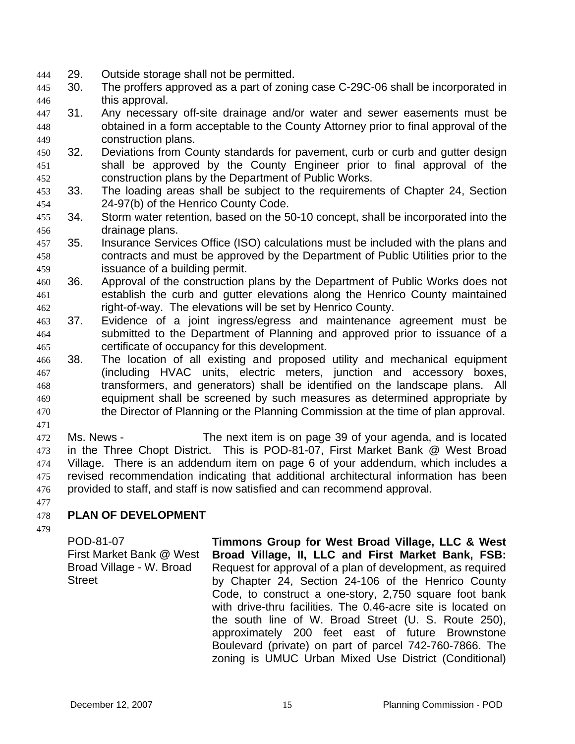29. Outside storage shall not be permitted.
30. The proffers approved as a part of zoning case C-29C-06 shall be incorporated in this approval.
31. Any necessary off-site drainage and/or water and sewer easements must be obtained in a form acceptable to the County Attorney prior to final approval of the construction plans.
32. Deviations from County standards for pavement, curb or curb and gutter design shall be approved by the County Engineer prior to final approval of the construction plans by the Department of Public Works.
33. The loading areas shall be subject to the requirements of Chapter 24, Section 24-97(b) of the Henrico County Code.
34. Storm water retention, based on the 50-10 concept, shall be incorporated into the drainage plans.
35. Insurance Services Office (ISO) calculations must be included with the plans and contracts and must be approved by the Department of Public Utilities prior to the issuance of a building permit.
36. Approval of the construction plans by the Department of Public Works does not establish the curb and gutter elevations along the Henrico County maintained right-of-way. The elevations will be set by Henrico County.
37. Evidence of a joint ingress/egress and maintenance agreement must be submitted to the Department of Planning and approved prior to issuance of a certificate of occupancy for this development.
38. The location of all existing and proposed utility and mechanical equipment (including HVAC units, electric meters, junction and accessory boxes, transformers, and generators) shall be identified on the landscape plans. All equipment shall be screened by such measures as determined appropriate by the Director of Planning or the Planning Commission at the time of plan approval.

Ms. News - The next item is on page 39 of your agenda, and is located in the Three Chopt District. This is POD-81-07, First Market Bank @ West Broad Village. There is an addendum item on page 6 of your addendum, which includes a revised recommendation indicating that additional architectural information has been provided to staff, and staff is now satisfied and can recommend approval.

**PLAN OF DEVELOPMENT**

POD-81-07
First Market Bank @ West Broad Village - W. Broad Street

**Timmons Group for West Broad Village, LLC & West Broad Village, II, LLC and First Market Bank, FSB:** Request for approval of a plan of development, as required by Chapter 24, Section 24-106 of the Henrico County Code, to construct a one-story, 2,750 square foot bank with drive-thru facilities. The 0.46-acre site is located on the south line of W. Broad Street (U. S. Route 250), approximately 200 feet east of future Brownstone Boulevard (private) on part of parcel 742-760-7866. The zoning is UMUC Urban Mixed Use District (Conditional)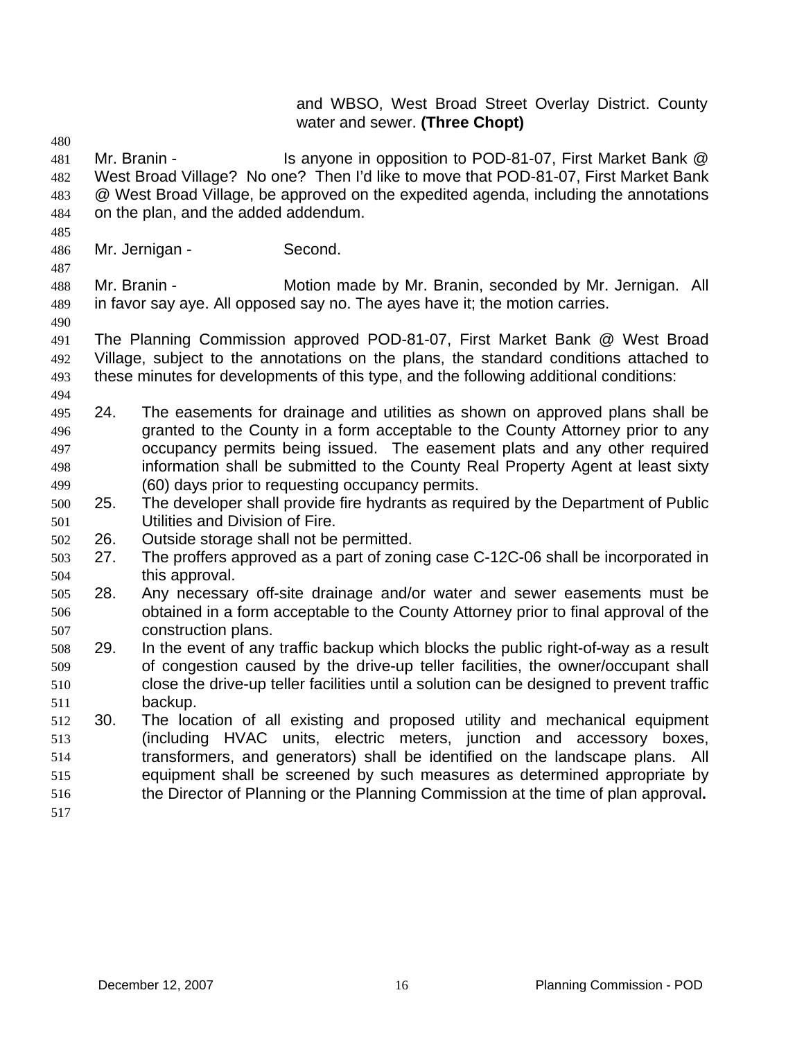and WBSO, West Broad Street Overlay District. County water and sewer. **(Three Chopt)**

Mr. Branin - Is anyone in opposition to POD-81-07, First Market Bank @ West Broad Village? No one? Then I'd like to move that POD-81-07, First Market Bank @ West Broad Village, be approved on the expedited agenda, including the annotations on the plan, and the added addendum.

Mr. Jernigan - Second.

Mr. Branin - Motion made by Mr. Branin, seconded by Mr. Jernigan. All in favor say aye. All opposed say no. The ayes have it; the motion carries.

The Planning Commission approved POD-81-07, First Market Bank @ West Broad Village, subject to the annotations on the plans, the standard conditions attached to these minutes for developments of this type, and the following additional conditions:

24. The easements for drainage and utilities as shown on approved plans shall be granted to the County in a form acceptable to the County Attorney prior to any occupancy permits being issued. The easement plats and any other required information shall be submitted to the County Real Property Agent at least sixty (60) days prior to requesting occupancy permits.
25. The developer shall provide fire hydrants as required by the Department of Public Utilities and Division of Fire.
26. Outside storage shall not be permitted.
27. The proffers approved as a part of zoning case C-12C-06 shall be incorporated in this approval.
28. Any necessary off-site drainage and/or water and sewer easements must be obtained in a form acceptable to the County Attorney prior to final approval of the construction plans.
29. In the event of any traffic backup which blocks the public right-of-way as a result of congestion caused by the drive-up teller facilities, the owner/occupant shall close the drive-up teller facilities until a solution can be designed to prevent traffic backup.
30. The location of all existing and proposed utility and mechanical equipment (including HVAC units, electric meters, junction and accessory boxes, transformers, and generators) shall be identified on the landscape plans. All equipment shall be screened by such measures as determined appropriate by the Director of Planning or the Planning Commission at the time of plan approval**.**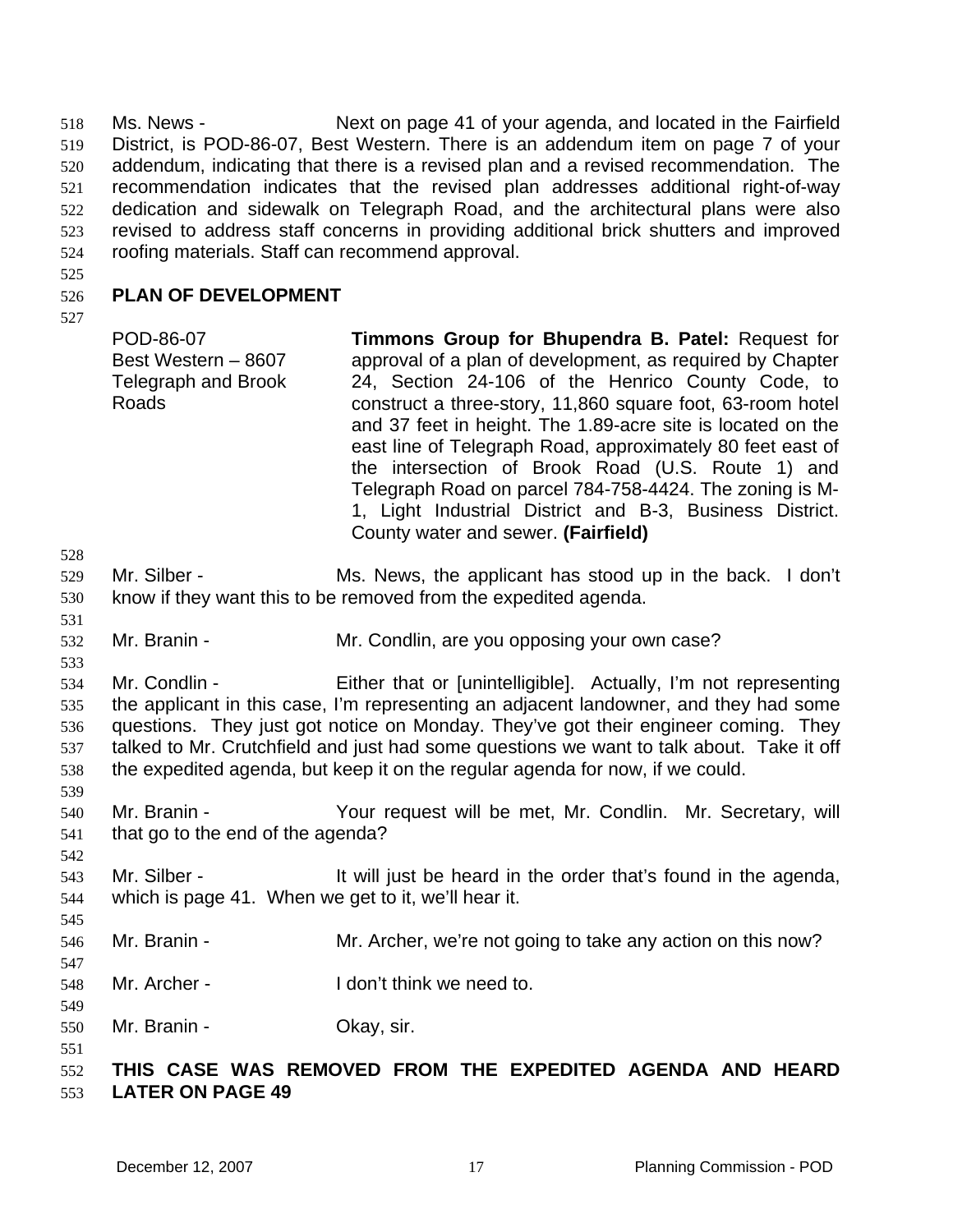Ms. News - Next on page 41 of your agenda, and located in the Fairfield District, is POD-86-07, Best Western. There is an addendum item on page 7 of your addendum, indicating that there is a revised plan and a revised recommendation. The recommendation indicates that the revised plan addresses additional right-of-way dedication and sidewalk on Telegraph Road, and the architectural plans were also revised to address staff concerns in providing additional brick shutters and improved roofing materials. Staff can recommend approval.

## PLAN OF DEVELOPMENT

| | |
|---|---|
| POD-86-07<br>Best Western – 8607 Telegraph and Brook Roads | **Timmons Group for Bhupendra B. Patel:** Request for approval of a plan of development, as required by Chapter 24, Section 24-106 of the Henrico County Code, to construct a three-story, 11,860 square foot, 63-room hotel and 37 feet in height. The 1.89-acre site is located on the east line of Telegraph Road, approximately 80 feet east of the intersection of Brook Road (U.S. Route 1) and Telegraph Road on parcel 784-758-4424. The zoning is M-1, Light Industrial District and B-3, Business District. County water and sewer. **(Fairfield)** |

Mr. Silber - Ms. News, the applicant has stood up in the back. I don't know if they want this to be removed from the expedited agenda.

Mr. Branin - Mr. Condlin, are you opposing your own case?

Mr. Condlin - Either that or [unintelligible]. Actually, I'm not representing the applicant in this case, I'm representing an adjacent landowner, and they had some questions. They just got notice on Monday. They've got their engineer coming. They talked to Mr. Crutchfield and just had some questions we want to talk about. Take it off the expedited agenda, but keep it on the regular agenda for now, if we could.

Mr. Branin - Your request will be met, Mr. Condlin. Mr. Secretary, will that go to the end of the agenda?

Mr. Silber - It will just be heard in the order that's found in the agenda, which is page 41. When we get to it, we'll hear it.

Mr. Branin - Mr. Archer, we're not going to take any action on this now?

Mr. Archer - I don't think we need to.

Mr. Branin - Okay, sir.

**THIS CASE WAS REMOVED FROM THE EXPEDITED AGENDA AND HEARD LATER ON PAGE 49**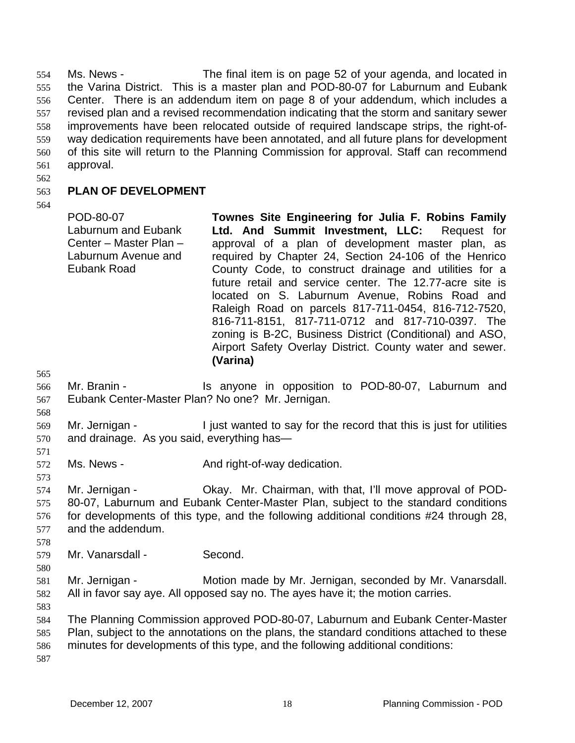Ms. News - The final item is on page 52 of your agenda, and located in the Varina District. This is a master plan and POD-80-07 for Laburnum and Eubank Center. There is an addendum item on page 8 of your addendum, which includes a revised plan and a revised recommendation indicating that the storm and sanitary sewer improvements have been relocated outside of required landscape strips, the right-of-way dedication requirements have been annotated, and all future plans for development of this site will return to the Planning Commission for approval. Staff can recommend approval.

## PLAN OF DEVELOPMENT

| | |
|---|---|
| POD-80-07<br>Laburnum and Eubank Center – Master Plan – Laburnum Avenue and Eubank Road | **Townes Site Engineering for Julia F. Robins Family Ltd. And Summit Investment, LLC:** Request for approval of a plan of development master plan, as required by Chapter 24, Section 24-106 of the Henrico County Code, to construct drainage and utilities for a future retail and service center. The 12.77-acre site is located on S. Laburnum Avenue, Robins Road and Raleigh Road on parcels 817-711-0454, 816-712-7520, 816-711-8151, 817-711-0712 and 817-710-0397. The zoning is B-2C, Business District (Conditional) and ASO, Airport Safety Overlay District. County water and sewer. **(Varina)** |

Mr. Branin - Is anyone in opposition to POD-80-07, Laburnum and Eubank Center-Master Plan? No one? Mr. Jernigan.

Mr. Jernigan - I just wanted to say for the record that this is just for utilities and drainage. As you said, everything has—

Ms. News - And right-of-way dedication.

Mr. Jernigan - Okay. Mr. Chairman, with that, I'll move approval of POD-80-07, Laburnum and Eubank Center-Master Plan, subject to the standard conditions for developments of this type, and the following additional conditions #24 through 28, and the addendum.

Mr. Vanarsdall - Second.

Mr. Jernigan - Motion made by Mr. Jernigan, seconded by Mr. Vanarsdall. All in favor say aye. All opposed say no. The ayes have it; the motion carries.

The Planning Commission approved POD-80-07, Laburnum and Eubank Center-Master Plan, subject to the annotations on the plans, the standard conditions attached to these minutes for developments of this type, and the following additional conditions: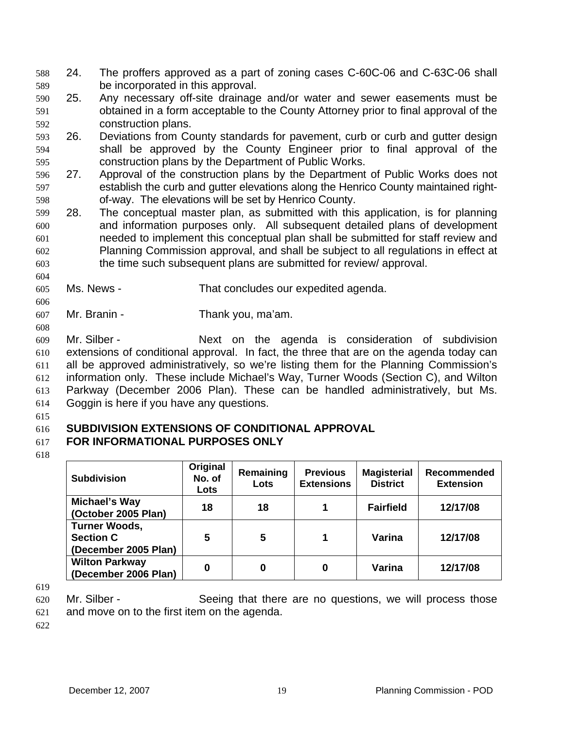24. The proffers approved as a part of zoning cases C-60C-06 and C-63C-06 shall be incorporated in this approval.
25. Any necessary off-site drainage and/or water and sewer easements must be obtained in a form acceptable to the County Attorney prior to final approval of the construction plans.
26. Deviations from County standards for pavement, curb or curb and gutter design shall be approved by the County Engineer prior to final approval of the construction plans by the Department of Public Works.
27. Approval of the construction plans by the Department of Public Works does not establish the curb and gutter elevations along the Henrico County maintained right-of-way. The elevations will be set by Henrico County.
28. The conceptual master plan, as submitted with this application, is for planning and information purposes only. All subsequent detailed plans of development needed to implement this conceptual plan shall be submitted for staff review and Planning Commission approval, and shall be subject to all regulations in effect at the time such subsequent plans are submitted for review/ approval.

Ms. News - That concludes our expedited agenda.

Mr. Branin - Thank you, ma'am.

Mr. Silber - Next on the agenda is consideration of subdivision extensions of conditional approval. In fact, the three that are on the agenda today can all be approved administratively, so we're listing them for the Planning Commission's information only. These include Michael's Way, Turner Woods (Section C), and Wilton Parkway (December 2006 Plan). These can be handled administratively, but Ms. Goggin is here if you have any questions.

**SUBDIVISION EXTENSIONS OF CONDITIONAL APPROVAL**
**FOR INFORMATIONAL PURPOSES ONLY**

| Subdivision | Original No. of Lots | Remaining Lots | Previous Extensions | Magisterial District | Recommended Extension |
|---|---|---|---|---|---|
| Michael's Way (October 2005 Plan) | 18 | 18 | 1 | Fairfield | 12/17/08 |
| Turner Woods, Section C (December 2005 Plan) | 5 | 5 | 1 | Varina | 12/17/08 |
| Wilton Parkway (December 2006 Plan) | 0 | 0 | 0 | Varina | 12/17/08 |

Mr. Silber - Seeing that there are no questions, we will process those and move on to the first item on the agenda.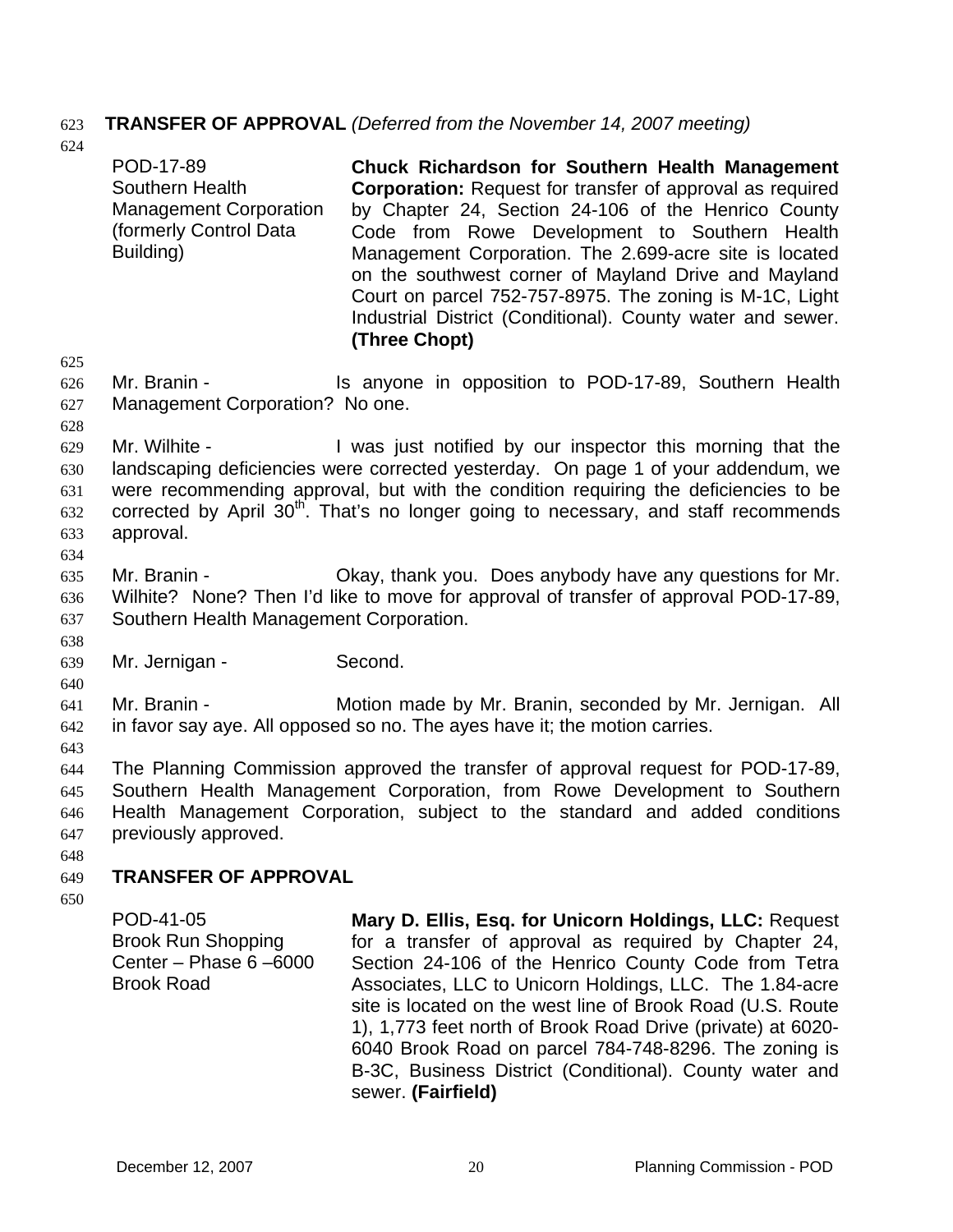**TRANSFER OF APPROVAL** *(Deferred from the November 14, 2007 meeting)*

| | |
|---|---|
| POD-17-89<br>Southern Health Management Corporation (formerly Control Data Building) | **Chuck Richardson for Southern Health Management Corporation:** Request for transfer of approval as required by Chapter 24, Section 24-106 of the Henrico County Code from Rowe Development to Southern Health Management Corporation. The 2.699-acre site is located on the southwest corner of Mayland Drive and Mayland Court on parcel 752-757-8975. The zoning is M-1C, Light Industrial District (Conditional). County water and sewer. **(Three Chopt)** |

Mr. Branin - Is anyone in opposition to POD-17-89, Southern Health Management Corporation? No one.

Mr. Wilhite - I was just notified by our inspector this morning that the landscaping deficiencies were corrected yesterday. On page 1 of your addendum, we were recommending approval, but with the condition requiring the deficiencies to be corrected by April 30th. That's no longer going to necessary, and staff recommends approval.

Mr. Branin - Okay, thank you. Does anybody have any questions for Mr. Wilhite? None? Then I'd like to move for approval of transfer of approval POD-17-89, Southern Health Management Corporation.

Mr. Jernigan - Second.

Mr. Branin - Motion made by Mr. Branin, seconded by Mr. Jernigan. All in favor say aye. All opposed so no. The ayes have it; the motion carries.

The Planning Commission approved the transfer of approval request for POD-17-89, Southern Health Management Corporation, from Rowe Development to Southern Health Management Corporation, subject to the standard and added conditions previously approved.

**TRANSFER OF APPROVAL**

| | |
|---|---|
| POD-41-05<br>Brook Run Shopping Center – Phase 6 –6000 Brook Road | **Mary D. Ellis, Esq. for Unicorn Holdings, LLC:** Request for a transfer of approval as required by Chapter 24, Section 24-106 of the Henrico County Code from Tetra Associates, LLC to Unicorn Holdings, LLC. The 1.84-acre site is located on the west line of Brook Road (U.S. Route 1), 1,773 feet north of Brook Road Drive (private) at 6020-6040 Brook Road on parcel 784-748-8296. The zoning is B-3C, Business District (Conditional). County water and sewer. **(Fairfield)** |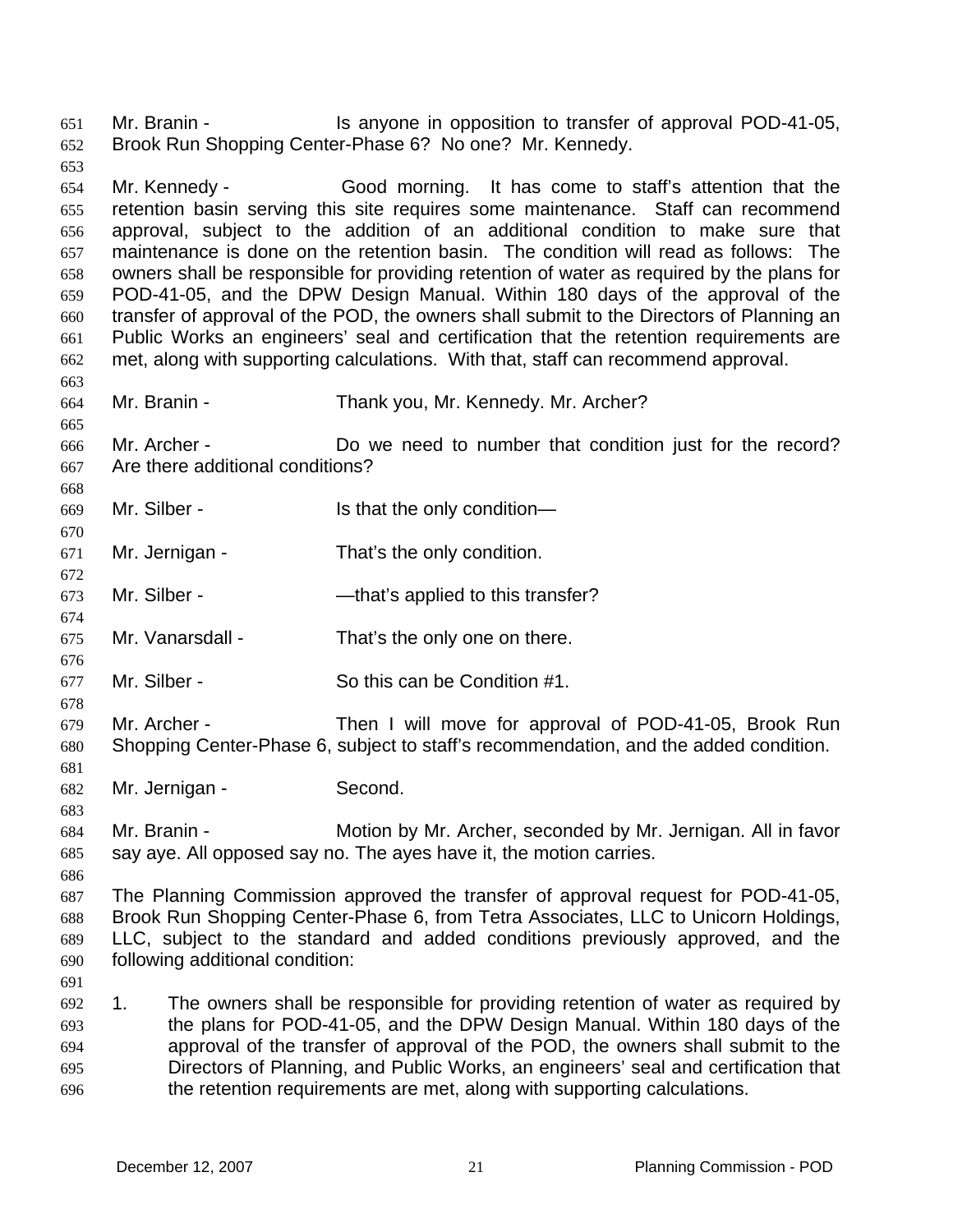Mr. Branin - Is anyone in opposition to transfer of approval POD-41-05, Brook Run Shopping Center-Phase 6? No one? Mr. Kennedy.

Mr. Kennedy - Good morning. It has come to staff's attention that the retention basin serving this site requires some maintenance. Staff can recommend approval, subject to the addition of an additional condition to make sure that maintenance is done on the retention basin. The condition will read as follows: The owners shall be responsible for providing retention of water as required by the plans for POD-41-05, and the DPW Design Manual. Within 180 days of the approval of the transfer of approval of the POD, the owners shall submit to the Directors of Planning an Public Works an engineers' seal and certification that the retention requirements are met, along with supporting calculations. With that, staff can recommend approval.

Mr. Branin - Thank you, Mr. Kennedy. Mr. Archer?

Mr. Archer - Do we need to number that condition just for the record? Are there additional conditions?

Mr. Silber - Is that the only condition—

Mr. Jernigan - That's the only condition.

Mr. Silber - —that's applied to this transfer?

Mr. Vanarsdall - That's the only one on there.

Mr. Silber - So this can be Condition #1.

Mr. Archer - Then I will move for approval of POD-41-05, Brook Run Shopping Center-Phase 6, subject to staff's recommendation, and the added condition.

Mr. Jernigan - Second.

Mr. Branin - Motion by Mr. Archer, seconded by Mr. Jernigan. All in favor say aye. All opposed say no. The ayes have it, the motion carries.

The Planning Commission approved the transfer of approval request for POD-41-05, Brook Run Shopping Center-Phase 6, from Tetra Associates, LLC to Unicorn Holdings, LLC, subject to the standard and added conditions previously approved, and the following additional condition:

1. The owners shall be responsible for providing retention of water as required by the plans for POD-41-05, and the DPW Design Manual. Within 180 days of the approval of the transfer of approval of the POD, the owners shall submit to the Directors of Planning, and Public Works, an engineers' seal and certification that the retention requirements are met, along with supporting calculations.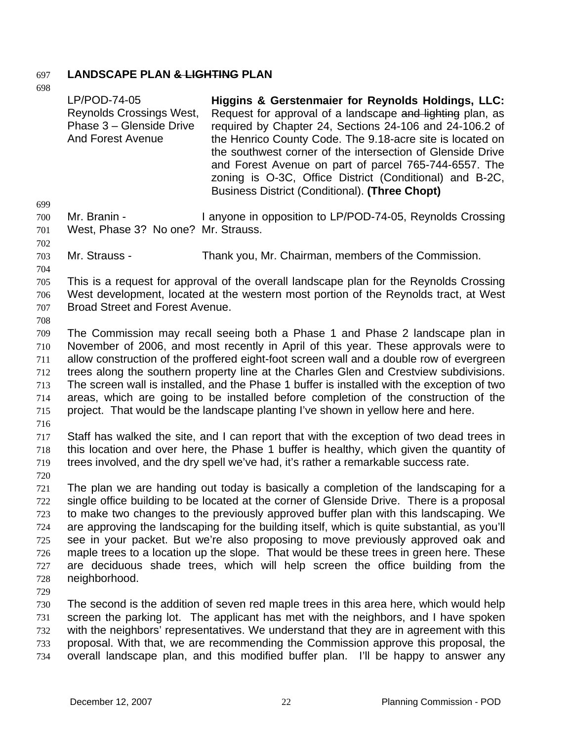**LANDSCAPE PLAN ~~& LIGHTING~~ PLAN**

| | |
|---|---|
| LP/POD-74-05<br>Reynolds Crossings West, Phase 3 – Glenside Drive And Forest Avenue | **Higgins & Gerstenmaier for Reynolds Holdings, LLC:** Request for approval of a landscape ~~and lighting~~ plan, as required by Chapter 24, Sections 24-106 and 24-106.2 of the Henrico County Code. The 9.18-acre site is located on the southwest corner of the intersection of Glenside Drive and Forest Avenue on part of parcel 765-744-6557. The zoning is O-3C, Office District (Conditional) and B-2C, Business District (Conditional). **(Three Chopt)** |

Mr. Branin - I anyone in opposition to LP/POD-74-05, Reynolds Crossing West, Phase 3? No one? Mr. Strauss.

Mr. Strauss - Thank you, Mr. Chairman, members of the Commission.

This is a request for approval of the overall landscape plan for the Reynolds Crossing West development, located at the western most portion of the Reynolds tract, at West Broad Street and Forest Avenue.

The Commission may recall seeing both a Phase 1 and Phase 2 landscape plan in November of 2006, and most recently in April of this year. These approvals were to allow construction of the proffered eight-foot screen wall and a double row of evergreen trees along the southern property line at the Charles Glen and Crestview subdivisions. The screen wall is installed, and the Phase 1 buffer is installed with the exception of two areas, which are going to be installed before completion of the construction of the project. That would be the landscape planting I've shown in yellow here and here.

Staff has walked the site, and I can report that with the exception of two dead trees in this location and over here, the Phase 1 buffer is healthy, which given the quantity of trees involved, and the dry spell we've had, it's rather a remarkable success rate.

The plan we are handing out today is basically a completion of the landscaping for a single office building to be located at the corner of Glenside Drive. There is a proposal to make two changes to the previously approved buffer plan with this landscaping. We are approving the landscaping for the building itself, which is quite substantial, as you'll see in your packet. But we're also proposing to move previously approved oak and maple trees to a location up the slope. That would be these trees in green here. These are deciduous shade trees, which will help screen the office building from the neighborhood.

The second is the addition of seven red maple trees in this area here, which would help screen the parking lot. The applicant has met with the neighbors, and I have spoken with the neighbors' representatives. We understand that they are in agreement with this proposal. With that, we are recommending the Commission approve this proposal, the overall landscape plan, and this modified buffer plan. I'll be happy to answer any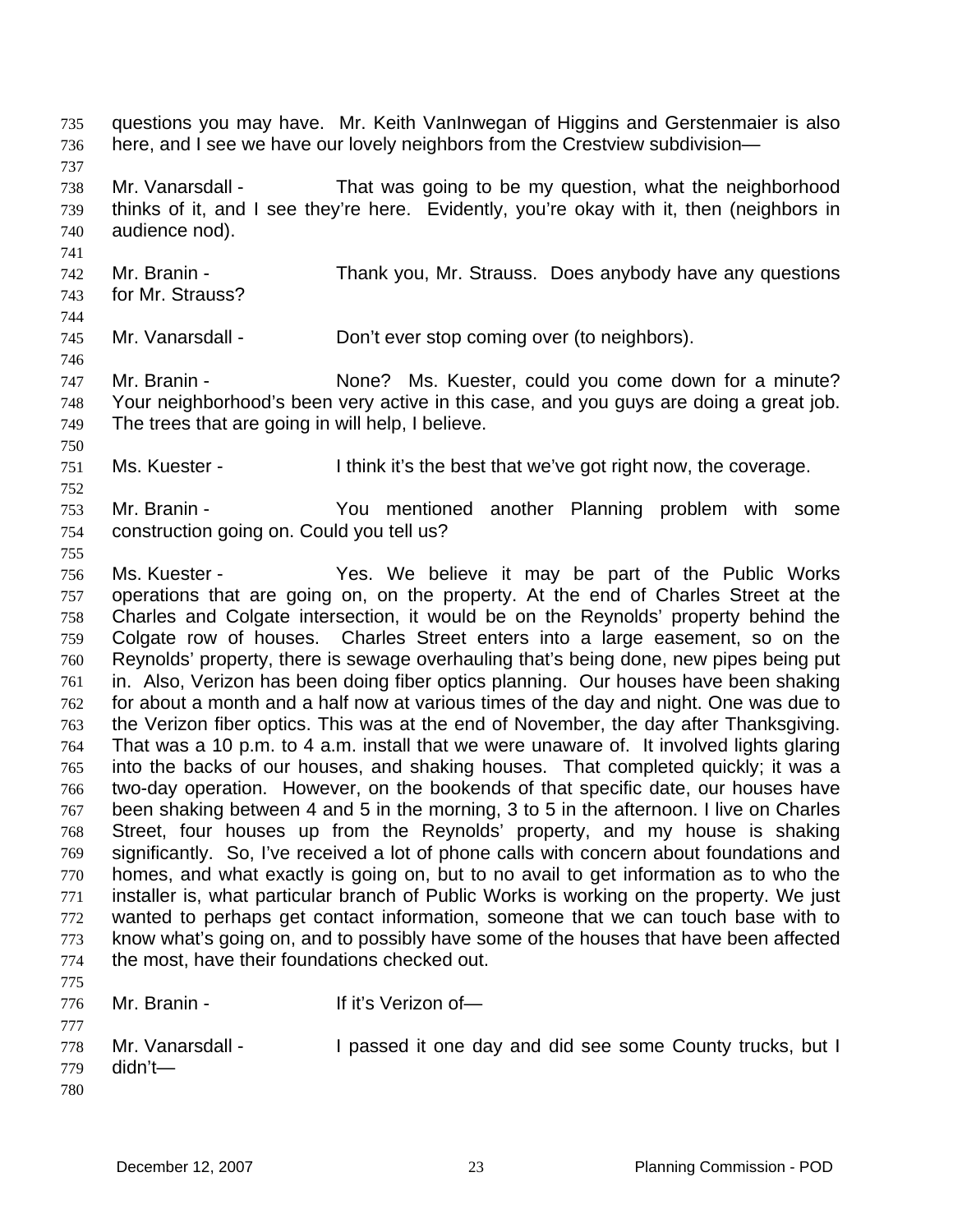questions you may have. Mr. Keith VanInwegan of Higgins and Gerstenmaier is also here, and I see we have our lovely neighbors from the Crestview subdivision—

Mr. Vanarsdall - That was going to be my question, what the neighborhood thinks of it, and I see they're here. Evidently, you're okay with it, then (neighbors in audience nod).

Mr. Branin - Thank you, Mr. Strauss. Does anybody have any questions for Mr. Strauss?

Mr. Vanarsdall - Don't ever stop coming over (to neighbors).

Mr. Branin - None? Ms. Kuester, could you come down for a minute? Your neighborhood's been very active in this case, and you guys are doing a great job. The trees that are going in will help, I believe.

Ms. Kuester - I think it's the best that we've got right now, the coverage.

Mr. Branin - You mentioned another Planning problem with some construction going on. Could you tell us?

Ms. Kuester - Yes. We believe it may be part of the Public Works operations that are going on, on the property. At the end of Charles Street at the Charles and Colgate intersection, it would be on the Reynolds' property behind the Colgate row of houses. Charles Street enters into a large easement, so on the Reynolds' property, there is sewage overhauling that's being done, new pipes being put in. Also, Verizon has been doing fiber optics planning. Our houses have been shaking for about a month and a half now at various times of the day and night. One was due to the Verizon fiber optics. This was at the end of November, the day after Thanksgiving. That was a 10 p.m. to 4 a.m. install that we were unaware of. It involved lights glaring into the backs of our houses, and shaking houses. That completed quickly; it was a two-day operation. However, on the bookends of that specific date, our houses have been shaking between 4 and 5 in the morning, 3 to 5 in the afternoon. I live on Charles Street, four houses up from the Reynolds' property, and my house is shaking significantly. So, I've received a lot of phone calls with concern about foundations and homes, and what exactly is going on, but to no avail to get information as to who the installer is, what particular branch of Public Works is working on the property. We just wanted to perhaps get contact information, someone that we can touch base with to know what's going on, and to possibly have some of the houses that have been affected the most, have their foundations checked out.

Mr. Branin - If it's Verizon of—

Mr. Vanarsdall - I passed it one day and did see some County trucks, but I didn't—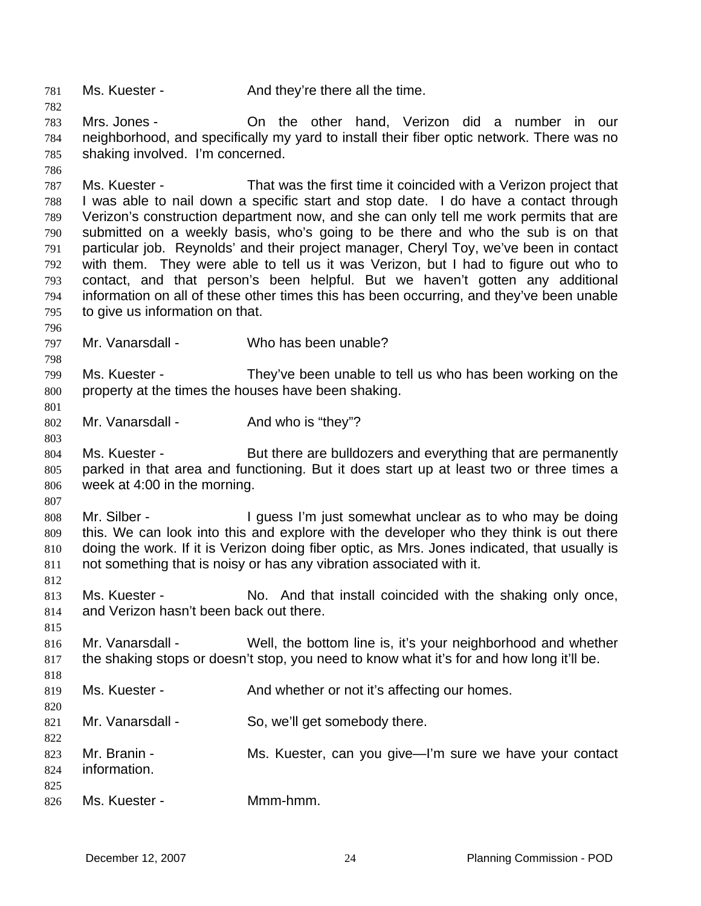Ms. Kuester - And they're there all the time.

Mrs. Jones - On the other hand, Verizon did a number in our neighborhood, and specifically my yard to install their fiber optic network. There was no shaking involved. I'm concerned.

Ms. Kuester - That was the first time it coincided with a Verizon project that I was able to nail down a specific start and stop date. I do have a contact through Verizon's construction department now, and she can only tell me work permits that are submitted on a weekly basis, who's going to be there and who the sub is on that particular job. Reynolds' and their project manager, Cheryl Toy, we've been in contact with them. They were able to tell us it was Verizon, but I had to figure out who to contact, and that person's been helpful. But we haven't gotten any additional information on all of these other times this has been occurring, and they've been unable to give us information on that.

Mr. Vanarsdall - Who has been unable?

Ms. Kuester - They've been unable to tell us who has been working on the property at the times the houses have been shaking.

Mr. Vanarsdall - And who is "they"?

Ms. Kuester - But there are bulldozers and everything that are permanently parked in that area and functioning. But it does start up at least two or three times a week at 4:00 in the morning.

Mr. Silber - I guess I'm just somewhat unclear as to who may be doing this. We can look into this and explore with the developer who they think is out there doing the work. If it is Verizon doing fiber optic, as Mrs. Jones indicated, that usually is not something that is noisy or has any vibration associated with it.

Ms. Kuester - No. And that install coincided with the shaking only once, and Verizon hasn't been back out there.

Mr. Vanarsdall - Well, the bottom line is, it's your neighborhood and whether the shaking stops or doesn't stop, you need to know what it's for and how long it'll be.

Ms. Kuester - And whether or not it's affecting our homes.

Mr. Vanarsdall - So, we'll get somebody there.

Mr. Branin - Ms. Kuester, can you give—I'm sure we have your contact information.

Ms. Kuester - Mmm-hmm.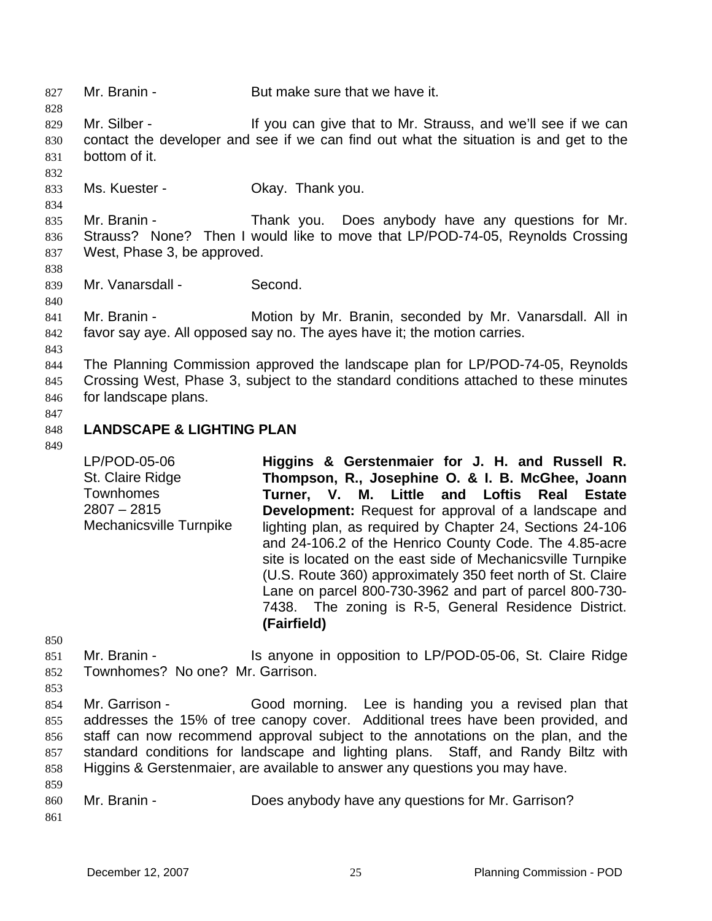Mr. Branin - But make sure that we have it.

Mr. Silber - If you can give that to Mr. Strauss, and we'll see if we can contact the developer and see if we can find out what the situation is and get to the bottom of it.

Ms. Kuester - Okay. Thank you.

Mr. Branin - Thank you. Does anybody have any questions for Mr. Strauss? None? Then I would like to move that LP/POD-74-05, Reynolds Crossing West, Phase 3, be approved.

Mr. Vanarsdall - Second.

Mr. Branin - Motion by Mr. Branin, seconded by Mr. Vanarsdall. All in favor say aye. All opposed say no. The ayes have it; the motion carries.

The Planning Commission approved the landscape plan for LP/POD-74-05, Reynolds Crossing West, Phase 3, subject to the standard conditions attached to these minutes for landscape plans.

**LANDSCAPE & LIGHTING PLAN**

LP/POD-05-06
St. Claire Ridge Townhomes
2807 – 2815 Mechanicsville Turnpike

**Higgins & Gerstenmaier for J. H. and Russell R. Thompson, R., Josephine O. & I. B. McGhee, Joann Turner, V. M. Little and Loftis Real Estate Development:** Request for approval of a landscape and lighting plan, as required by Chapter 24, Sections 24-106 and 24-106.2 of the Henrico County Code. The 4.85-acre site is located on the east side of Mechanicsville Turnpike (U.S. Route 360) approximately 350 feet north of St. Claire Lane on parcel 800-730-3962 and part of parcel 800-730-7438. The zoning is R-5, General Residence District. **(Fairfield)**

Mr. Branin - Is anyone in opposition to LP/POD-05-06, St. Claire Ridge Townhomes? No one? Mr. Garrison.

Mr. Garrison - Good morning. Lee is handing you a revised plan that addresses the 15% of tree canopy cover. Additional trees have been provided, and staff can now recommend approval subject to the annotations on the plan, and the standard conditions for landscape and lighting plans. Staff, and Randy Biltz with Higgins & Gerstenmaier, are available to answer any questions you may have.

Mr. Branin - Does anybody have any questions for Mr. Garrison?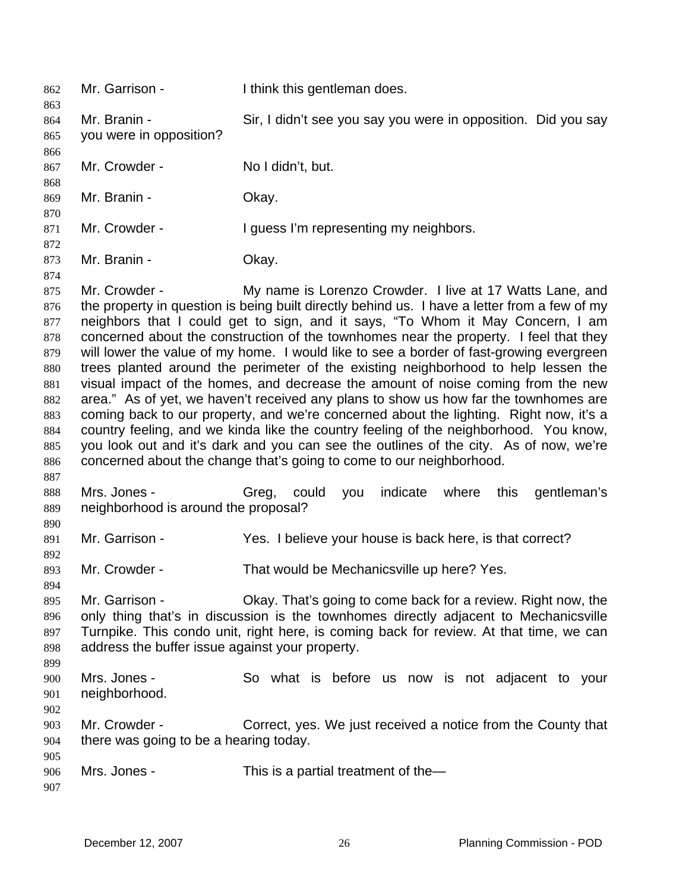Mr. Garrison - I think this gentleman does.

Mr. Branin - Sir, I didn't see you say you were in opposition. Did you say you were in opposition?

Mr. Crowder - No I didn't, but.

Mr. Branin - Okay.

Mr. Crowder - I guess I'm representing my neighbors.

Mr. Branin - Okay.

Mr. Crowder - My name is Lorenzo Crowder. I live at 17 Watts Lane, and the property in question is being built directly behind us. I have a letter from a few of my neighbors that I could get to sign, and it says, "To Whom it May Concern, I am concerned about the construction of the townhomes near the property. I feel that they will lower the value of my home. I would like to see a border of fast-growing evergreen trees planted around the perimeter of the existing neighborhood to help lessen the visual impact of the homes, and decrease the amount of noise coming from the new area." As of yet, we haven't received any plans to show us how far the townhomes are coming back to our property, and we're concerned about the lighting. Right now, it's a country feeling, and we kinda like the country feeling of the neighborhood. You know, you look out and it's dark and you can see the outlines of the city. As of now, we're concerned about the change that's going to come to our neighborhood.

Mrs. Jones - Greg, could you indicate where this gentleman's neighborhood is around the proposal?

Mr. Garrison - Yes. I believe your house is back here, is that correct?

Mr. Crowder - That would be Mechanicsville up here? Yes.

Mr. Garrison - Okay. That's going to come back for a review. Right now, the only thing that's in discussion is the townhomes directly adjacent to Mechanicsville Turnpike. This condo unit, right here, is coming back for review. At that time, we can address the buffer issue against your property.

Mrs. Jones - So what is before us now is not adjacent to your neighborhood.

Mr. Crowder - Correct, yes. We just received a notice from the County that there was going to be a hearing today.

Mrs. Jones - This is a partial treatment of the—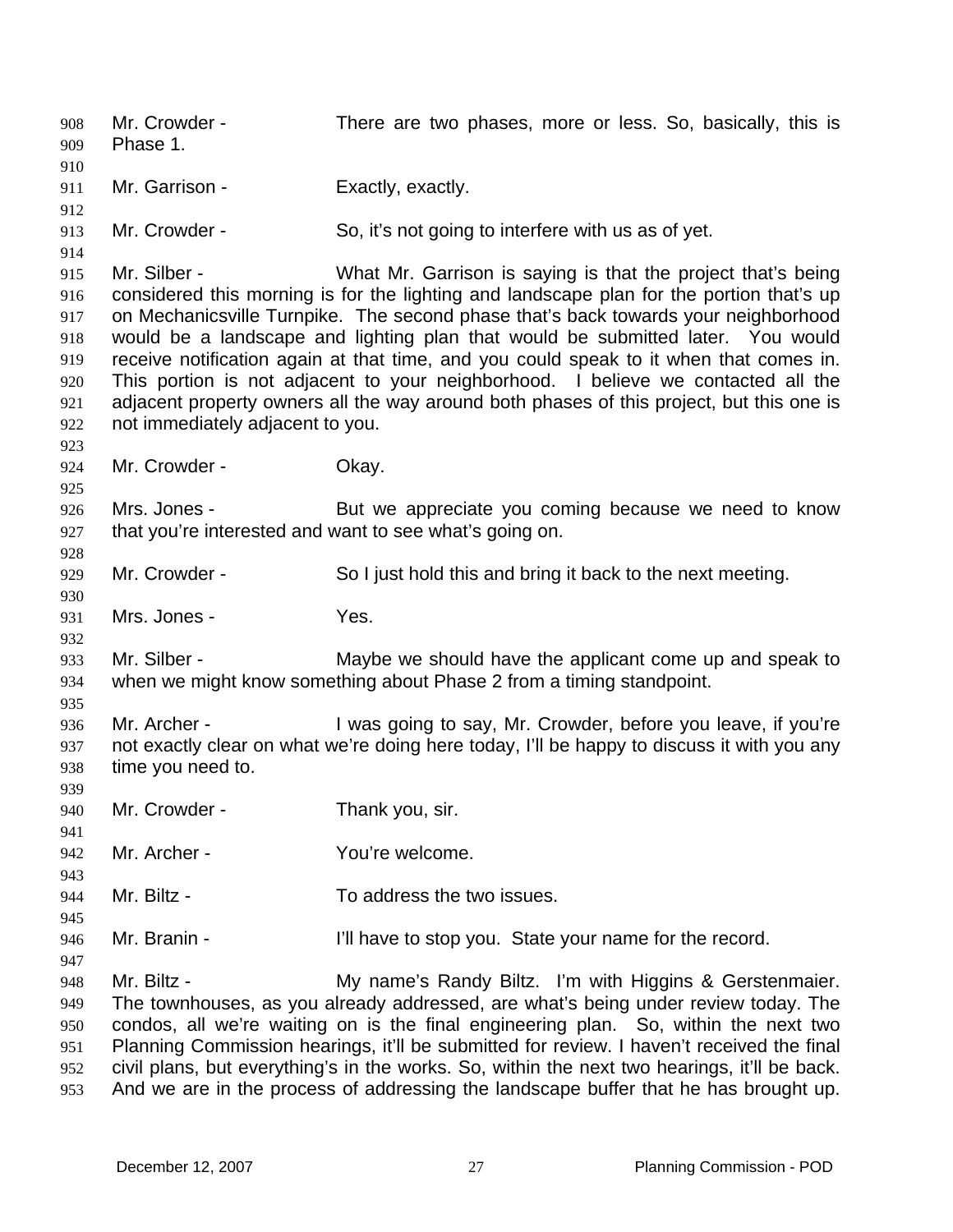Mr. Crowder - There are two phases, more or less. So, basically, this is Phase 1.

Mr. Garrison - Exactly, exactly.

Mr. Crowder - So, it's not going to interfere with us as of yet.

Mr. Silber - What Mr. Garrison is saying is that the project that's being considered this morning is for the lighting and landscape plan for the portion that's up on Mechanicsville Turnpike. The second phase that's back towards your neighborhood would be a landscape and lighting plan that would be submitted later. You would receive notification again at that time, and you could speak to it when that comes in. This portion is not adjacent to your neighborhood. I believe we contacted all the adjacent property owners all the way around both phases of this project, but this one is not immediately adjacent to you.

Mr. Crowder - Okay.

Mrs. Jones - But we appreciate you coming because we need to know that you're interested and want to see what's going on.

Mr. Crowder - So I just hold this and bring it back to the next meeting.

Mrs. Jones - Yes.

Mr. Silber - Maybe we should have the applicant come up and speak to when we might know something about Phase 2 from a timing standpoint.

Mr. Archer - I was going to say, Mr. Crowder, before you leave, if you're not exactly clear on what we're doing here today, I'll be happy to discuss it with you any time you need to.

Mr. Crowder - Thank you, sir.

Mr. Archer - You're welcome.

Mr. Biltz - To address the two issues.

Mr. Branin - I'll have to stop you. State your name for the record.

Mr. Biltz - My name's Randy Biltz. I'm with Higgins & Gerstenmaier. The townhouses, as you already addressed, are what's being under review today. The condos, all we're waiting on is the final engineering plan. So, within the next two Planning Commission hearings, it'll be submitted for review. I haven't received the final civil plans, but everything's in the works. So, within the next two hearings, it'll be back. And we are in the process of addressing the landscape buffer that he has brought up.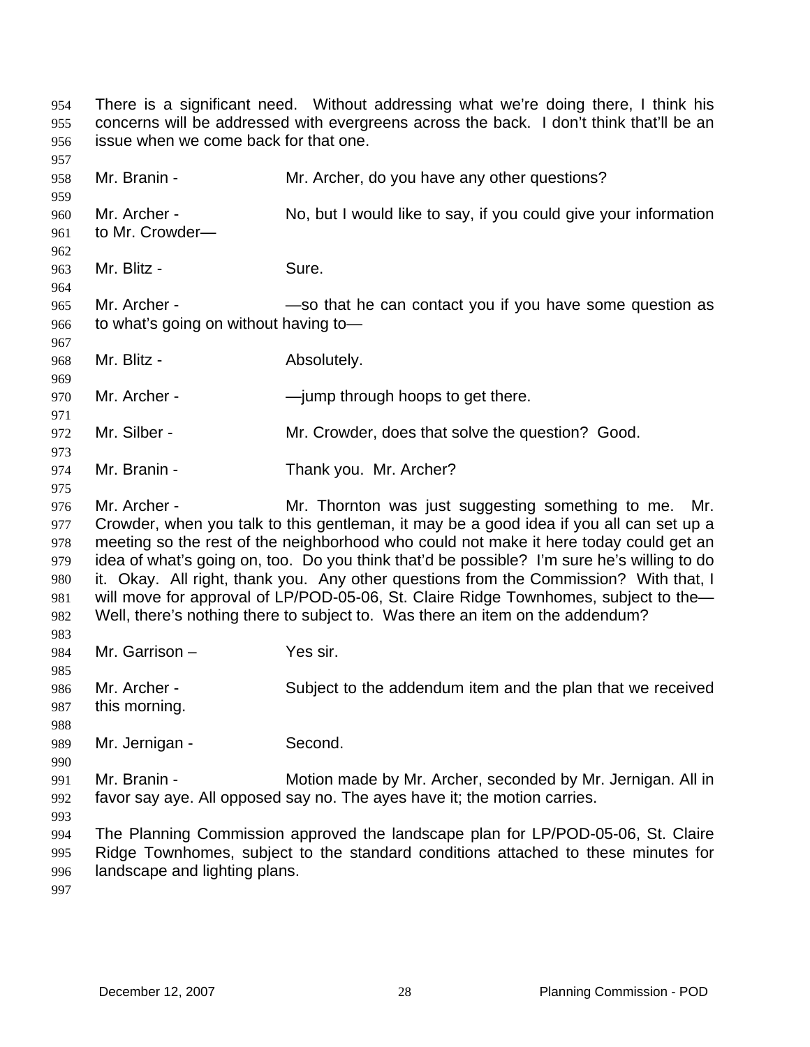There is a significant need. Without addressing what we're doing there, I think his concerns will be addressed with evergreens across the back. I don't think that'll be an issue when we come back for that one.

Mr. Branin - Mr. Archer, do you have any other questions?

Mr. Archer - No, but I would like to say, if you could give your information to Mr. Crowder—

Mr. Blitz - Sure.

Mr. Archer - —so that he can contact you if you have some question as to what's going on without having to—

Mr. Blitz - Absolutely.

Mr. Archer - —jump through hoops to get there.

Mr. Silber - Mr. Crowder, does that solve the question? Good.

Mr. Branin - Thank you. Mr. Archer?

Mr. Archer - Mr. Thornton was just suggesting something to me. Mr. Crowder, when you talk to this gentleman, it may be a good idea if you all can set up a meeting so the rest of the neighborhood who could not make it here today could get an idea of what's going on, too. Do you think that'd be possible? I'm sure he's willing to do it. Okay. All right, thank you. Any other questions from the Commission? With that, I will move for approval of LP/POD-05-06, St. Claire Ridge Townhomes, subject to the— Well, there's nothing there to subject to. Was there an item on the addendum?

Mr. Garrison – Yes sir.

Mr. Archer - Subject to the addendum item and the plan that we received this morning.

Mr. Jernigan - Second.

Mr. Branin - Motion made by Mr. Archer, seconded by Mr. Jernigan. All in favor say aye. All opposed say no. The ayes have it; the motion carries.

The Planning Commission approved the landscape plan for LP/POD-05-06, St. Claire Ridge Townhomes, subject to the standard conditions attached to these minutes for landscape and lighting plans.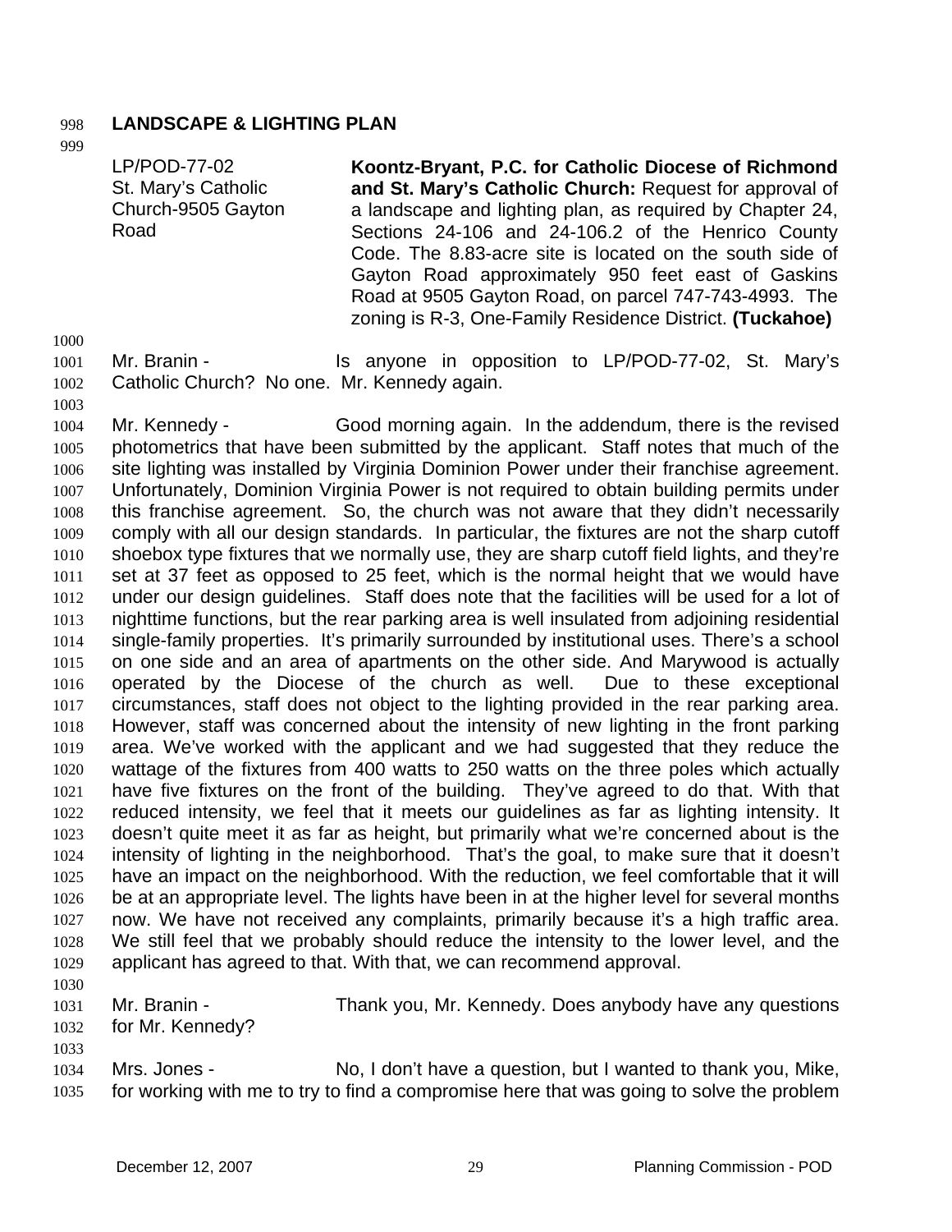**LANDSCAPE & LIGHTING PLAN**

| | |
|---|---|
| LP/POD-77-02<br>St. Mary's Catholic Church-9505 Gayton Road | **Koontz-Bryant, P.C. for Catholic Diocese of Richmond and St. Mary's Catholic Church:** Request for approval of a landscape and lighting plan, as required by Chapter 24, Sections 24-106 and 24-106.2 of the Henrico County Code. The 8.83-acre site is located on the south side of Gayton Road approximately 950 feet east of Gaskins Road at 9505 Gayton Road, on parcel 747-743-4993. The zoning is R-3, One-Family Residence District. **(Tuckahoe)** |

Mr. Branin - Is anyone in opposition to LP/POD-77-02, St. Mary's Catholic Church? No one. Mr. Kennedy again.

Mr. Kennedy - Good morning again. In the addendum, there is the revised photometrics that have been submitted by the applicant. Staff notes that much of the site lighting was installed by Virginia Dominion Power under their franchise agreement. Unfortunately, Dominion Virginia Power is not required to obtain building permits under this franchise agreement. So, the church was not aware that they didn't necessarily comply with all our design standards. In particular, the fixtures are not the sharp cutoff shoebox type fixtures that we normally use, they are sharp cutoff field lights, and they're set at 37 feet as opposed to 25 feet, which is the normal height that we would have under our design guidelines. Staff does note that the facilities will be used for a lot of nighttime functions, but the rear parking area is well insulated from adjoining residential single-family properties. It's primarily surrounded by institutional uses. There's a school on one side and an area of apartments on the other side. And Marywood is actually operated by the Diocese of the church as well. Due to these exceptional circumstances, staff does not object to the lighting provided in the rear parking area. However, staff was concerned about the intensity of new lighting in the front parking area. We've worked with the applicant and we had suggested that they reduce the wattage of the fixtures from 400 watts to 250 watts on the three poles which actually have five fixtures on the front of the building. They've agreed to do that. With that reduced intensity, we feel that it meets our guidelines as far as lighting intensity. It doesn't quite meet it as far as height, but primarily what we're concerned about is the intensity of lighting in the neighborhood. That's the goal, to make sure that it doesn't have an impact on the neighborhood. With the reduction, we feel comfortable that it will be at an appropriate level. The lights have been in at the higher level for several months now. We have not received any complaints, primarily because it's a high traffic area. We still feel that we probably should reduce the intensity to the lower level, and the applicant has agreed to that. With that, we can recommend approval.

Mr. Branin - Thank you, Mr. Kennedy. Does anybody have any questions for Mr. Kennedy?

Mrs. Jones - No, I don't have a question, but I wanted to thank you, Mike, for working with me to try to find a compromise here that was going to solve the problem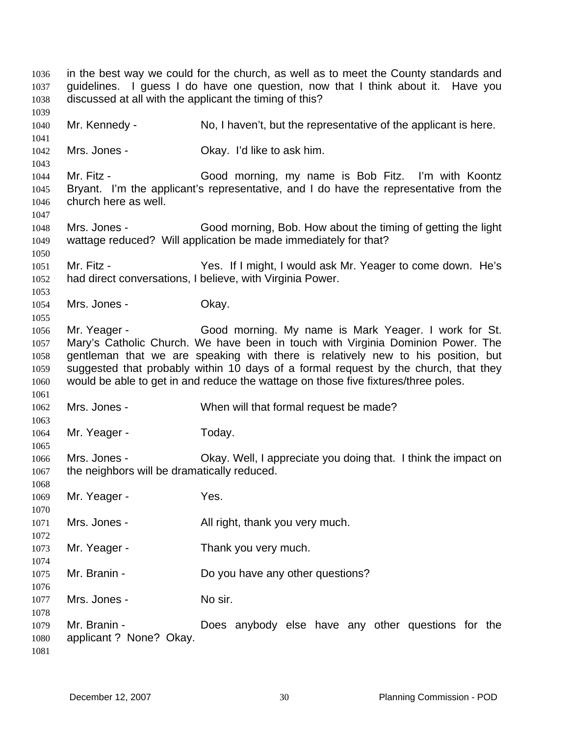in the best way we could for the church, as well as to meet the County standards and guidelines. I guess I do have one question, now that I think about it. Have you discussed at all with the applicant the timing of this?

Mr. Kennedy - No, I haven't, but the representative of the applicant is here.

Mrs. Jones - Okay. I'd like to ask him.

Mr. Fitz - Good morning, my name is Bob Fitz. I'm with Koontz Bryant. I'm the applicant's representative, and I do have the representative from the church here as well.

Mrs. Jones - Good morning, Bob. How about the timing of getting the light wattage reduced? Will application be made immediately for that?

Mr. Fitz - Yes. If I might, I would ask Mr. Yeager to come down. He's had direct conversations, I believe, with Virginia Power.

Mrs. Jones - Okay.

Mr. Yeager - Good morning. My name is Mark Yeager. I work for St. Mary's Catholic Church. We have been in touch with Virginia Dominion Power. The gentleman that we are speaking with there is relatively new to his position, but suggested that probably within 10 days of a formal request by the church, that they would be able to get in and reduce the wattage on those five fixtures/three poles.

Mrs. Jones - When will that formal request be made?

Mr. Yeager - Today.

Mrs. Jones - Okay. Well, I appreciate you doing that. I think the impact on the neighbors will be dramatically reduced.

Mr. Yeager - Yes.

Mrs. Jones - All right, thank you very much.

Mr. Yeager - Thank you very much.

Mr. Branin - Do you have any other questions?

Mrs. Jones - No sir.

Mr. Branin - Does anybody else have any other questions for the applicant ? None? Okay.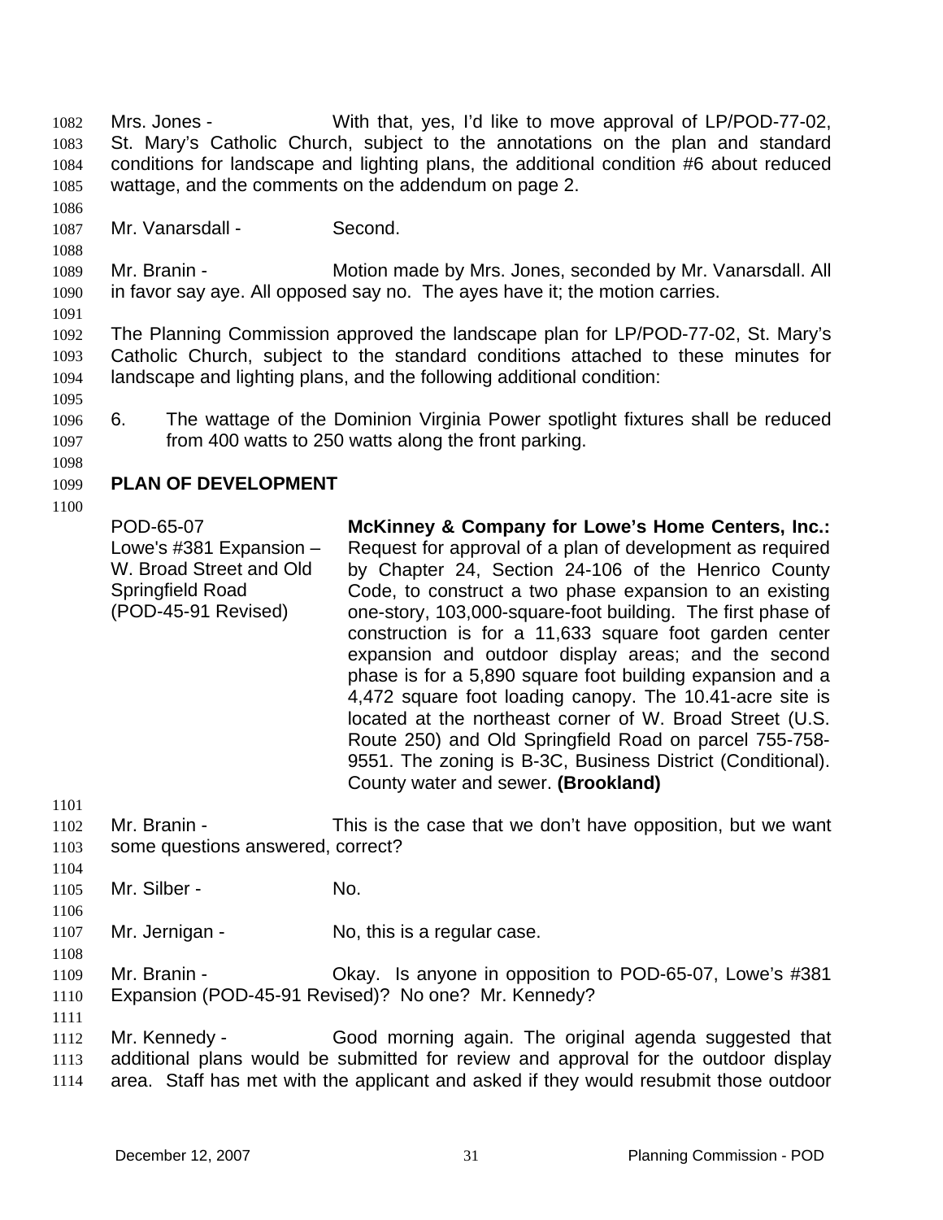Mrs. Jones - With that, yes, I'd like to move approval of LP/POD-77-02, St. Mary's Catholic Church, subject to the annotations on the plan and standard conditions for landscape and lighting plans, the additional condition #6 about reduced wattage, and the comments on the addendum on page 2.

Mr. Vanarsdall - Second.

Mr. Branin - Motion made by Mrs. Jones, seconded by Mr. Vanarsdall. All in favor say aye. All opposed say no. The ayes have it; the motion carries.

The Planning Commission approved the landscape plan for LP/POD-77-02, St. Mary's Catholic Church, subject to the standard conditions attached to these minutes for landscape and lighting plans, and the following additional condition:

6. The wattage of the Dominion Virginia Power spotlight fixtures shall be reduced from 400 watts to 250 watts along the front parking.

## PLAN OF DEVELOPMENT

| | |
|---|---|
| POD-65-07<br>Lowe's #381 Expansion – W. Broad Street and Old Springfield Road<br>(POD-45-91 Revised) | **McKinney & Company for Lowe's Home Centers, Inc.:** Request for approval of a plan of development as required by Chapter 24, Section 24-106 of the Henrico County Code, to construct a two phase expansion to an existing one-story, 103,000-square-foot building. The first phase of construction is for a 11,633 square foot garden center expansion and outdoor display areas; and the second phase is for a 5,890 square foot building expansion and a 4,472 square foot loading canopy. The 10.41-acre site is located at the northeast corner of W. Broad Street (U.S. Route 250) and Old Springfield Road on parcel 755-758-9551. The zoning is B-3C, Business District (Conditional). County water and sewer. **(Brookland)** |

Mr. Branin - This is the case that we don't have opposition, but we want some questions answered, correct?

Mr. Silber - No.

Mr. Jernigan - No, this is a regular case.

Mr. Branin - Okay. Is anyone in opposition to POD-65-07, Lowe's #381 Expansion (POD-45-91 Revised)? No one? Mr. Kennedy?

Mr. Kennedy - Good morning again. The original agenda suggested that additional plans would be submitted for review and approval for the outdoor display area. Staff has met with the applicant and asked if they would resubmit those outdoor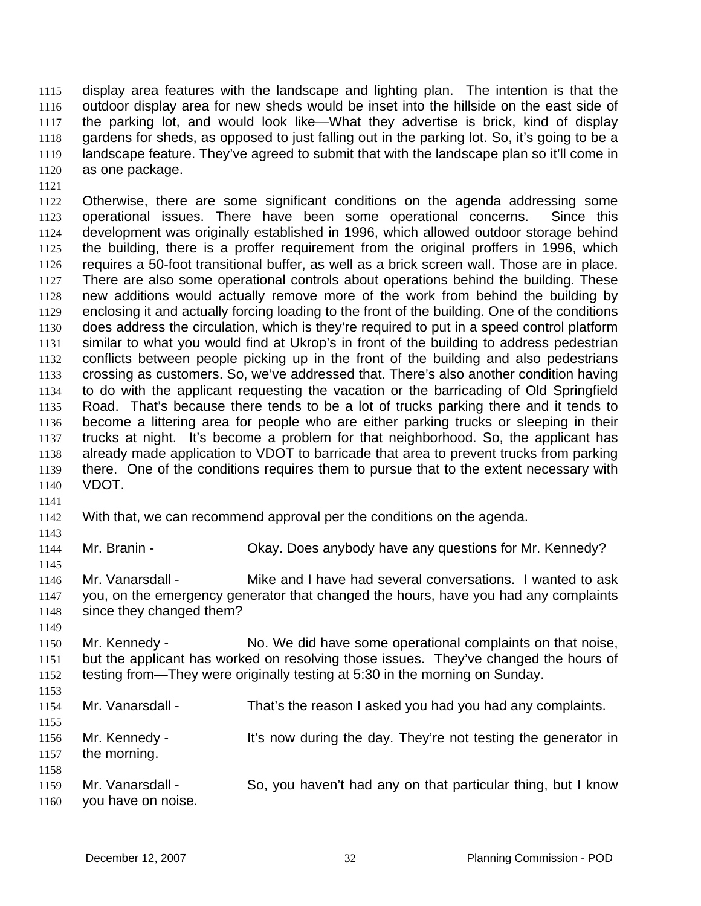display area features with the landscape and lighting plan. The intention is that the outdoor display area for new sheds would be inset into the hillside on the east side of the parking lot, and would look like—What they advertise is brick, kind of display gardens for sheds, as opposed to just falling out in the parking lot. So, it's going to be a landscape feature. They've agreed to submit that with the landscape plan so it'll come in as one package.

Otherwise, there are some significant conditions on the agenda addressing some operational issues. There have been some operational concerns. Since this development was originally established in 1996, which allowed outdoor storage behind the building, there is a proffer requirement from the original proffers in 1996, which requires a 50-foot transitional buffer, as well as a brick screen wall. Those are in place. There are also some operational controls about operations behind the building. These new additions would actually remove more of the work from behind the building by enclosing it and actually forcing loading to the front of the building. One of the conditions does address the circulation, which is they're required to put in a speed control platform similar to what you would find at Ukrop's in front of the building to address pedestrian conflicts between people picking up in the front of the building and also pedestrians crossing as customers. So, we've addressed that. There's also another condition having to do with the applicant requesting the vacation or the barricading of Old Springfield Road. That's because there tends to be a lot of trucks parking there and it tends to become a littering area for people who are either parking trucks or sleeping in their trucks at night. It's become a problem for that neighborhood. So, the applicant has already made application to VDOT to barricade that area to prevent trucks from parking there. One of the conditions requires them to pursue that to the extent necessary with VDOT.

With that, we can recommend approval per the conditions on the agenda.

Mr. Branin - Okay. Does anybody have any questions for Mr. Kennedy?

Mr. Vanarsdall - Mike and I have had several conversations. I wanted to ask you, on the emergency generator that changed the hours, have you had any complaints since they changed them?

Mr. Kennedy - No. We did have some operational complaints on that noise, but the applicant has worked on resolving those issues. They've changed the hours of testing from—They were originally testing at 5:30 in the morning on Sunday.

Mr. Vanarsdall - That's the reason I asked you had you had any complaints.

Mr. Kennedy - It's now during the day. They're not testing the generator in the morning.

Mr. Vanarsdall - So, you haven't had any on that particular thing, but I know you have on noise.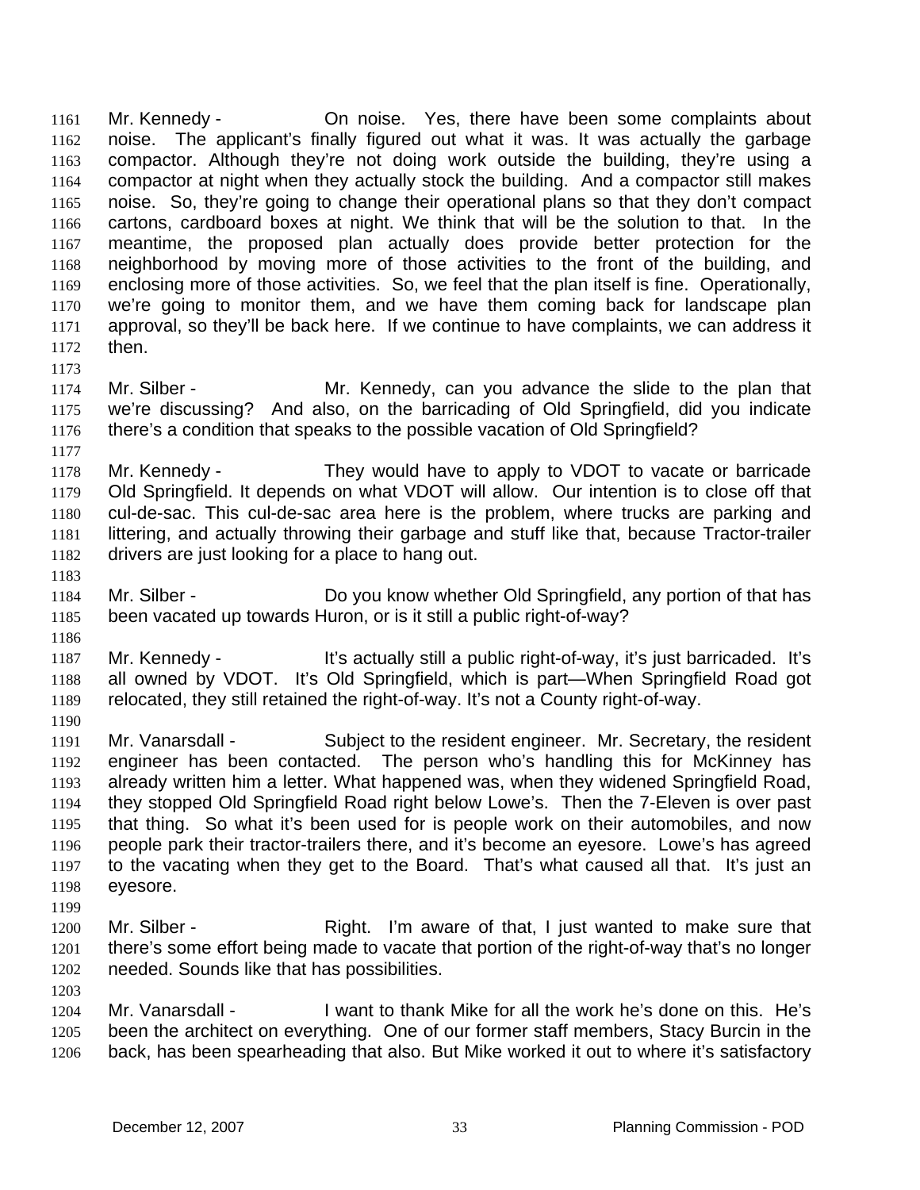Mr. Kennedy - On noise. Yes, there have been some complaints about noise. The applicant's finally figured out what it was. It was actually the garbage compactor. Although they're not doing work outside the building, they're using a compactor at night when they actually stock the building. And a compactor still makes noise. So, they're going to change their operational plans so that they don't compact cartons, cardboard boxes at night. We think that will be the solution to that. In the meantime, the proposed plan actually does provide better protection for the neighborhood by moving more of those activities to the front of the building, and enclosing more of those activities. So, we feel that the plan itself is fine. Operationally, we're going to monitor them, and we have them coming back for landscape plan approval, so they'll be back here. If we continue to have complaints, we can address it then.

Mr. Silber - Mr. Kennedy, can you advance the slide to the plan that we're discussing? And also, on the barricading of Old Springfield, did you indicate there's a condition that speaks to the possible vacation of Old Springfield?

Mr. Kennedy - They would have to apply to VDOT to vacate or barricade Old Springfield. It depends on what VDOT will allow. Our intention is to close off that cul-de-sac. This cul-de-sac area here is the problem, where trucks are parking and littering, and actually throwing their garbage and stuff like that, because Tractor-trailer drivers are just looking for a place to hang out.

Mr. Silber - Do you know whether Old Springfield, any portion of that has been vacated up towards Huron, or is it still a public right-of-way?

Mr. Kennedy - It's actually still a public right-of-way, it's just barricaded. It's all owned by VDOT. It's Old Springfield, which is part—When Springfield Road got relocated, they still retained the right-of-way. It's not a County right-of-way.

Mr. Vanarsdall - Subject to the resident engineer. Mr. Secretary, the resident engineer has been contacted. The person who's handling this for McKinney has already written him a letter. What happened was, when they widened Springfield Road, they stopped Old Springfield Road right below Lowe's. Then the 7-Eleven is over past that thing. So what it's been used for is people work on their automobiles, and now people park their tractor-trailers there, and it's become an eyesore. Lowe's has agreed to the vacating when they get to the Board. That's what caused all that. It's just an eyesore.

Mr. Silber - Right. I'm aware of that, I just wanted to make sure that there's some effort being made to vacate that portion of the right-of-way that's no longer needed. Sounds like that has possibilities.

Mr. Vanarsdall - I want to thank Mike for all the work he's done on this. He's been the architect on everything. One of our former staff members, Stacy Burcin in the back, has been spearheading that also. But Mike worked it out to where it's satisfactory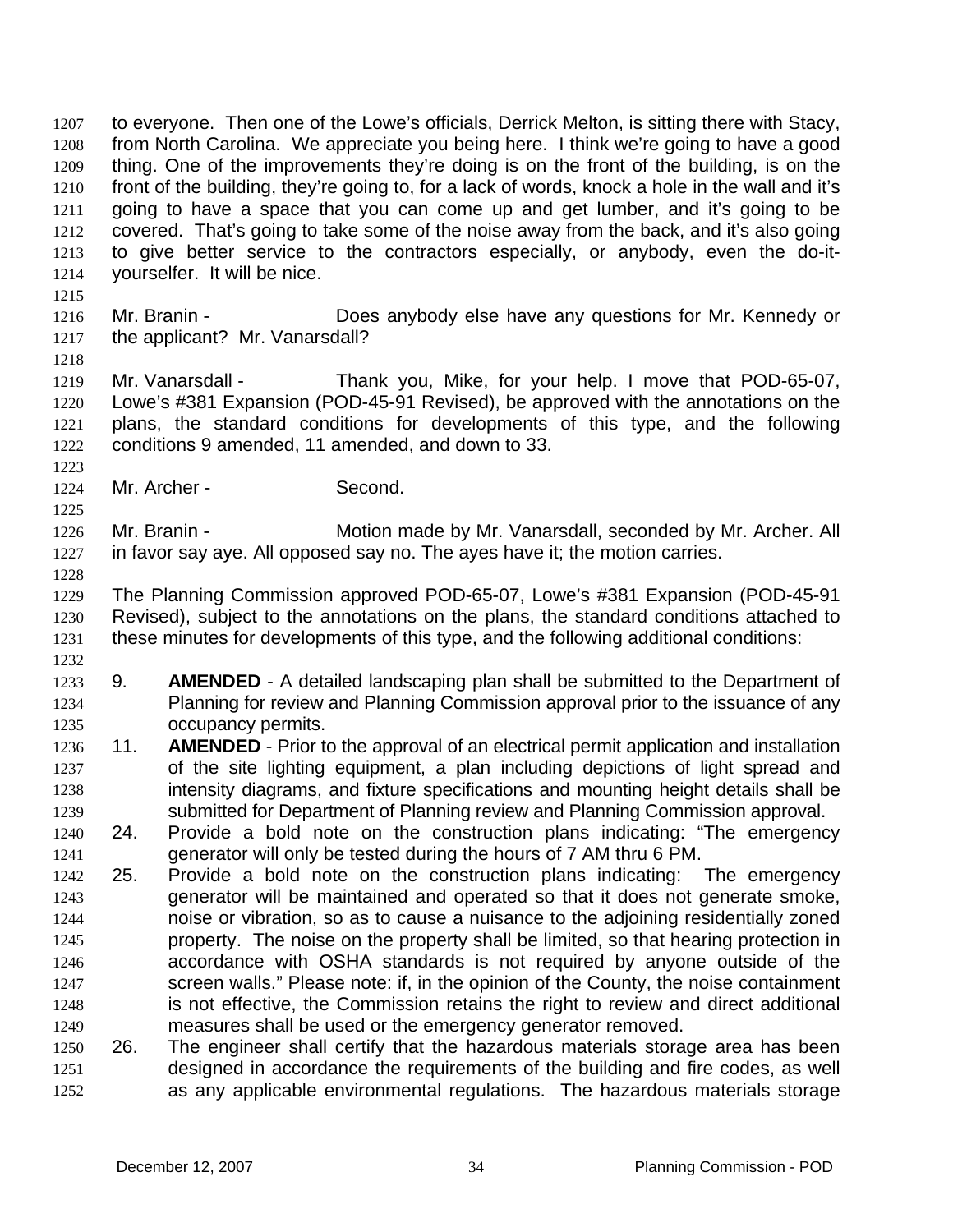to everyone. Then one of the Lowe's officials, Derrick Melton, is sitting there with Stacy, from North Carolina. We appreciate you being here. I think we're going to have a good thing. One of the improvements they're doing is on the front of the building, is on the front of the building, they're going to, for a lack of words, knock a hole in the wall and it's going to have a space that you can come up and get lumber, and it's going to be covered. That's going to take some of the noise away from the back, and it's also going to give better service to the contractors especially, or anybody, even the do-it-yourselfer. It will be nice.

Mr. Branin - Does anybody else have any questions for Mr. Kennedy or the applicant? Mr. Vanarsdall?

Mr. Vanarsdall - Thank you, Mike, for your help. I move that POD-65-07, Lowe's #381 Expansion (POD-45-91 Revised), be approved with the annotations on the plans, the standard conditions for developments of this type, and the following conditions 9 amended, 11 amended, and down to 33.

Mr. Archer - Second.

Mr. Branin - Motion made by Mr. Vanarsdall, seconded by Mr. Archer. All in favor say aye. All opposed say no. The ayes have it; the motion carries.

The Planning Commission approved POD-65-07, Lowe's #381 Expansion (POD-45-91 Revised), subject to the annotations on the plans, the standard conditions attached to these minutes for developments of this type, and the following additional conditions:

9. **AMENDED** - A detailed landscaping plan shall be submitted to the Department of Planning for review and Planning Commission approval prior to the issuance of any occupancy permits.
11. **AMENDED** - Prior to the approval of an electrical permit application and installation of the site lighting equipment, a plan including depictions of light spread and intensity diagrams, and fixture specifications and mounting height details shall be submitted for Department of Planning review and Planning Commission approval.
24. Provide a bold note on the construction plans indicating: "The emergency generator will only be tested during the hours of 7 AM thru 6 PM.
25. Provide a bold note on the construction plans indicating: The emergency generator will be maintained and operated so that it does not generate smoke, noise or vibration, so as to cause a nuisance to the adjoining residentially zoned property. The noise on the property shall be limited, so that hearing protection in accordance with OSHA standards is not required by anyone outside of the screen walls." Please note: if, in the opinion of the County, the noise containment is not effective, the Commission retains the right to review and direct additional measures shall be used or the emergency generator removed.
26. The engineer shall certify that the hazardous materials storage area has been designed in accordance the requirements of the building and fire codes, as well as any applicable environmental regulations. The hazardous materials storage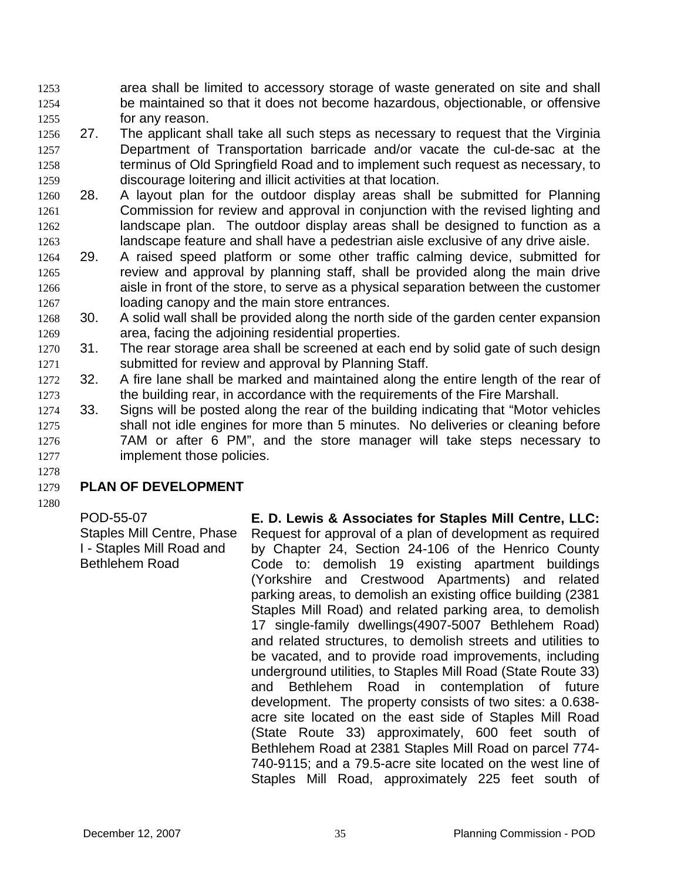area shall be limited to accessory storage of waste generated on site and shall be maintained so that it does not become hazardous, objectionable, or offensive for any reason.

27. The applicant shall take all such steps as necessary to request that the Virginia Department of Transportation barricade and/or vacate the cul-de-sac at the terminus of Old Springfield Road and to implement such request as necessary, to discourage loitering and illicit activities at that location.

28. A layout plan for the outdoor display areas shall be submitted for Planning Commission for review and approval in conjunction with the revised lighting and landscape plan. The outdoor display areas shall be designed to function as a landscape feature and shall have a pedestrian aisle exclusive of any drive aisle.

29. A raised speed platform or some other traffic calming device, submitted for review and approval by planning staff, shall be provided along the main drive aisle in front of the store, to serve as a physical separation between the customer loading canopy and the main store entrances.

30. A solid wall shall be provided along the north side of the garden center expansion area, facing the adjoining residential properties.

31. The rear storage area shall be screened at each end by solid gate of such design submitted for review and approval by Planning Staff.

32. A fire lane shall be marked and maintained along the entire length of the rear of the building rear, in accordance with the requirements of the Fire Marshall.

33. Signs will be posted along the rear of the building indicating that "Motor vehicles shall not idle engines for more than 5 minutes. No deliveries or cleaning before 7AM or after 6 PM", and the store manager will take steps necessary to implement those policies.

## PLAN OF DEVELOPMENT

POD-55-07
Staples Mill Centre, Phase I - Staples Mill Road and Bethlehem Road

**E. D. Lewis & Associates for Staples Mill Centre, LLC:** Request for approval of a plan of development as required by Chapter 24, Section 24-106 of the Henrico County Code to: demolish 19 existing apartment buildings (Yorkshire and Crestwood Apartments) and related parking areas, to demolish an existing office building (2381 Staples Mill Road) and related parking area, to demolish 17 single-family dwellings(4907-5007 Bethlehem Road) and related structures, to demolish streets and utilities to be vacated, and to provide road improvements, including underground utilities, to Staples Mill Road (State Route 33) and Bethlehem Road in contemplation of future development. The property consists of two sites: a 0.638-acre site located on the east side of Staples Mill Road (State Route 33) approximately, 600 feet south of Bethlehem Road at 2381 Staples Mill Road on parcel 774-740-9115; and a 79.5-acre site located on the west line of Staples Mill Road, approximately 225 feet south of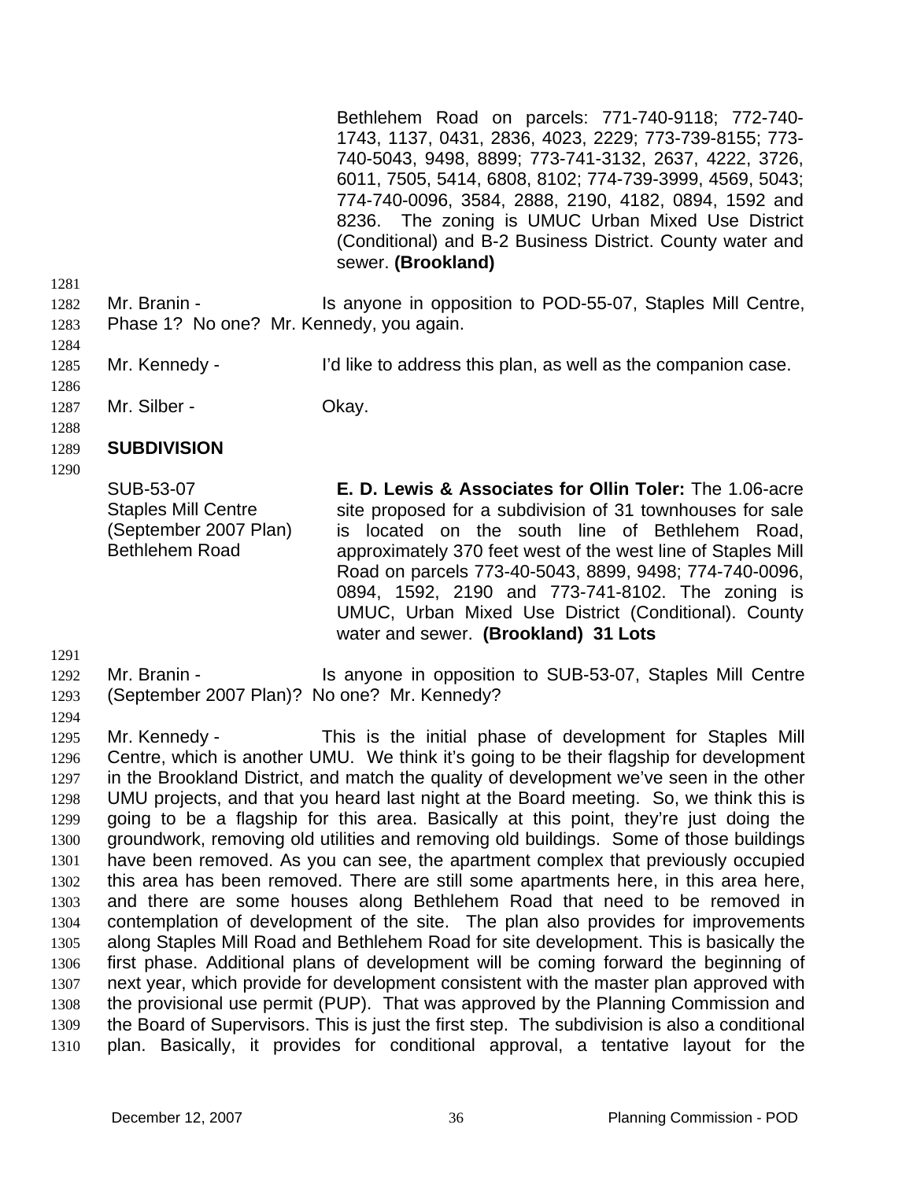Bethlehem Road on parcels: 771-740-9118; 772-740-1743, 1137, 0431, 2836, 4023, 2229; 773-739-8155; 773-740-5043, 9498, 8899; 773-741-3132, 2637, 4222, 3726, 6011, 7505, 5414, 6808, 8102; 774-739-3999, 4569, 5043; 774-740-0096, 3584, 2888, 2190, 4182, 0894, 1592 and 8236. The zoning is UMUC Urban Mixed Use District (Conditional) and B-2 Business District. County water and sewer. **(Brookland)**

Mr. Branin - Is anyone in opposition to POD-55-07, Staples Mill Centre, Phase 1? No one? Mr. Kennedy, you again.

Mr. Kennedy - I'd like to address this plan, as well as the companion case.

Mr. Silber - Okay.

**SUBDIVISION**

SUB-53-07
Staples Mill Centre
(September 2007 Plan)
Bethlehem Road

**E. D. Lewis & Associates for Ollin Toler:** The 1.06-acre site proposed for a subdivision of 31 townhouses for sale is located on the south line of Bethlehem Road, approximately 370 feet west of the west line of Staples Mill Road on parcels 773-40-5043, 8899, 9498; 774-740-0096, 0894, 1592, 2190 and 773-741-8102. The zoning is UMUC, Urban Mixed Use District (Conditional). County water and sewer. **(Brookland) 31 Lots**

Mr. Branin - Is anyone in opposition to SUB-53-07, Staples Mill Centre (September 2007 Plan)? No one? Mr. Kennedy?

Mr. Kennedy - This is the initial phase of development for Staples Mill Centre, which is another UMU. We think it's going to be their flagship for development in the Brookland District, and match the quality of development we've seen in the other UMU projects, and that you heard last night at the Board meeting. So, we think this is going to be a flagship for this area. Basically at this point, they're just doing the groundwork, removing old utilities and removing old buildings. Some of those buildings have been removed. As you can see, the apartment complex that previously occupied this area has been removed. There are still some apartments here, in this area here, and there are some houses along Bethlehem Road that need to be removed in contemplation of development of the site. The plan also provides for improvements along Staples Mill Road and Bethlehem Road for site development. This is basically the first phase. Additional plans of development will be coming forward the beginning of next year, which provide for development consistent with the master plan approved with the provisional use permit (PUP). That was approved by the Planning Commission and the Board of Supervisors. This is just the first step. The subdivision is also a conditional plan. Basically, it provides for conditional approval, a tentative layout for the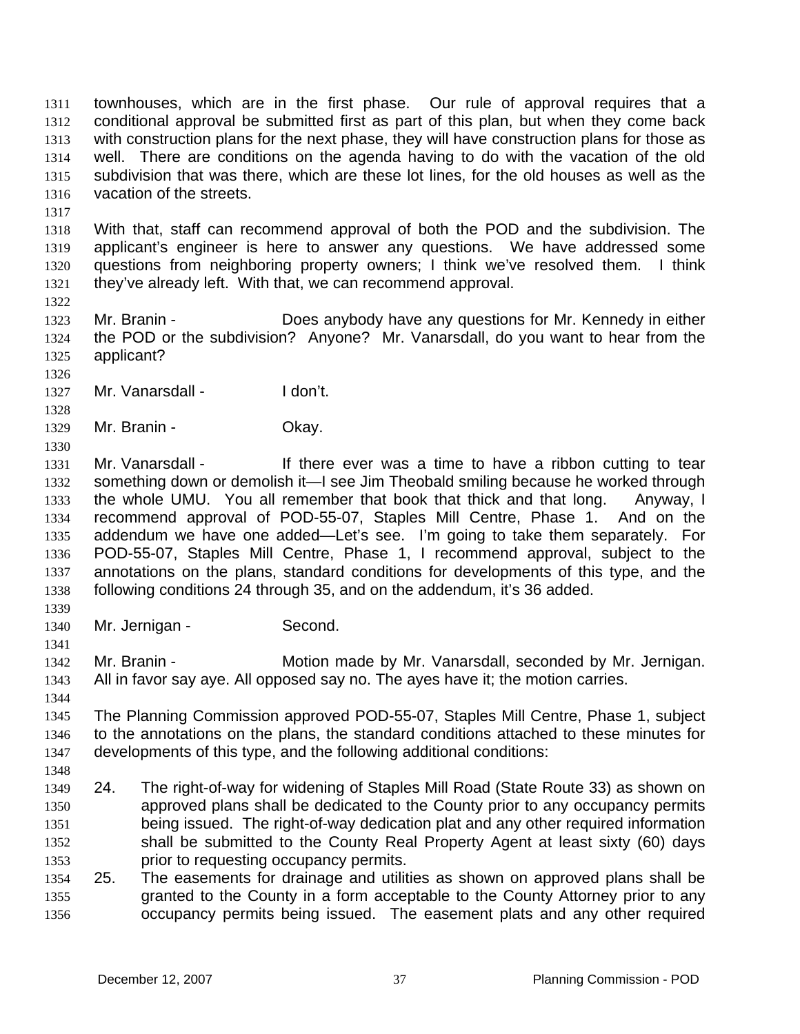townhouses, which are in the first phase. Our rule of approval requires that a conditional approval be submitted first as part of this plan, but when they come back with construction plans for the next phase, they will have construction plans for those as well. There are conditions on the agenda having to do with the vacation of the old subdivision that was there, which are these lot lines, for the old houses as well as the vacation of the streets.

With that, staff can recommend approval of both the POD and the subdivision. The applicant's engineer is here to answer any questions. We have addressed some questions from neighboring property owners; I think we've resolved them. I think they've already left. With that, we can recommend approval.

Mr. Branin - Does anybody have any questions for Mr. Kennedy in either the POD or the subdivision? Anyone? Mr. Vanarsdall, do you want to hear from the applicant?

Mr. Vanarsdall - I don't.

Mr. Branin - Okay.

Mr. Vanarsdall - If there ever was a time to have a ribbon cutting to tear something down or demolish it—I see Jim Theobald smiling because he worked through the whole UMU. You all remember that book that thick and that long. Anyway, I recommend approval of POD-55-07, Staples Mill Centre, Phase 1. And on the addendum we have one added—Let's see. I'm going to take them separately. For POD-55-07, Staples Mill Centre, Phase 1, I recommend approval, subject to the annotations on the plans, standard conditions for developments of this type, and the following conditions 24 through 35, and on the addendum, it's 36 added.

Mr. Jernigan - Second.

Mr. Branin - Motion made by Mr. Vanarsdall, seconded by Mr. Jernigan. All in favor say aye. All opposed say no. The ayes have it; the motion carries.

The Planning Commission approved POD-55-07, Staples Mill Centre, Phase 1, subject to the annotations on the plans, the standard conditions attached to these minutes for developments of this type, and the following additional conditions:

24. The right-of-way for widening of Staples Mill Road (State Route 33) as shown on approved plans shall be dedicated to the County prior to any occupancy permits being issued. The right-of-way dedication plat and any other required information shall be submitted to the County Real Property Agent at least sixty (60) days prior to requesting occupancy permits.
25. The easements for drainage and utilities as shown on approved plans shall be granted to the County in a form acceptable to the County Attorney prior to any occupancy permits being issued. The easement plats and any other required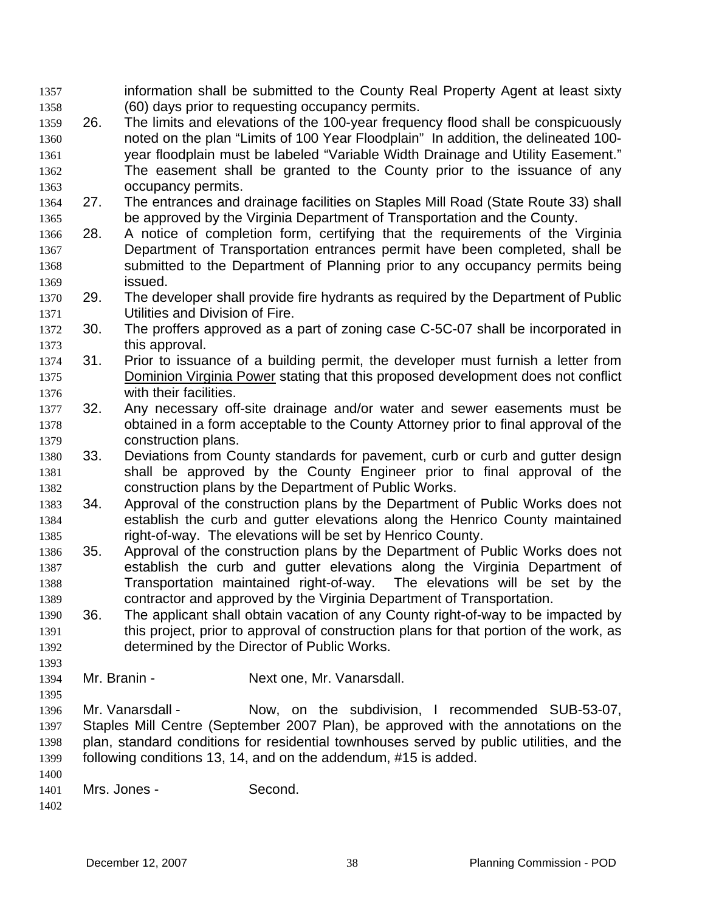information shall be submitted to the County Real Property Agent at least sixty (60) days prior to requesting occupancy permits.

26. The limits and elevations of the 100-year frequency flood shall be conspicuously noted on the plan "Limits of 100 Year Floodplain" In addition, the delineated 100-year floodplain must be labeled "Variable Width Drainage and Utility Easement." The easement shall be granted to the County prior to the issuance of any occupancy permits.
27. The entrances and drainage facilities on Staples Mill Road (State Route 33) shall be approved by the Virginia Department of Transportation and the County.
28. A notice of completion form, certifying that the requirements of the Virginia Department of Transportation entrances permit have been completed, shall be submitted to the Department of Planning prior to any occupancy permits being issued.
29. The developer shall provide fire hydrants as required by the Department of Public Utilities and Division of Fire.
30. The proffers approved as a part of zoning case C-5C-07 shall be incorporated in this approval.
31. Prior to issuance of a building permit, the developer must furnish a letter from Dominion Virginia Power stating that this proposed development does not conflict with their facilities.
32. Any necessary off-site drainage and/or water and sewer easements must be obtained in a form acceptable to the County Attorney prior to final approval of the construction plans.
33. Deviations from County standards for pavement, curb or curb and gutter design shall be approved by the County Engineer prior to final approval of the construction plans by the Department of Public Works.
34. Approval of the construction plans by the Department of Public Works does not establish the curb and gutter elevations along the Henrico County maintained right-of-way. The elevations will be set by Henrico County.
35. Approval of the construction plans by the Department of Public Works does not establish the curb and gutter elevations along the Virginia Department of Transportation maintained right-of-way. The elevations will be set by the contractor and approved by the Virginia Department of Transportation.
36. The applicant shall obtain vacation of any County right-of-way to be impacted by this project, prior to approval of construction plans for that portion of the work, as determined by the Director of Public Works.

Mr. Branin - Next one, Mr. Vanarsdall.

Mr. Vanarsdall - Now, on the subdivision, I recommended SUB-53-07, Staples Mill Centre (September 2007 Plan), be approved with the annotations on the plan, standard conditions for residential townhouses served by public utilities, and the following conditions 13, 14, and on the addendum, #15 is added.

Mrs. Jones - Second.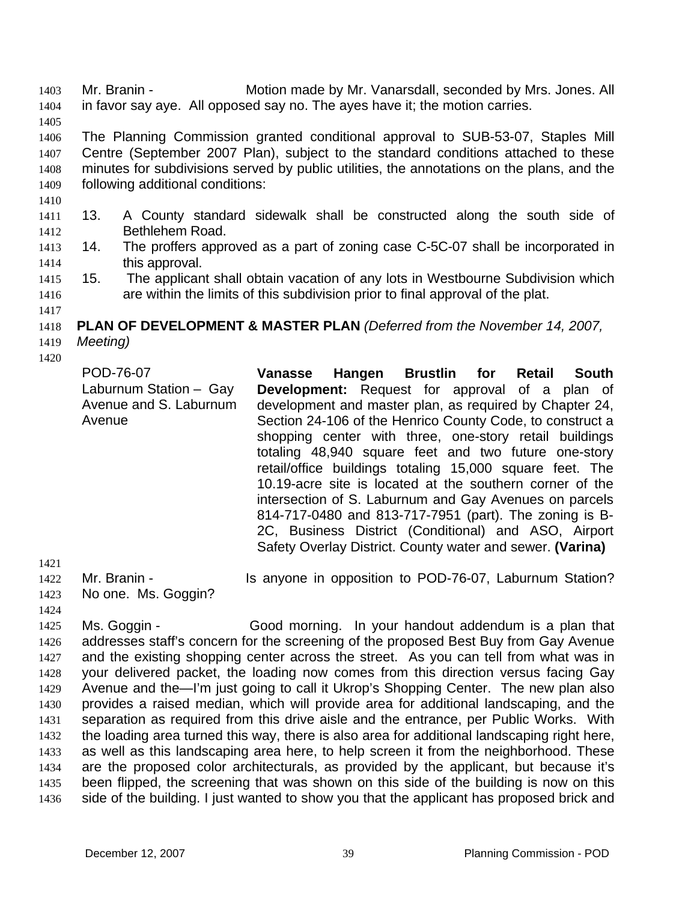Mr. Branin - Motion made by Mr. Vanarsdall, seconded by Mrs. Jones. All in favor say aye. All opposed say no. The ayes have it; the motion carries.

The Planning Commission granted conditional approval to SUB-53-07, Staples Mill Centre (September 2007 Plan), subject to the standard conditions attached to these minutes for subdivisions served by public utilities, the annotations on the plans, and the following additional conditions:

13. A County standard sidewalk shall be constructed along the south side of Bethlehem Road.
14. The proffers approved as a part of zoning case C-5C-07 shall be incorporated in this approval.
15. The applicant shall obtain vacation of any lots in Westbourne Subdivision which are within the limits of this subdivision prior to final approval of the plat.

**PLAN OF DEVELOPMENT & MASTER PLAN** *(Deferred from the November 14, 2007, Meeting)*

| | |
|---|---|
| POD-76-07<br>Laburnum Station – Gay Avenue and S. Laburnum Avenue | **Vanasse Hangen Brustlin for Retail South Development:** Request for approval of a plan of development and master plan, as required by Chapter 24, Section 24-106 of the Henrico County Code, to construct a shopping center with three, one-story retail buildings totaling 48,940 square feet and two future one-story retail/office buildings totaling 15,000 square feet. The 10.19-acre site is located at the southern corner of the intersection of S. Laburnum and Gay Avenues on parcels 814-717-0480 and 813-717-7951 (part). The zoning is B-2C, Business District (Conditional) and ASO, Airport Safety Overlay District. County water and sewer. **(Varina)** |

Mr. Branin - Is anyone in opposition to POD-76-07, Laburnum Station? No one. Ms. Goggin?

Ms. Goggin - Good morning. In your handout addendum is a plan that addresses staff's concern for the screening of the proposed Best Buy from Gay Avenue and the existing shopping center across the street. As you can tell from what was in your delivered packet, the loading now comes from this direction versus facing Gay Avenue and the—I'm just going to call it Ukrop's Shopping Center. The new plan also provides a raised median, which will provide area for additional landscaping, and the separation as required from this drive aisle and the entrance, per Public Works. With the loading area turned this way, there is also area for additional landscaping right here, as well as this landscaping area here, to help screen it from the neighborhood. These are the proposed color architecturals, as provided by the applicant, but because it's been flipped, the screening that was shown on this side of the building is now on this side of the building. I just wanted to show you that the applicant has proposed brick and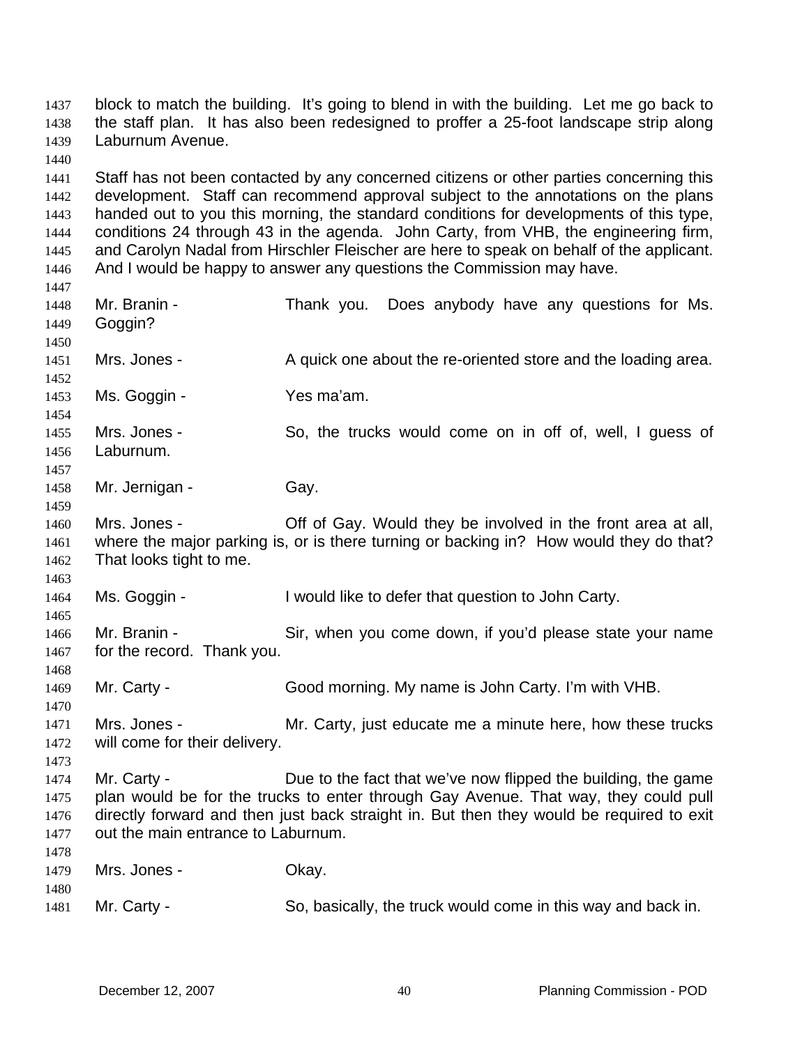block to match the building. It's going to blend in with the building. Let me go back to the staff plan. It has also been redesigned to proffer a 25-foot landscape strip along Laburnum Avenue.

Staff has not been contacted by any concerned citizens or other parties concerning this development. Staff can recommend approval subject to the annotations on the plans handed out to you this morning, the standard conditions for developments of this type, conditions 24 through 43 in the agenda. John Carty, from VHB, the engineering firm, and Carolyn Nadal from Hirschler Fleischer are here to speak on behalf of the applicant. And I would be happy to answer any questions the Commission may have.

Mr. Branin - Thank you. Does anybody have any questions for Ms. Goggin?

Mrs. Jones - A quick one about the re-oriented store and the loading area.

Ms. Goggin - Yes ma'am.

Mrs. Jones - So, the trucks would come on in off of, well, I guess of Laburnum.

Mr. Jernigan - Gay.

Mrs. Jones - Off of Gay. Would they be involved in the front area at all, where the major parking is, or is there turning or backing in? How would they do that? That looks tight to me.

Ms. Goggin - I would like to defer that question to John Carty.

Mr. Branin - Sir, when you come down, if you'd please state your name for the record. Thank you.

Mr. Carty - Good morning. My name is John Carty. I'm with VHB.

Mrs. Jones - Mr. Carty, just educate me a minute here, how these trucks will come for their delivery.

Mr. Carty - Due to the fact that we've now flipped the building, the game plan would be for the trucks to enter through Gay Avenue. That way, they could pull directly forward and then just back straight in. But then they would be required to exit out the main entrance to Laburnum.

Mrs. Jones - Okay.

Mr. Carty - So, basically, the truck would come in this way and back in.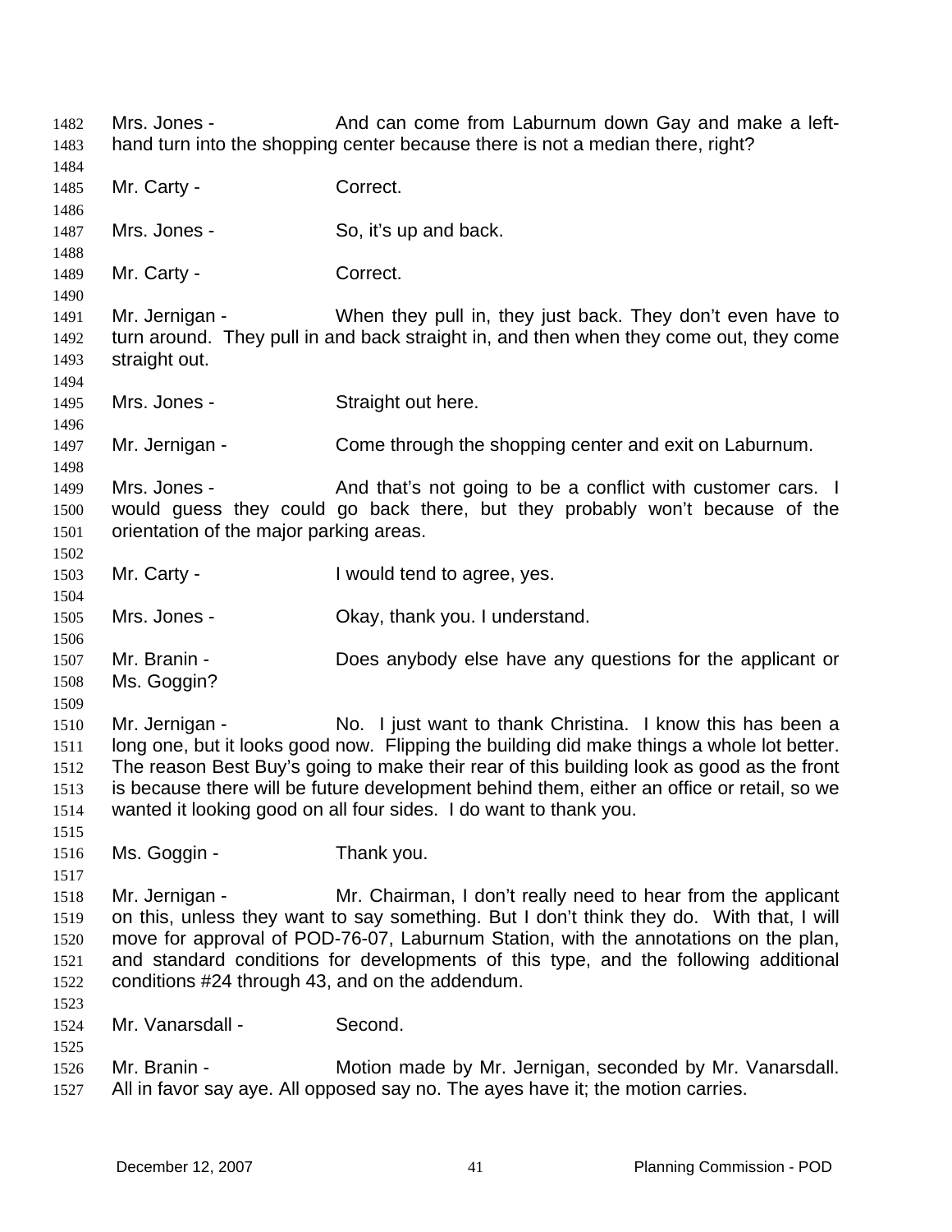Mrs. Jones - And can come from Laburnum down Gay and make a left-hand turn into the shopping center because there is not a median there, right?

Mr. Carty - Correct.

Mrs. Jones - So, it's up and back.

Mr. Carty - Correct.

Mr. Jernigan - When they pull in, they just back. They don't even have to turn around. They pull in and back straight in, and then when they come out, they come straight out.

Mrs. Jones - Straight out here.

Mr. Jernigan - Come through the shopping center and exit on Laburnum.

Mrs. Jones - And that's not going to be a conflict with customer cars. I would guess they could go back there, but they probably won't because of the orientation of the major parking areas.

Mr. Carty - I would tend to agree, yes.

Mrs. Jones - Okay, thank you. I understand.

Mr. Branin - Does anybody else have any questions for the applicant or Ms. Goggin?

Mr. Jernigan - No. I just want to thank Christina. I know this has been a long one, but it looks good now. Flipping the building did make things a whole lot better. The reason Best Buy's going to make their rear of this building look as good as the front is because there will be future development behind them, either an office or retail, so we wanted it looking good on all four sides. I do want to thank you.

Ms. Goggin - Thank you.

Mr. Jernigan - Mr. Chairman, I don't really need to hear from the applicant on this, unless they want to say something. But I don't think they do. With that, I will move for approval of POD-76-07, Laburnum Station, with the annotations on the plan, and standard conditions for developments of this type, and the following additional conditions #24 through 43, and on the addendum.

Mr. Vanarsdall - Second.

Mr. Branin - Motion made by Mr. Jernigan, seconded by Mr. Vanarsdall. All in favor say aye. All opposed say no. The ayes have it; the motion carries.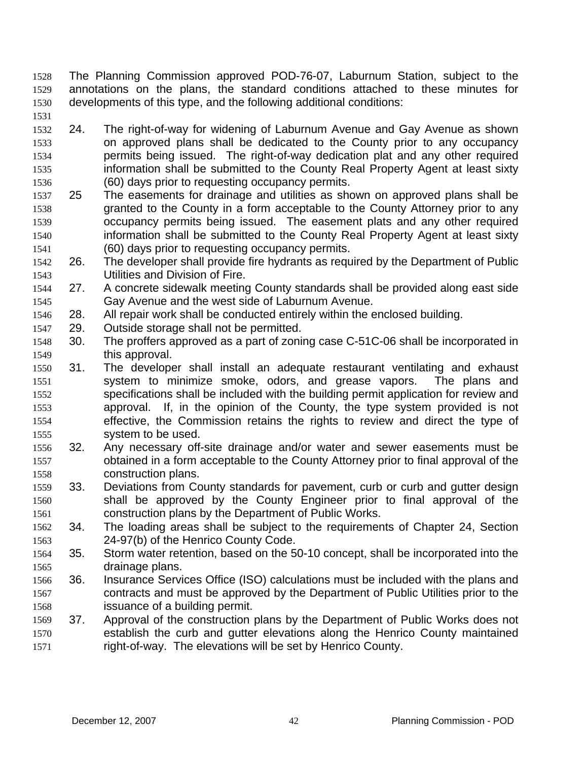The Planning Commission approved POD-76-07, Laburnum Station, subject to the annotations on the plans, the standard conditions attached to these minutes for developments of this type, and the following additional conditions:

24. The right-of-way for widening of Laburnum Avenue and Gay Avenue as shown on approved plans shall be dedicated to the County prior to any occupancy permits being issued. The right-of-way dedication plat and any other required information shall be submitted to the County Real Property Agent at least sixty (60) days prior to requesting occupancy permits.
25 The easements for drainage and utilities as shown on approved plans shall be granted to the County in a form acceptable to the County Attorney prior to any occupancy permits being issued. The easement plats and any other required information shall be submitted to the County Real Property Agent at least sixty (60) days prior to requesting occupancy permits.
26. The developer shall provide fire hydrants as required by the Department of Public Utilities and Division of Fire.
27. A concrete sidewalk meeting County standards shall be provided along east side Gay Avenue and the west side of Laburnum Avenue.
28. All repair work shall be conducted entirely within the enclosed building.
29. Outside storage shall not be permitted.
30. The proffers approved as a part of zoning case C-51C-06 shall be incorporated in this approval.
31. The developer shall install an adequate restaurant ventilating and exhaust system to minimize smoke, odors, and grease vapors. The plans and specifications shall be included with the building permit application for review and approval. If, in the opinion of the County, the type system provided is not effective, the Commission retains the rights to review and direct the type of system to be used.
32. Any necessary off-site drainage and/or water and sewer easements must be obtained in a form acceptable to the County Attorney prior to final approval of the construction plans.
33. Deviations from County standards for pavement, curb or curb and gutter design shall be approved by the County Engineer prior to final approval of the construction plans by the Department of Public Works.
34. The loading areas shall be subject to the requirements of Chapter 24, Section 24-97(b) of the Henrico County Code.
35. Storm water retention, based on the 50-10 concept, shall be incorporated into the drainage plans.
36. Insurance Services Office (ISO) calculations must be included with the plans and contracts and must be approved by the Department of Public Utilities prior to the issuance of a building permit.
37. Approval of the construction plans by the Department of Public Works does not establish the curb and gutter elevations along the Henrico County maintained right-of-way. The elevations will be set by Henrico County.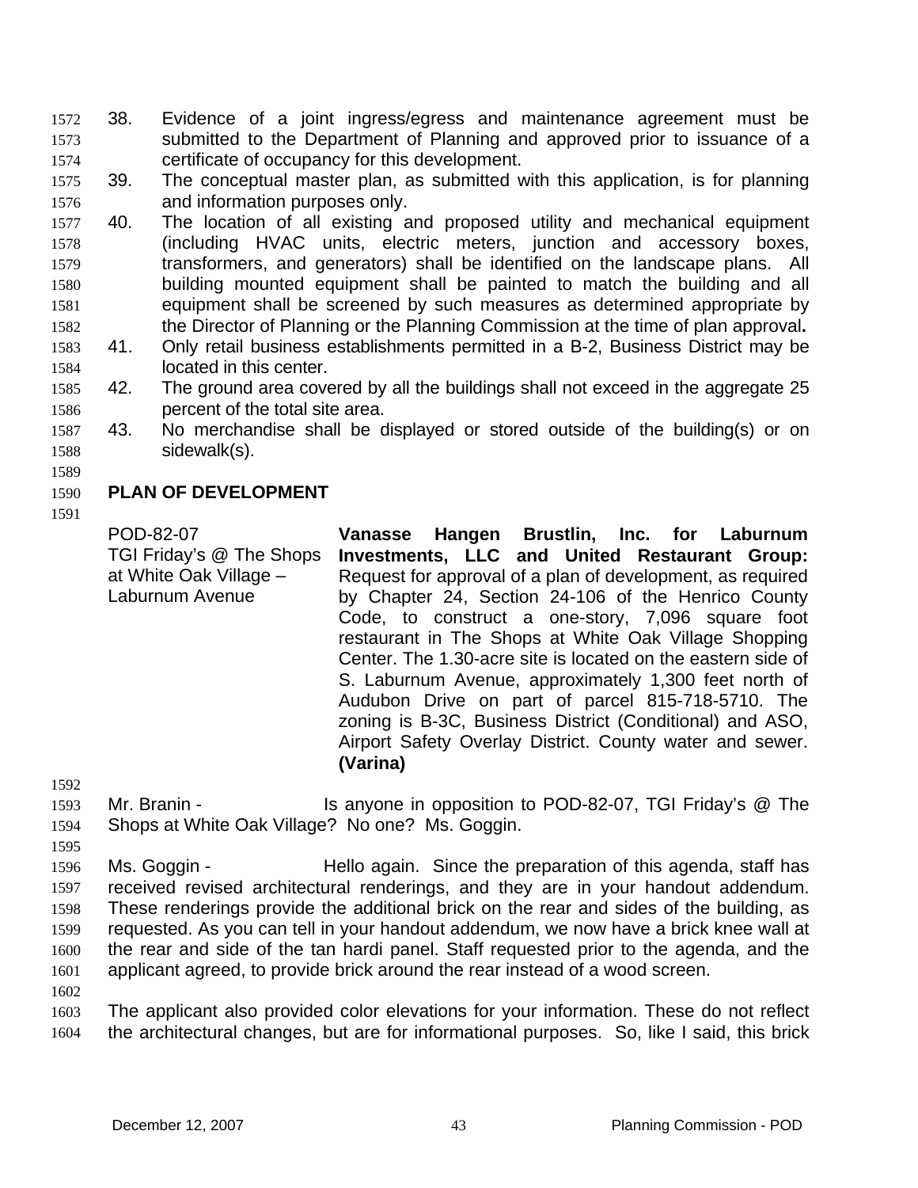38. Evidence of a joint ingress/egress and maintenance agreement must be submitted to the Department of Planning and approved prior to issuance of a certificate of occupancy for this development.
39. The conceptual master plan, as submitted with this application, is for planning and information purposes only.
40. The location of all existing and proposed utility and mechanical equipment (including HVAC units, electric meters, junction and accessory boxes, transformers, and generators) shall be identified on the landscape plans. All building mounted equipment shall be painted to match the building and all equipment shall be screened by such measures as determined appropriate by the Director of Planning or the Planning Commission at the time of plan approval**.**
41. Only retail business establishments permitted in a B-2, Business District may be located in this center.
42. The ground area covered by all the buildings shall not exceed in the aggregate 25 percent of the total site area.
43. No merchandise shall be displayed or stored outside of the building(s) or on sidewalk(s).

## PLAN OF DEVELOPMENT

POD-82-07
TGI Friday's @ The Shops at White Oak Village – Laburnum Avenue

**Vanasse Hangen Brustlin, Inc. for Laburnum Investments, LLC and United Restaurant Group:** Request for approval of a plan of development, as required by Chapter 24, Section 24-106 of the Henrico County Code, to construct a one-story, 7,096 square foot restaurant in The Shops at White Oak Village Shopping Center. The 1.30-acre site is located on the eastern side of S. Laburnum Avenue, approximately 1,300 feet north of Audubon Drive on part of parcel 815-718-5710. The zoning is B-3C, Business District (Conditional) and ASO, Airport Safety Overlay District. County water and sewer. **(Varina)**

Mr. Branin - Is anyone in opposition to POD-82-07, TGI Friday's @ The Shops at White Oak Village? No one? Ms. Goggin.

Ms. Goggin - Hello again. Since the preparation of this agenda, staff has received revised architectural renderings, and they are in your handout addendum. These renderings provide the additional brick on the rear and sides of the building, as requested. As you can tell in your handout addendum, we now have a brick knee wall at the rear and side of the tan hardi panel. Staff requested prior to the agenda, and the applicant agreed, to provide brick around the rear instead of a wood screen.

The applicant also provided color elevations for your information. These do not reflect the architectural changes, but are for informational purposes. So, like I said, this brick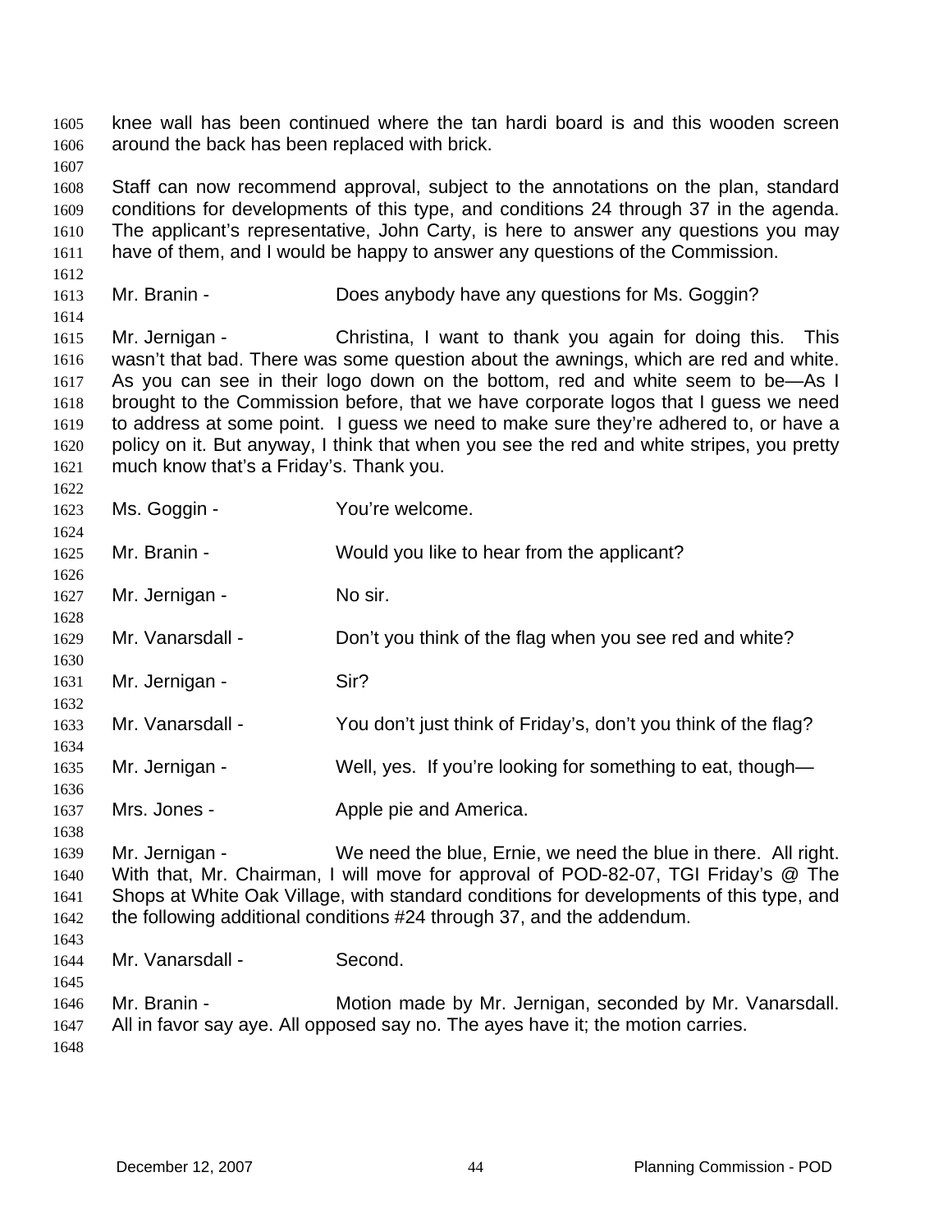knee wall has been continued where the tan hardi board is and this wooden screen around the back has been replaced with brick.

Staff can now recommend approval, subject to the annotations on the plan, standard conditions for developments of this type, and conditions 24 through 37 in the agenda. The applicant's representative, John Carty, is here to answer any questions you may have of them, and I would be happy to answer any questions of the Commission.

Mr. Branin - Does anybody have any questions for Ms. Goggin?

Mr. Jernigan - Christina, I want to thank you again for doing this. This wasn't that bad. There was some question about the awnings, which are red and white. As you can see in their logo down on the bottom, red and white seem to be—As I brought to the Commission before, that we have corporate logos that I guess we need to address at some point. I guess we need to make sure they're adhered to, or have a policy on it. But anyway, I think that when you see the red and white stripes, you pretty much know that's a Friday's. Thank you.

Ms. Goggin - You're welcome.

Mr. Branin - Would you like to hear from the applicant?

Mr. Jernigan - No sir.

Mr. Vanarsdall - Don't you think of the flag when you see red and white?

Mr. Jernigan - Sir?

Mr. Vanarsdall - You don't just think of Friday's, don't you think of the flag?

Mr. Jernigan - Well, yes. If you're looking for something to eat, though—

Mrs. Jones - Apple pie and America.

Mr. Jernigan - We need the blue, Ernie, we need the blue in there. All right. With that, Mr. Chairman, I will move for approval of POD-82-07, TGI Friday's @ The Shops at White Oak Village, with standard conditions for developments of this type, and the following additional conditions #24 through 37, and the addendum.

Mr. Vanarsdall - Second.

Mr. Branin - Motion made by Mr. Jernigan, seconded by Mr. Vanarsdall. All in favor say aye. All opposed say no. The ayes have it; the motion carries.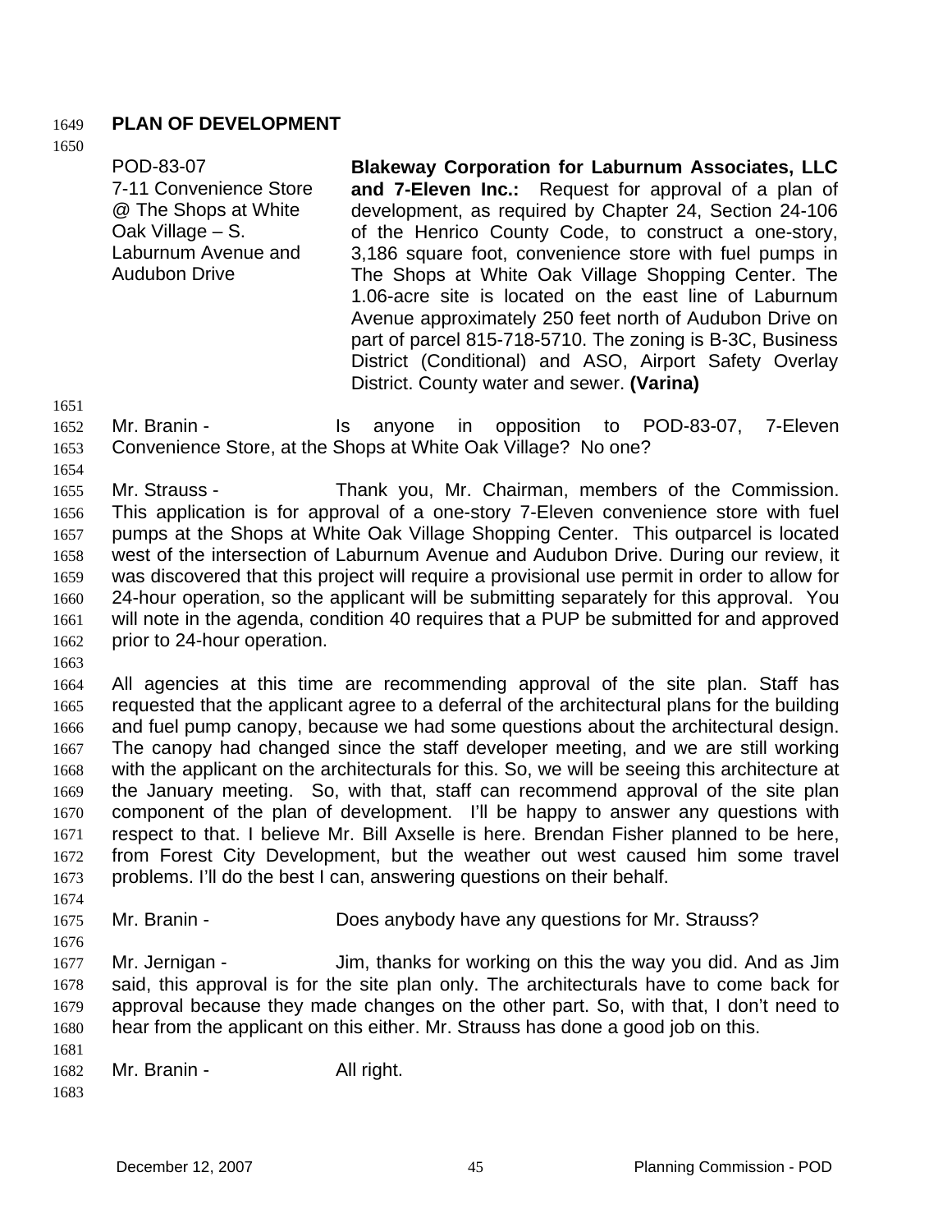## PLAN OF DEVELOPMENT

| | |
|---|---|
| POD-83-07<br>7-11 Convenience Store @ The Shops at White Oak Village – S. Laburnum Avenue and Audubon Drive | **Blakeway Corporation for Laburnum Associates, LLC and 7-Eleven Inc.:** Request for approval of a plan of development, as required by Chapter 24, Section 24-106 of the Henrico County Code, to construct a one-story, 3,186 square foot, convenience store with fuel pumps in The Shops at White Oak Village Shopping Center. The 1.06-acre site is located on the east line of Laburnum Avenue approximately 250 feet north of Audubon Drive on part of parcel 815-718-5710. The zoning is B-3C, Business District (Conditional) and ASO, Airport Safety Overlay District. County water and sewer. **(Varina)** |

Mr. Branin - Is anyone in opposition to POD-83-07, 7-Eleven Convenience Store, at the Shops at White Oak Village? No one?

Mr. Strauss - Thank you, Mr. Chairman, members of the Commission. This application is for approval of a one-story 7-Eleven convenience store with fuel pumps at the Shops at White Oak Village Shopping Center. This outparcel is located west of the intersection of Laburnum Avenue and Audubon Drive. During our review, it was discovered that this project will require a provisional use permit in order to allow for 24-hour operation, so the applicant will be submitting separately for this approval. You will note in the agenda, condition 40 requires that a PUP be submitted for and approved prior to 24-hour operation.

All agencies at this time are recommending approval of the site plan. Staff has requested that the applicant agree to a deferral of the architectural plans for the building and fuel pump canopy, because we had some questions about the architectural design. The canopy had changed since the staff developer meeting, and we are still working with the applicant on the architecturals for this. So, we will be seeing this architecture at the January meeting. So, with that, staff can recommend approval of the site plan component of the plan of development. I'll be happy to answer any questions with respect to that. I believe Mr. Bill Axselle is here. Brendan Fisher planned to be here, from Forest City Development, but the weather out west caused him some travel problems. I'll do the best I can, answering questions on their behalf.

Mr. Branin - Does anybody have any questions for Mr. Strauss?

Mr. Jernigan - Jim, thanks for working on this the way you did. And as Jim said, this approval is for the site plan only. The architecturals have to come back for approval because they made changes on the other part. So, with that, I don't need to hear from the applicant on this either. Mr. Strauss has done a good job on this.

Mr. Branin - All right.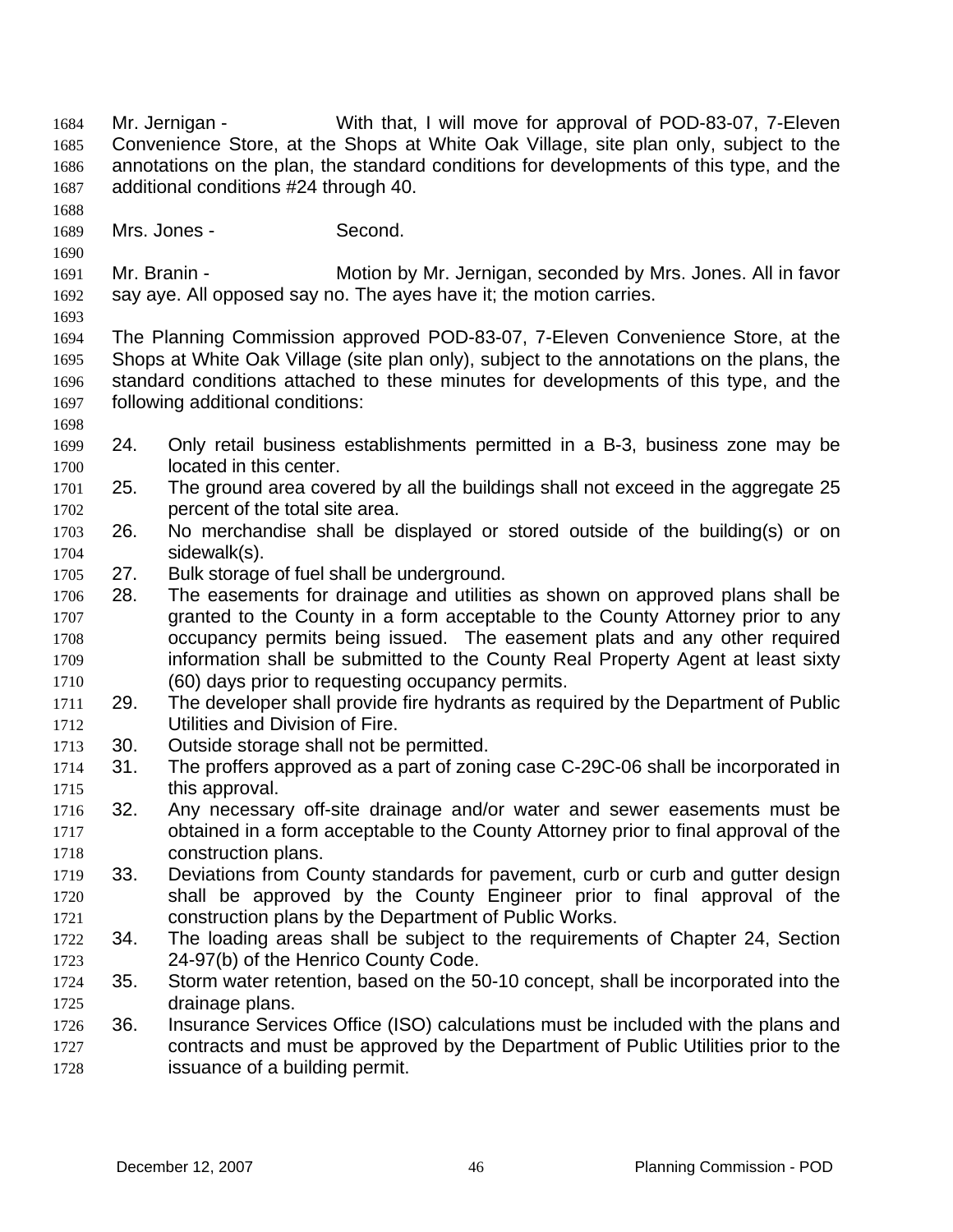Mr. Jernigan - With that, I will move for approval of POD-83-07, 7-Eleven Convenience Store, at the Shops at White Oak Village, site plan only, subject to the annotations on the plan, the standard conditions for developments of this type, and the additional conditions #24 through 40.

Mrs. Jones - Second.

Mr. Branin - Motion by Mr. Jernigan, seconded by Mrs. Jones. All in favor say aye. All opposed say no. The ayes have it; the motion carries.

The Planning Commission approved POD-83-07, 7-Eleven Convenience Store, at the Shops at White Oak Village (site plan only), subject to the annotations on the plans, the standard conditions attached to these minutes for developments of this type, and the following additional conditions:

24. Only retail business establishments permitted in a B-3, business zone may be located in this center.
25. The ground area covered by all the buildings shall not exceed in the aggregate 25 percent of the total site area.
26. No merchandise shall be displayed or stored outside of the building(s) or on sidewalk(s).
27. Bulk storage of fuel shall be underground.
28. The easements for drainage and utilities as shown on approved plans shall be granted to the County in a form acceptable to the County Attorney prior to any occupancy permits being issued. The easement plats and any other required information shall be submitted to the County Real Property Agent at least sixty (60) days prior to requesting occupancy permits.
29. The developer shall provide fire hydrants as required by the Department of Public Utilities and Division of Fire.
30. Outside storage shall not be permitted.
31. The proffers approved as a part of zoning case C-29C-06 shall be incorporated in this approval.
32. Any necessary off-site drainage and/or water and sewer easements must be obtained in a form acceptable to the County Attorney prior to final approval of the construction plans.
33. Deviations from County standards for pavement, curb or curb and gutter design shall be approved by the County Engineer prior to final approval of the construction plans by the Department of Public Works.
34. The loading areas shall be subject to the requirements of Chapter 24, Section 24-97(b) of the Henrico County Code.
35. Storm water retention, based on the 50-10 concept, shall be incorporated into the drainage plans.
36. Insurance Services Office (ISO) calculations must be included with the plans and contracts and must be approved by the Department of Public Utilities prior to the issuance of a building permit.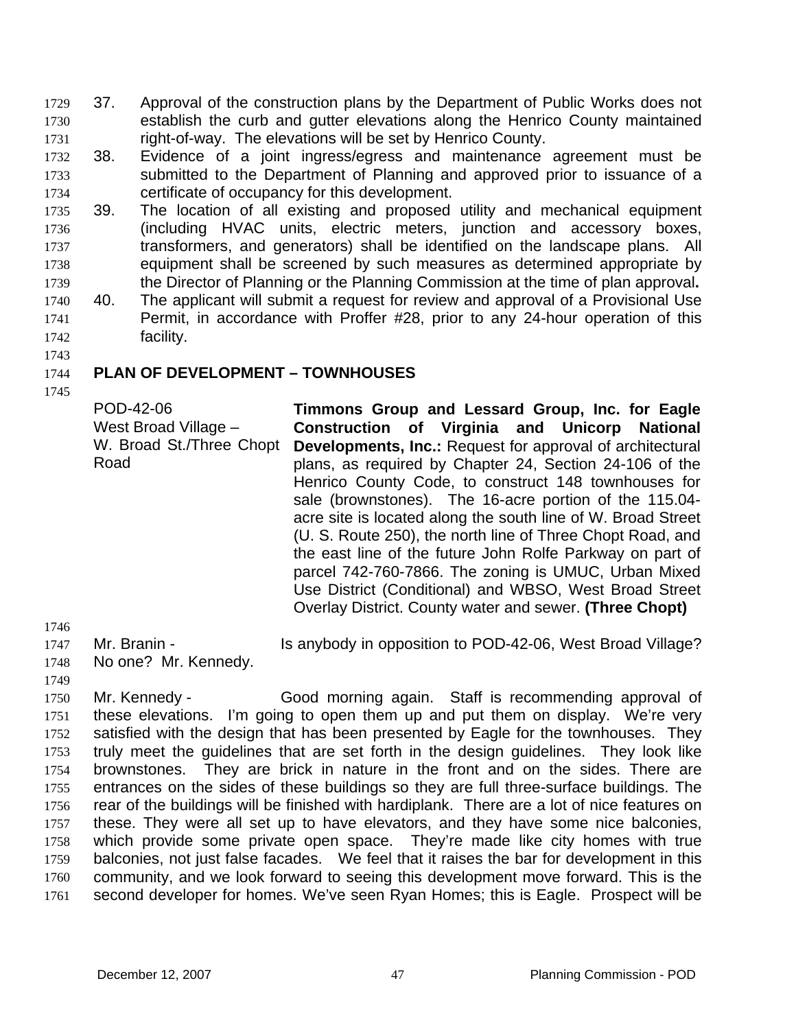37. Approval of the construction plans by the Department of Public Works does not establish the curb and gutter elevations along the Henrico County maintained right-of-way. The elevations will be set by Henrico County.
38. Evidence of a joint ingress/egress and maintenance agreement must be submitted to the Department of Planning and approved prior to issuance of a certificate of occupancy for this development.
39. The location of all existing and proposed utility and mechanical equipment (including HVAC units, electric meters, junction and accessory boxes, transformers, and generators) shall be identified on the landscape plans. All equipment shall be screened by such measures as determined appropriate by the Director of Planning or the Planning Commission at the time of plan approval**.**
40. The applicant will submit a request for review and approval of a Provisional Use Permit, in accordance with Proffer #28, prior to any 24-hour operation of this facility.

## PLAN OF DEVELOPMENT – TOWNHOUSES

POD-42-06
West Broad Village –
W. Broad St./Three Chopt Road

**Timmons Group and Lessard Group, Inc. for Eagle Construction of Virginia and Unicorp National Developments, Inc.:** Request for approval of architectural plans, as required by Chapter 24, Section 24-106 of the Henrico County Code, to construct 148 townhouses for sale (brownstones). The 16-acre portion of the 115.04-acre site is located along the south line of W. Broad Street (U. S. Route 250), the north line of Three Chopt Road, and the east line of the future John Rolfe Parkway on part of parcel 742-760-7866. The zoning is UMUC, Urban Mixed Use District (Conditional) and WBSO, West Broad Street Overlay District. County water and sewer. **(Three Chopt)**

Mr. Branin - Is anybody in opposition to POD-42-06, West Broad Village? No one? Mr. Kennedy.

Mr. Kennedy - Good morning again. Staff is recommending approval of these elevations. I'm going to open them up and put them on display. We're very satisfied with the design that has been presented by Eagle for the townhouses. They truly meet the guidelines that are set forth in the design guidelines. They look like brownstones. They are brick in nature in the front and on the sides. There are entrances on the sides of these buildings so they are full three-surface buildings. The rear of the buildings will be finished with hardiplank. There are a lot of nice features on these. They were all set up to have elevators, and they have some nice balconies, which provide some private open space. They're made like city homes with true balconies, not just false facades. We feel that it raises the bar for development in this community, and we look forward to seeing this development move forward. This is the second developer for homes. We've seen Ryan Homes; this is Eagle. Prospect will be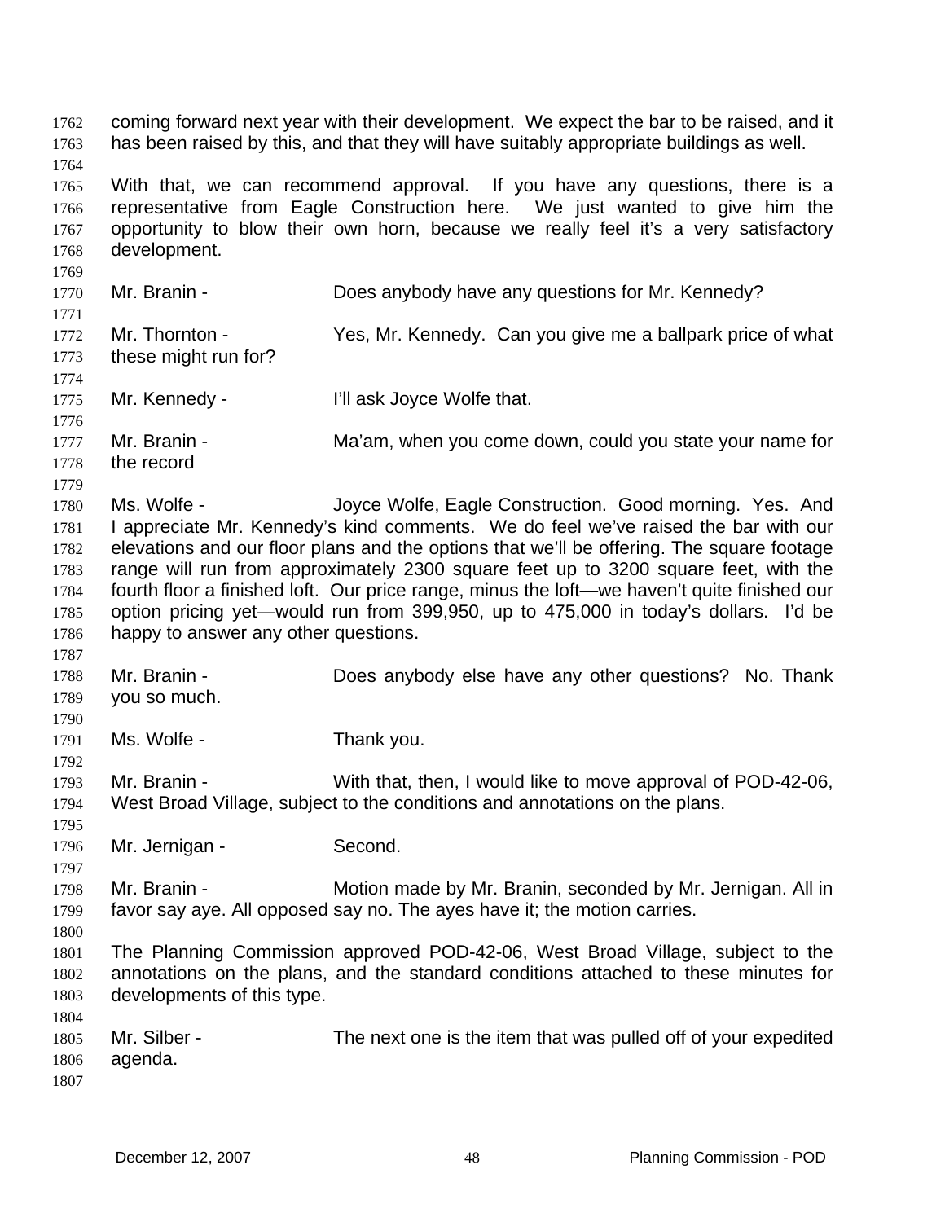coming forward next year with their development. We expect the bar to be raised, and it has been raised by this, and that they will have suitably appropriate buildings as well.

With that, we can recommend approval. If you have any questions, there is a representative from Eagle Construction here. We just wanted to give him the opportunity to blow their own horn, because we really feel it's a very satisfactory development.

Mr. Branin - Does anybody have any questions for Mr. Kennedy?

Mr. Thornton - Yes, Mr. Kennedy. Can you give me a ballpark price of what these might run for?

Mr. Kennedy - I'll ask Joyce Wolfe that.

Mr. Branin - Ma'am, when you come down, could you state your name for the record

Ms. Wolfe - Joyce Wolfe, Eagle Construction. Good morning. Yes. And I appreciate Mr. Kennedy's kind comments. We do feel we've raised the bar with our elevations and our floor plans and the options that we'll be offering. The square footage range will run from approximately 2300 square feet up to 3200 square feet, with the fourth floor a finished loft. Our price range, minus the loft—we haven't quite finished our option pricing yet—would run from 399,950, up to 475,000 in today's dollars. I'd be happy to answer any other questions.

Mr. Branin - Does anybody else have any other questions? No. Thank you so much.

Ms. Wolfe - Thank you.

Mr. Branin - With that, then, I would like to move approval of POD-42-06, West Broad Village, subject to the conditions and annotations on the plans.

Mr. Jernigan - Second.

Mr. Branin - Motion made by Mr. Branin, seconded by Mr. Jernigan. All in favor say aye. All opposed say no. The ayes have it; the motion carries.

The Planning Commission approved POD-42-06, West Broad Village, subject to the annotations on the plans, and the standard conditions attached to these minutes for developments of this type.

Mr. Silber - The next one is the item that was pulled off of your expedited agenda.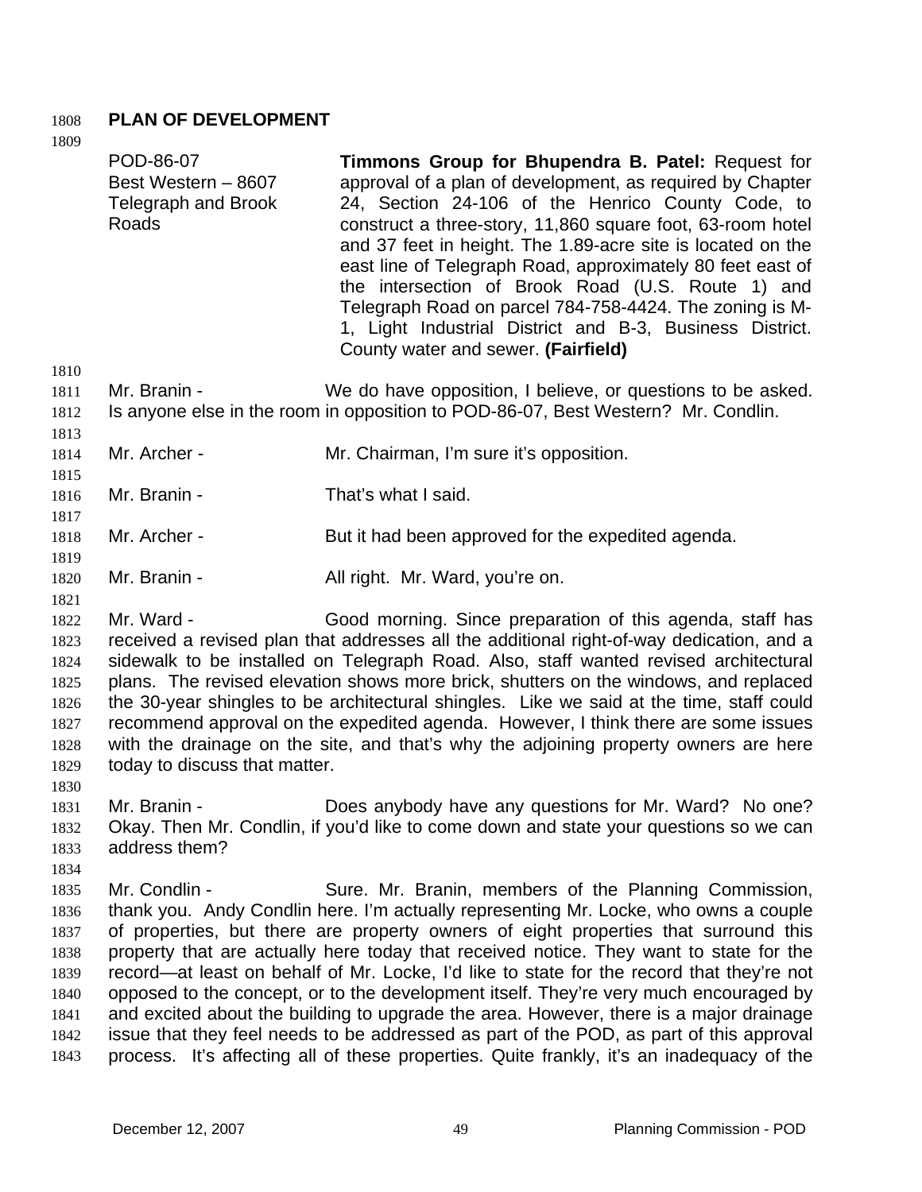## PLAN OF DEVELOPMENT

| | |
|---|---|
| POD-86-07<br>Best Western – 8607 Telegraph and Brook Roads | **Timmons Group for Bhupendra B. Patel:** Request for approval of a plan of development, as required by Chapter 24, Section 24-106 of the Henrico County Code, to construct a three-story, 11,860 square foot, 63-room hotel and 37 feet in height. The 1.89-acre site is located on the east line of Telegraph Road, approximately 80 feet east of the intersection of Brook Road (U.S. Route 1) and Telegraph Road on parcel 784-758-4424. The zoning is M-1, Light Industrial District and B-3, Business District. County water and sewer. **(Fairfield)** |

Mr. Branin - We do have opposition, I believe, or questions to be asked. Is anyone else in the room in opposition to POD-86-07, Best Western? Mr. Condlin.

Mr. Archer - Mr. Chairman, I'm sure it's opposition.

Mr. Branin - That's what I said.

Mr. Archer - But it had been approved for the expedited agenda.

Mr. Branin - All right. Mr. Ward, you're on.

Mr. Ward - Good morning. Since preparation of this agenda, staff has received a revised plan that addresses all the additional right-of-way dedication, and a sidewalk to be installed on Telegraph Road. Also, staff wanted revised architectural plans. The revised elevation shows more brick, shutters on the windows, and replaced the 30-year shingles to be architectural shingles. Like we said at the time, staff could recommend approval on the expedited agenda. However, I think there are some issues with the drainage on the site, and that's why the adjoining property owners are here today to discuss that matter.

Mr. Branin - Does anybody have any questions for Mr. Ward? No one? Okay. Then Mr. Condlin, if you'd like to come down and state your questions so we can address them?

Mr. Condlin - Sure. Mr. Branin, members of the Planning Commission, thank you. Andy Condlin here. I'm actually representing Mr. Locke, who owns a couple of properties, but there are property owners of eight properties that surround this property that are actually here today that received notice. They want to state for the record—at least on behalf of Mr. Locke, I'd like to state for the record that they're not opposed to the concept, or to the development itself. They're very much encouraged by and excited about the building to upgrade the area. However, there is a major drainage issue that they feel needs to be addressed as part of the POD, as part of this approval process. It's affecting all of these properties. Quite frankly, it's an inadequacy of the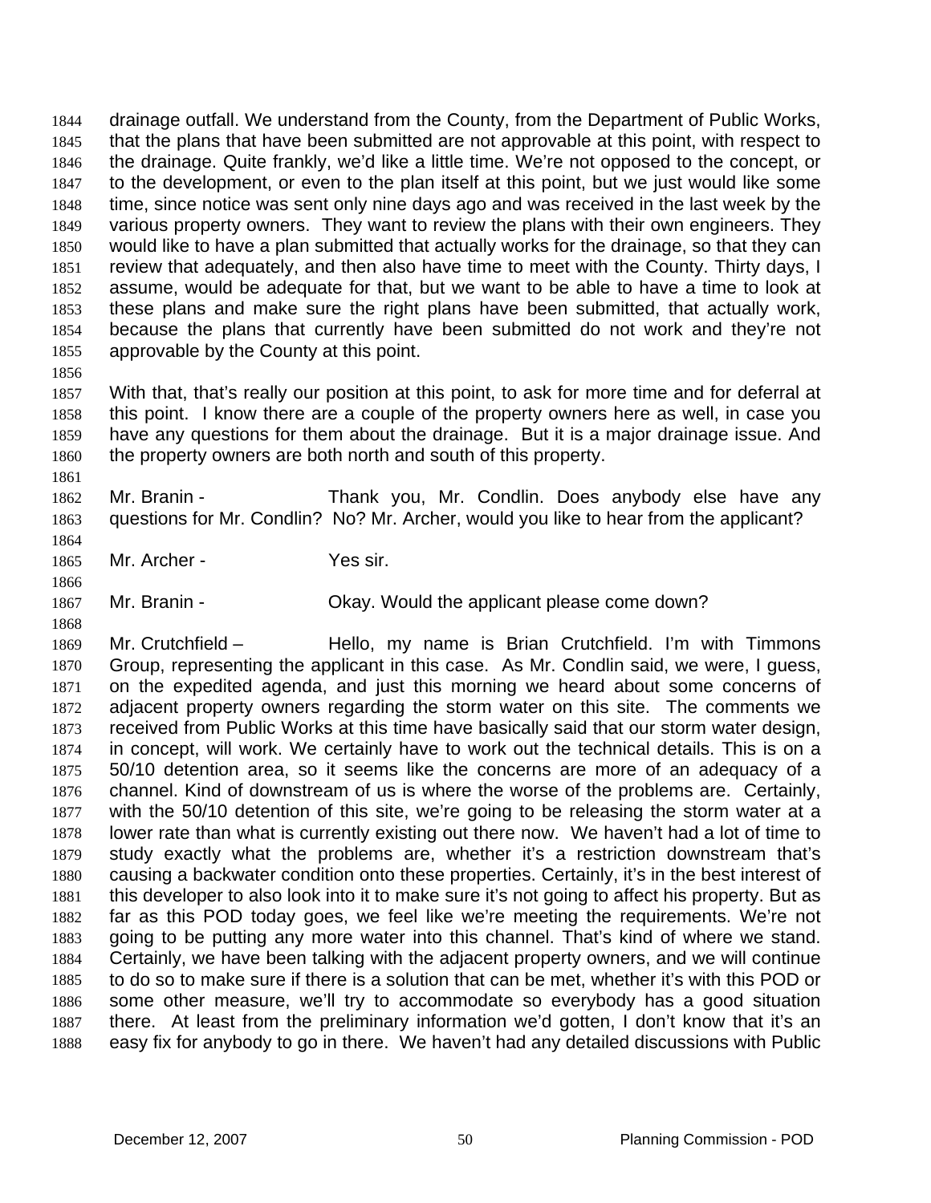drainage outfall. We understand from the County, from the Department of Public Works, that the plans that have been submitted are not approvable at this point, with respect to the drainage. Quite frankly, we'd like a little time. We're not opposed to the concept, or to the development, or even to the plan itself at this point, but we just would like some time, since notice was sent only nine days ago and was received in the last week by the various property owners. They want to review the plans with their own engineers. They would like to have a plan submitted that actually works for the drainage, so that they can review that adequately, and then also have time to meet with the County. Thirty days, I assume, would be adequate for that, but we want to be able to have a time to look at these plans and make sure the right plans have been submitted, that actually work, because the plans that currently have been submitted do not work and they're not approvable by the County at this point.

With that, that's really our position at this point, to ask for more time and for deferral at this point. I know there are a couple of the property owners here as well, in case you have any questions for them about the drainage. But it is a major drainage issue. And the property owners are both north and south of this property.

Mr. Branin - Thank you, Mr. Condlin. Does anybody else have any questions for Mr. Condlin? No? Mr. Archer, would you like to hear from the applicant?

Mr. Archer - Yes sir.

Mr. Branin - Okay. Would the applicant please come down?

Mr. Crutchfield – Hello, my name is Brian Crutchfield. I'm with Timmons Group, representing the applicant in this case. As Mr. Condlin said, we were, I guess, on the expedited agenda, and just this morning we heard about some concerns of adjacent property owners regarding the storm water on this site. The comments we received from Public Works at this time have basically said that our storm water design, in concept, will work. We certainly have to work out the technical details. This is on a 50/10 detention area, so it seems like the concerns are more of an adequacy of a channel. Kind of downstream of us is where the worse of the problems are. Certainly, with the 50/10 detention of this site, we're going to be releasing the storm water at a lower rate than what is currently existing out there now. We haven't had a lot of time to study exactly what the problems are, whether it's a restriction downstream that's causing a backwater condition onto these properties. Certainly, it's in the best interest of this developer to also look into it to make sure it's not going to affect his property. But as far as this POD today goes, we feel like we're meeting the requirements. We're not going to be putting any more water into this channel. That's kind of where we stand. Certainly, we have been talking with the adjacent property owners, and we will continue to do so to make sure if there is a solution that can be met, whether it's with this POD or some other measure, we'll try to accommodate so everybody has a good situation there. At least from the preliminary information we'd gotten, I don't know that it's an easy fix for anybody to go in there. We haven't had any detailed discussions with Public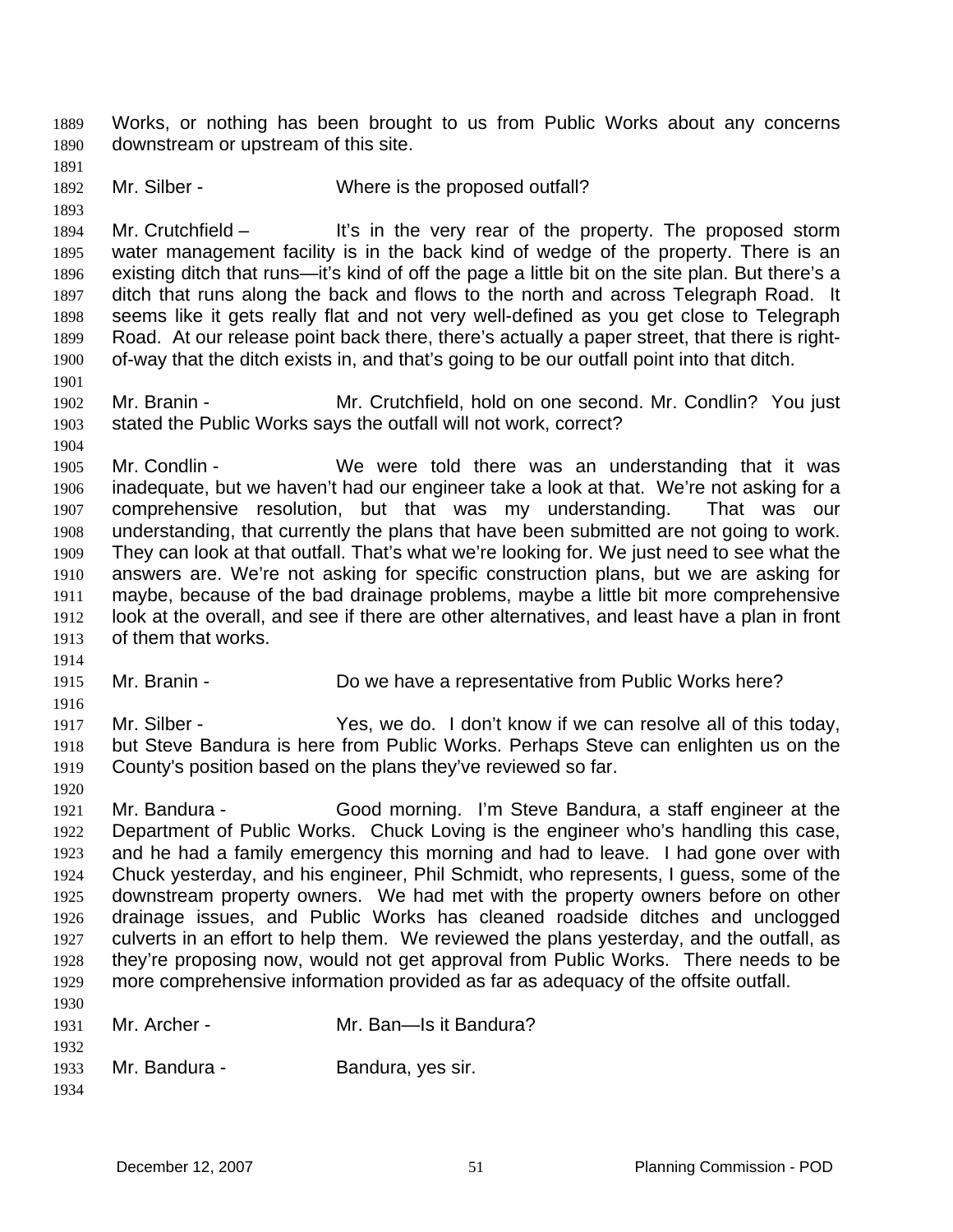Works, or nothing has been brought to us from Public Works about any concerns downstream or upstream of this site.

Mr. Silber - Where is the proposed outfall?

Mr. Crutchfield – It's in the very rear of the property. The proposed storm water management facility is in the back kind of wedge of the property. There is an existing ditch that runs—it's kind of off the page a little bit on the site plan. But there's a ditch that runs along the back and flows to the north and across Telegraph Road. It seems like it gets really flat and not very well-defined as you get close to Telegraph Road. At our release point back there, there's actually a paper street, that there is right-of-way that the ditch exists in, and that's going to be our outfall point into that ditch.

Mr. Branin - Mr. Crutchfield, hold on one second. Mr. Condlin? You just stated the Public Works says the outfall will not work, correct?

Mr. Condlin - We were told there was an understanding that it was inadequate, but we haven't had our engineer take a look at that. We're not asking for a comprehensive resolution, but that was my understanding. That was our understanding, that currently the plans that have been submitted are not going to work. They can look at that outfall. That's what we're looking for. We just need to see what the answers are. We're not asking for specific construction plans, but we are asking for maybe, because of the bad drainage problems, maybe a little bit more comprehensive look at the overall, and see if there are other alternatives, and least have a plan in front of them that works.

Mr. Branin - Do we have a representative from Public Works here?

Mr. Silber - Yes, we do. I don't know if we can resolve all of this today, but Steve Bandura is here from Public Works. Perhaps Steve can enlighten us on the County's position based on the plans they've reviewed so far.

Mr. Bandura - Good morning. I'm Steve Bandura, a staff engineer at the Department of Public Works. Chuck Loving is the engineer who's handling this case, and he had a family emergency this morning and had to leave. I had gone over with Chuck yesterday, and his engineer, Phil Schmidt, who represents, I guess, some of the downstream property owners. We had met with the property owners before on other drainage issues, and Public Works has cleaned roadside ditches and unclogged culverts in an effort to help them. We reviewed the plans yesterday, and the outfall, as they're proposing now, would not get approval from Public Works. There needs to be more comprehensive information provided as far as adequacy of the offsite outfall.

Mr. Archer - Mr. Ban—Is it Bandura?

Mr. Bandura - Bandura, yes sir.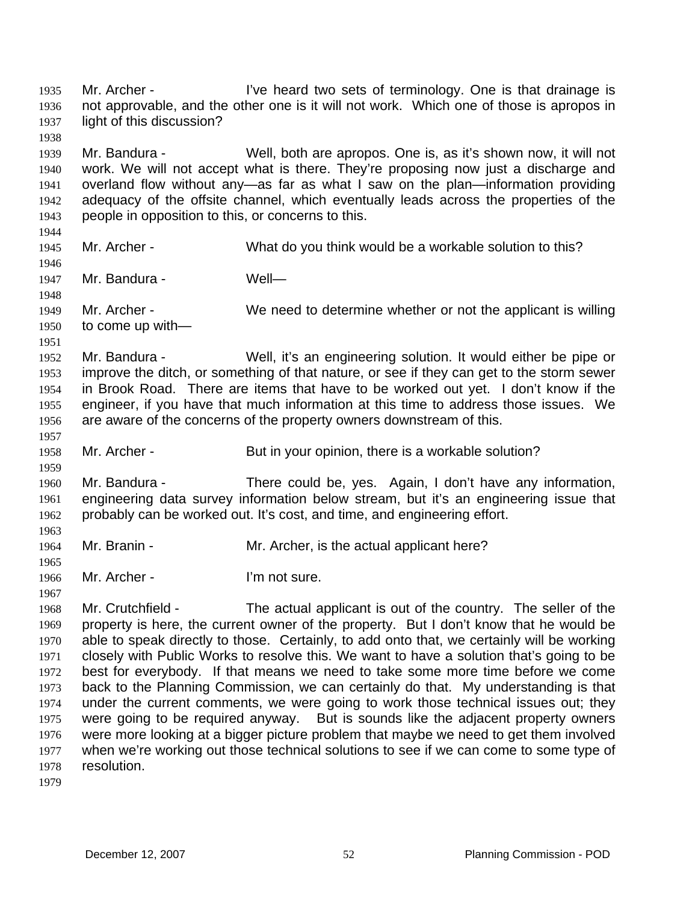Mr. Archer - I've heard two sets of terminology. One is that drainage is not approvable, and the other one is it will not work. Which one of those is apropos in light of this discussion?

Mr. Bandura - Well, both are apropos. One is, as it's shown now, it will not work. We will not accept what is there. They're proposing now just a discharge and overland flow without any—as far as what I saw on the plan—information providing adequacy of the offsite channel, which eventually leads across the properties of the people in opposition to this, or concerns to this.

Mr. Archer - What do you think would be a workable solution to this?

Mr. Bandura - Well—

Mr. Archer - We need to determine whether or not the applicant is willing to come up with—

Mr. Bandura - Well, it's an engineering solution. It would either be pipe or improve the ditch, or something of that nature, or see if they can get to the storm sewer in Brook Road. There are items that have to be worked out yet. I don't know if the engineer, if you have that much information at this time to address those issues. We are aware of the concerns of the property owners downstream of this.

Mr. Archer - But in your opinion, there is a workable solution?

Mr. Bandura - There could be, yes. Again, I don't have any information, engineering data survey information below stream, but it's an engineering issue that probably can be worked out. It's cost, and time, and engineering effort.

Mr. Branin - Mr. Archer, is the actual applicant here?

Mr. Archer - I'm not sure.

Mr. Crutchfield - The actual applicant is out of the country. The seller of the property is here, the current owner of the property. But I don't know that he would be able to speak directly to those. Certainly, to add onto that, we certainly will be working closely with Public Works to resolve this. We want to have a solution that's going to be best for everybody. If that means we need to take some more time before we come back to the Planning Commission, we can certainly do that. My understanding is that under the current comments, we were going to work those technical issues out; they were going to be required anyway. But is sounds like the adjacent property owners were more looking at a bigger picture problem that maybe we need to get them involved when we're working out those technical solutions to see if we can come to some type of resolution.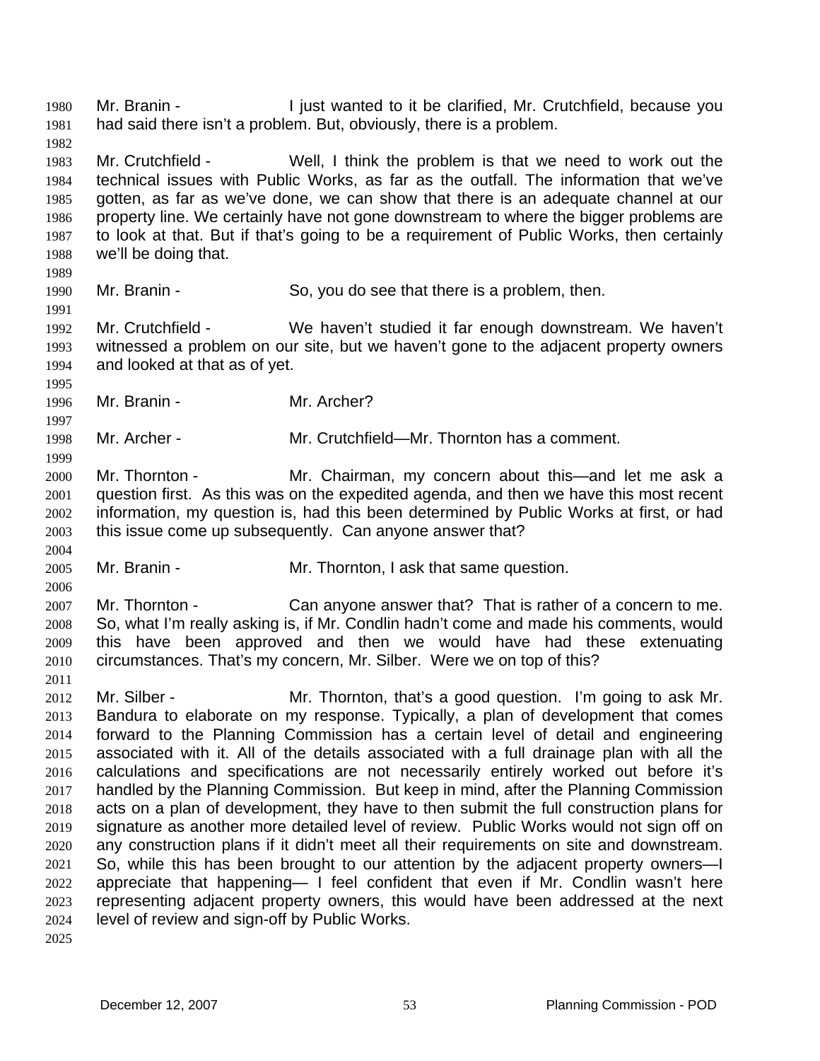Mr. Branin - I just wanted to it be clarified, Mr. Crutchfield, because you had said there isn't a problem. But, obviously, there is a problem.

Mr. Crutchfield - Well, I think the problem is that we need to work out the technical issues with Public Works, as far as the outfall. The information that we've gotten, as far as we've done, we can show that there is an adequate channel at our property line. We certainly have not gone downstream to where the bigger problems are to look at that. But if that's going to be a requirement of Public Works, then certainly we'll be doing that.

Mr. Branin - So, you do see that there is a problem, then.

Mr. Crutchfield - We haven't studied it far enough downstream. We haven't witnessed a problem on our site, but we haven't gone to the adjacent property owners and looked at that as of yet.

Mr. Branin - Mr. Archer?

Mr. Archer - Mr. Crutchfield—Mr. Thornton has a comment.

Mr. Thornton - Mr. Chairman, my concern about this—and let me ask a question first. As this was on the expedited agenda, and then we have this most recent information, my question is, had this been determined by Public Works at first, or had this issue come up subsequently. Can anyone answer that?

Mr. Branin - Mr. Thornton, I ask that same question.

Mr. Thornton - Can anyone answer that? That is rather of a concern to me. So, what I'm really asking is, if Mr. Condlin hadn't come and made his comments, would this have been approved and then we would have had these extenuating circumstances. That's my concern, Mr. Silber. Were we on top of this?

Mr. Silber - Mr. Thornton, that's a good question. I'm going to ask Mr. Bandura to elaborate on my response. Typically, a plan of development that comes forward to the Planning Commission has a certain level of detail and engineering associated with it. All of the details associated with a full drainage plan with all the calculations and specifications are not necessarily entirely worked out before it's handled by the Planning Commission. But keep in mind, after the Planning Commission acts on a plan of development, they have to then submit the full construction plans for signature as another more detailed level of review. Public Works would not sign off on any construction plans if it didn't meet all their requirements on site and downstream. So, while this has been brought to our attention by the adjacent property owners—I appreciate that happening— I feel confident that even if Mr. Condlin wasn't here representing adjacent property owners, this would have been addressed at the next level of review and sign-off by Public Works.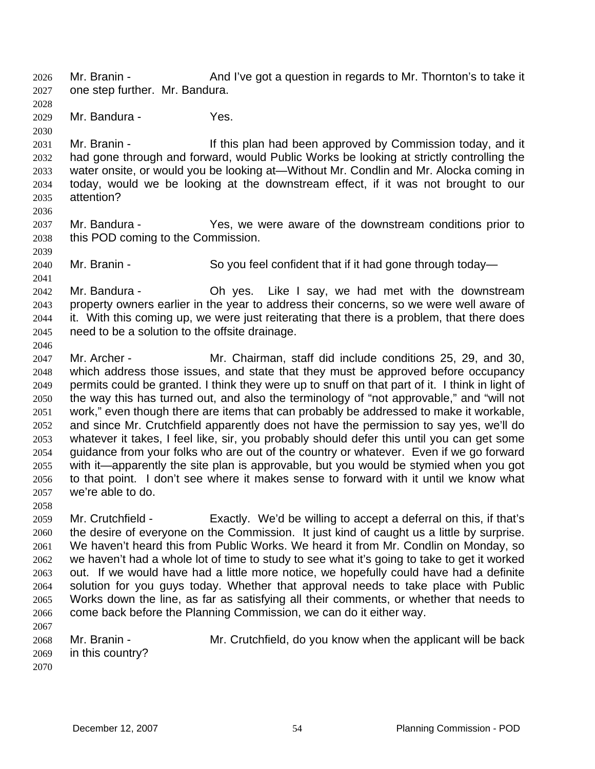Mr. Branin - And I've got a question in regards to Mr. Thornton's to take it one step further. Mr. Bandura.

Mr. Bandura - Yes.

Mr. Branin - If this plan had been approved by Commission today, and it had gone through and forward, would Public Works be looking at strictly controlling the water onsite, or would you be looking at—Without Mr. Condlin and Mr. Alocka coming in today, would we be looking at the downstream effect, if it was not brought to our attention?

Mr. Bandura - Yes, we were aware of the downstream conditions prior to this POD coming to the Commission.

Mr. Branin - So you feel confident that if it had gone through today—

Mr. Bandura - Oh yes. Like I say, we had met with the downstream property owners earlier in the year to address their concerns, so we were well aware of it. With this coming up, we were just reiterating that there is a problem, that there does need to be a solution to the offsite drainage.

Mr. Archer - Mr. Chairman, staff did include conditions 25, 29, and 30, which address those issues, and state that they must be approved before occupancy permits could be granted. I think they were up to snuff on that part of it. I think in light of the way this has turned out, and also the terminology of "not approvable," and "will not work," even though there are items that can probably be addressed to make it workable, and since Mr. Crutchfield apparently does not have the permission to say yes, we'll do whatever it takes, I feel like, sir, you probably should defer this until you can get some guidance from your folks who are out of the country or whatever. Even if we go forward with it—apparently the site plan is approvable, but you would be stymied when you got to that point. I don't see where it makes sense to forward with it until we know what we're able to do.

Mr. Crutchfield - Exactly. We'd be willing to accept a deferral on this, if that's the desire of everyone on the Commission. It just kind of caught us a little by surprise. We haven't heard this from Public Works. We heard it from Mr. Condlin on Monday, so we haven't had a whole lot of time to study to see what it's going to take to get it worked out. If we would have had a little more notice, we hopefully could have had a definite solution for you guys today. Whether that approval needs to take place with Public Works down the line, as far as satisfying all their comments, or whether that needs to come back before the Planning Commission, we can do it either way.

Mr. Branin - Mr. Crutchfield, do you know when the applicant will be back in this country?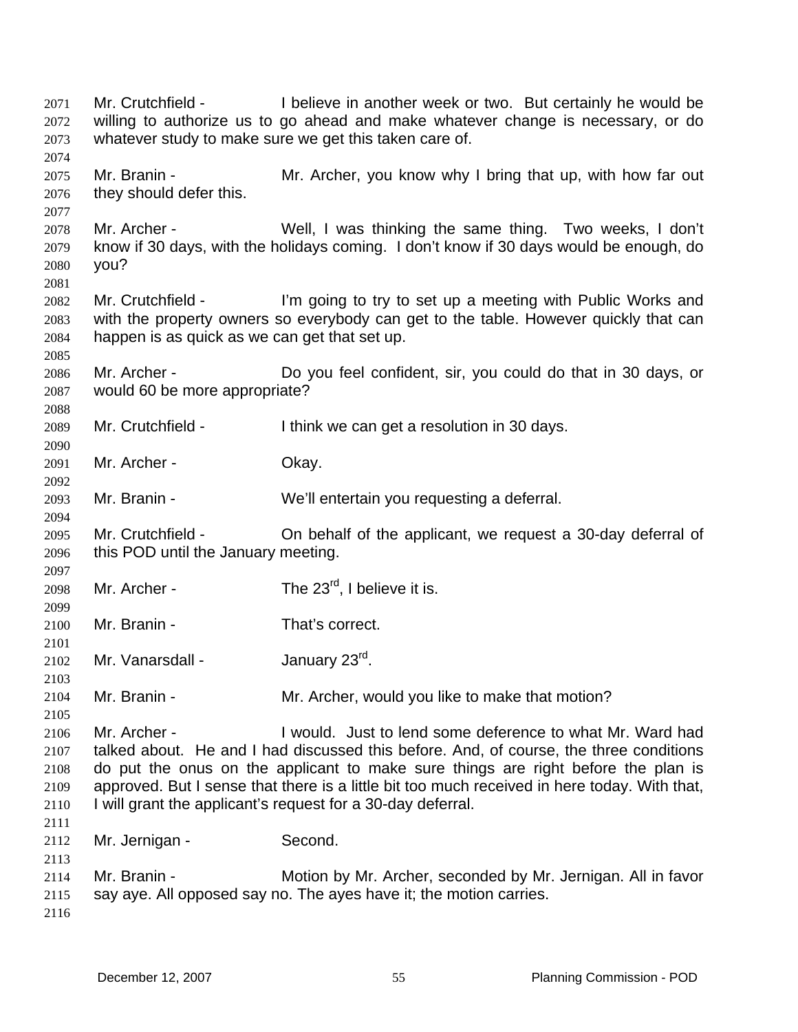Mr. Crutchfield - I believe in another week or two. But certainly he would be willing to authorize us to go ahead and make whatever change is necessary, or do whatever study to make sure we get this taken care of.

Mr. Branin - Mr. Archer, you know why I bring that up, with how far out they should defer this.

Mr. Archer - Well, I was thinking the same thing. Two weeks, I don't know if 30 days, with the holidays coming. I don't know if 30 days would be enough, do you?

Mr. Crutchfield - I'm going to try to set up a meeting with Public Works and with the property owners so everybody can get to the table. However quickly that can happen is as quick as we can get that set up.

Mr. Archer - Do you feel confident, sir, you could do that in 30 days, or would 60 be more appropriate?

Mr. Crutchfield - I think we can get a resolution in 30 days.

Mr. Archer - Okay.

Mr. Branin - We'll entertain you requesting a deferral.

Mr. Crutchfield - On behalf of the applicant, we request a 30-day deferral of this POD until the January meeting.

Mr. Archer - The 23rd, I believe it is.

Mr. Branin - That's correct.

Mr. Vanarsdall - January 23rd.

Mr. Branin - Mr. Archer, would you like to make that motion?

Mr. Archer - I would. Just to lend some deference to what Mr. Ward had talked about. He and I had discussed this before. And, of course, the three conditions do put the onus on the applicant to make sure things are right before the plan is approved. But I sense that there is a little bit too much received in here today. With that, I will grant the applicant's request for a 30-day deferral.

Mr. Jernigan - Second.

Mr. Branin - Motion by Mr. Archer, seconded by Mr. Jernigan. All in favor say aye. All opposed say no. The ayes have it; the motion carries.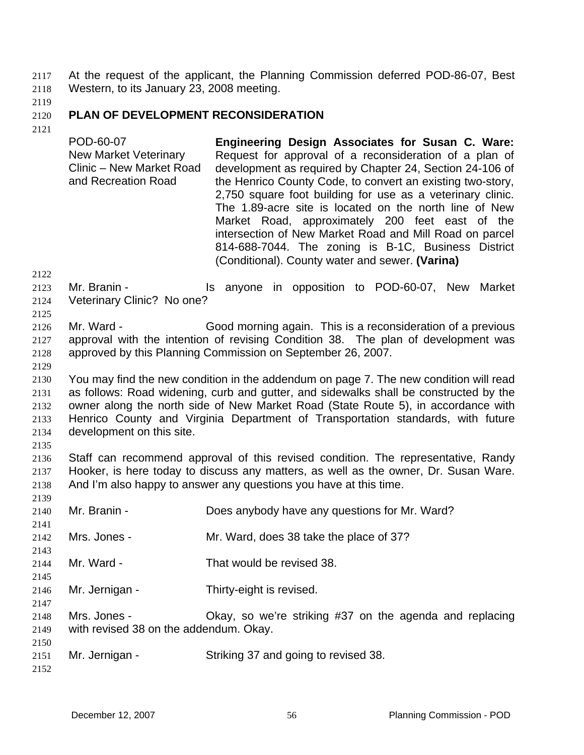At the request of the applicant, the Planning Commission deferred POD-86-07, Best Western, to its January 23, 2008 meeting.

**PLAN OF DEVELOPMENT RECONSIDERATION**

| | |
|---|---|
| POD-60-07<br>New Market Veterinary Clinic – New Market Road and Recreation Road | **Engineering Design Associates for Susan C. Ware:** Request for approval of a reconsideration of a plan of development as required by Chapter 24, Section 24-106 of the Henrico County Code, to convert an existing two-story, 2,750 square foot building for use as a veterinary clinic. The 1.89-acre site is located on the north line of New Market Road, approximately 200 feet east of the intersection of New Market Road and Mill Road on parcel 814-688-7044. The zoning is B-1C, Business District (Conditional). County water and sewer. **(Varina)** |

Mr. Branin - Is anyone in opposition to POD-60-07, New Market Veterinary Clinic? No one?

Mr. Ward - Good morning again. This is a reconsideration of a previous approval with the intention of revising Condition 38. The plan of development was approved by this Planning Commission on September 26, 2007.

You may find the new condition in the addendum on page 7. The new condition will read as follows: Road widening, curb and gutter, and sidewalks shall be constructed by the owner along the north side of New Market Road (State Route 5), in accordance with Henrico County and Virginia Department of Transportation standards, with future development on this site.

Staff can recommend approval of this revised condition. The representative, Randy Hooker, is here today to discuss any matters, as well as the owner, Dr. Susan Ware. And I'm also happy to answer any questions you have at this time.

Mr. Branin - Does anybody have any questions for Mr. Ward?

Mrs. Jones - Mr. Ward, does 38 take the place of 37?

Mr. Ward - That would be revised 38.

Mr. Jernigan - Thirty-eight is revised.

Mrs. Jones - Okay, so we're striking #37 on the agenda and replacing with revised 38 on the addendum. Okay.

Mr. Jernigan - Striking 37 and going to revised 38.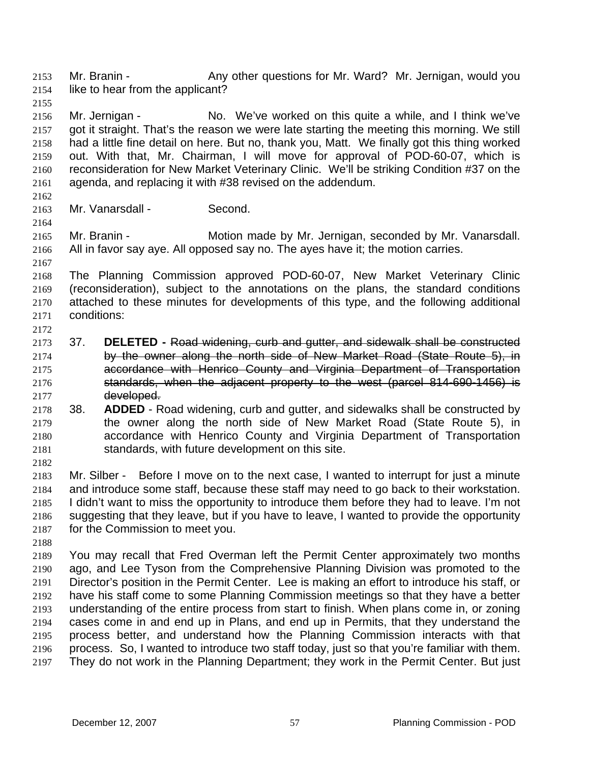Mr. Branin - Any other questions for Mr. Ward? Mr. Jernigan, would you like to hear from the applicant?

Mr. Jernigan - No. We've worked on this quite a while, and I think we've got it straight. That's the reason we were late starting the meeting this morning. We still had a little fine detail on here. But no, thank you, Matt. We finally got this thing worked out. With that, Mr. Chairman, I will move for approval of POD-60-07, which is reconsideration for New Market Veterinary Clinic. We'll be striking Condition #37 on the agenda, and replacing it with #38 revised on the addendum.

Mr. Vanarsdall - Second.

Mr. Branin - Motion made by Mr. Jernigan, seconded by Mr. Vanarsdall. All in favor say aye. All opposed say no. The ayes have it; the motion carries.

The Planning Commission approved POD-60-07, New Market Veterinary Clinic (reconsideration), subject to the annotations on the plans, the standard conditions attached to these minutes for developments of this type, and the following additional conditions:

37. **DELETED -** ~~Road widening, curb and gutter, and sidewalk shall be constructed by the owner along the north side of New Market Road (State Route 5), in accordance with Henrico County and Virginia Department of Transportation standards, when the adjacent property to the west (parcel 814-690-1456) is developed.~~
38. **ADDED** - Road widening, curb and gutter, and sidewalks shall be constructed by the owner along the north side of New Market Road (State Route 5), in accordance with Henrico County and Virginia Department of Transportation standards, with future development on this site.

Mr. Silber - Before I move on to the next case, I wanted to interrupt for just a minute and introduce some staff, because these staff may need to go back to their workstation. I didn't want to miss the opportunity to introduce them before they had to leave. I'm not suggesting that they leave, but if you have to leave, I wanted to provide the opportunity for the Commission to meet you.

You may recall that Fred Overman left the Permit Center approximately two months ago, and Lee Tyson from the Comprehensive Planning Division was promoted to the Director's position in the Permit Center. Lee is making an effort to introduce his staff, or have his staff come to some Planning Commission meetings so that they have a better understanding of the entire process from start to finish. When plans come in, or zoning cases come in and end up in Plans, and end up in Permits, that they understand the process better, and understand how the Planning Commission interacts with that process. So, I wanted to introduce two staff today, just so that you're familiar with them. They do not work in the Planning Department; they work in the Permit Center. But just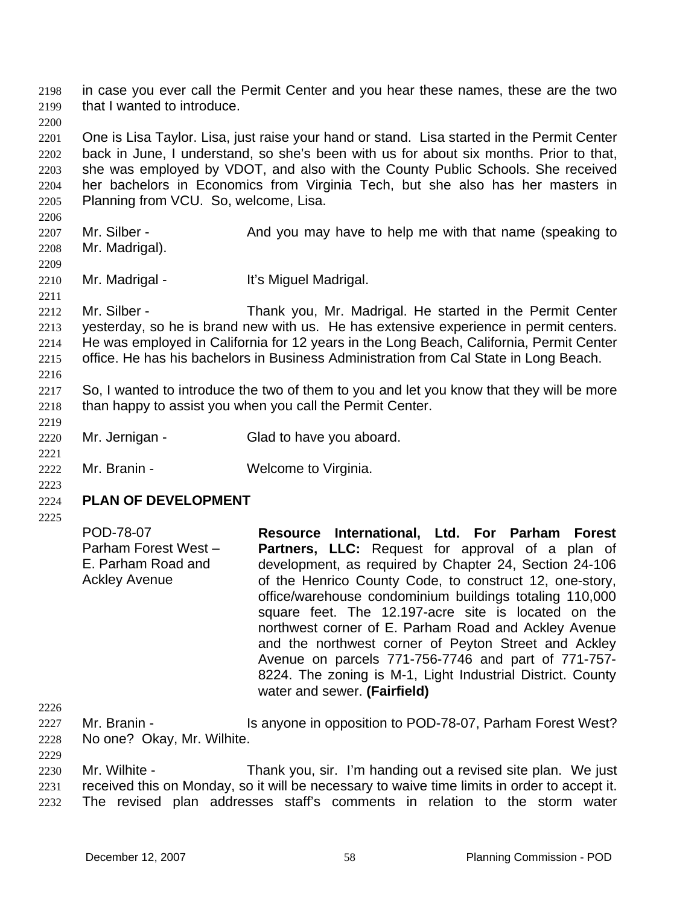in case you ever call the Permit Center and you hear these names, these are the two that I wanted to introduce.

One is Lisa Taylor. Lisa, just raise your hand or stand. Lisa started in the Permit Center back in June, I understand, so she's been with us for about six months. Prior to that, she was employed by VDOT, and also with the County Public Schools. She received her bachelors in Economics from Virginia Tech, but she also has her masters in Planning from VCU. So, welcome, Lisa.

Mr. Silber - And you may have to help me with that name (speaking to Mr. Madrigal).

Mr. Madrigal - It's Miguel Madrigal.

Mr. Silber - Thank you, Mr. Madrigal. He started in the Permit Center yesterday, so he is brand new with us. He has extensive experience in permit centers. He was employed in California for 12 years in the Long Beach, California, Permit Center office. He has his bachelors in Business Administration from Cal State in Long Beach.

So, I wanted to introduce the two of them to you and let you know that they will be more than happy to assist you when you call the Permit Center.

Mr. Jernigan - Glad to have you aboard.

Mr. Branin - Welcome to Virginia.

**PLAN OF DEVELOPMENT**

POD-78-07
Parham Forest West – E. Parham Road and Ackley Avenue

**Resource International, Ltd. For Parham Forest Partners, LLC:** Request for approval of a plan of development, as required by Chapter 24, Section 24-106 of the Henrico County Code, to construct 12, one-story, office/warehouse condominium buildings totaling 110,000 square feet. The 12.197-acre site is located on the northwest corner of E. Parham Road and Ackley Avenue and the northwest corner of Peyton Street and Ackley Avenue on parcels 771-756-7746 and part of 771-757-8224. The zoning is M-1, Light Industrial District. County water and sewer. **(Fairfield)**

Mr. Branin - Is anyone in opposition to POD-78-07, Parham Forest West? No one? Okay, Mr. Wilhite.

Mr. Wilhite - Thank you, sir. I'm handing out a revised site plan. We just received this on Monday, so it will be necessary to waive time limits in order to accept it. The revised plan addresses staff's comments in relation to the storm water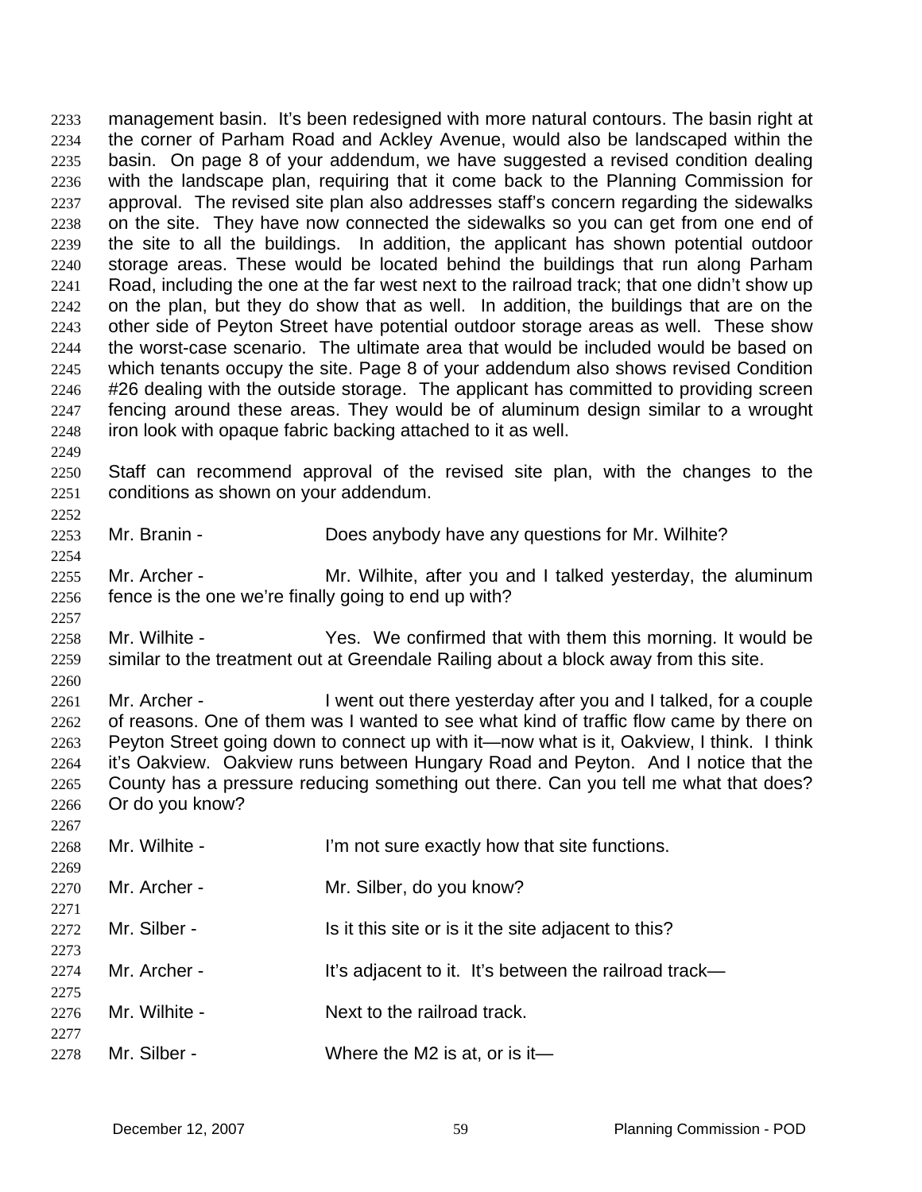management basin. It's been redesigned with more natural contours. The basin right at the corner of Parham Road and Ackley Avenue, would also be landscaped within the basin. On page 8 of your addendum, we have suggested a revised condition dealing with the landscape plan, requiring that it come back to the Planning Commission for approval. The revised site plan also addresses staff's concern regarding the sidewalks on the site. They have now connected the sidewalks so you can get from one end of the site to all the buildings. In addition, the applicant has shown potential outdoor storage areas. These would be located behind the buildings that run along Parham Road, including the one at the far west next to the railroad track; that one didn't show up on the plan, but they do show that as well. In addition, the buildings that are on the other side of Peyton Street have potential outdoor storage areas as well. These show the worst-case scenario. The ultimate area that would be included would be based on which tenants occupy the site. Page 8 of your addendum also shows revised Condition #26 dealing with the outside storage. The applicant has committed to providing screen fencing around these areas. They would be of aluminum design similar to a wrought iron look with opaque fabric backing attached to it as well.

Staff can recommend approval of the revised site plan, with the changes to the conditions as shown on your addendum.

Mr. Branin - Does anybody have any questions for Mr. Wilhite?

Mr. Archer - Mr. Wilhite, after you and I talked yesterday, the aluminum fence is the one we're finally going to end up with?

Mr. Wilhite - Yes. We confirmed that with them this morning. It would be similar to the treatment out at Greendale Railing about a block away from this site.

Mr. Archer - I went out there yesterday after you and I talked, for a couple of reasons. One of them was I wanted to see what kind of traffic flow came by there on Peyton Street going down to connect up with it—now what is it, Oakview, I think. I think it's Oakview. Oakview runs between Hungary Road and Peyton. And I notice that the County has a pressure reducing something out there. Can you tell me what that does? Or do you know?

Mr. Wilhite - I'm not sure exactly how that site functions.

Mr. Archer - Mr. Silber, do you know?

Mr. Silber - Is it this site or is it the site adjacent to this?

Mr. Archer - It's adjacent to it. It's between the railroad track—

Mr. Wilhite - Next to the railroad track.

Mr. Silber - Where the M2 is at, or is it—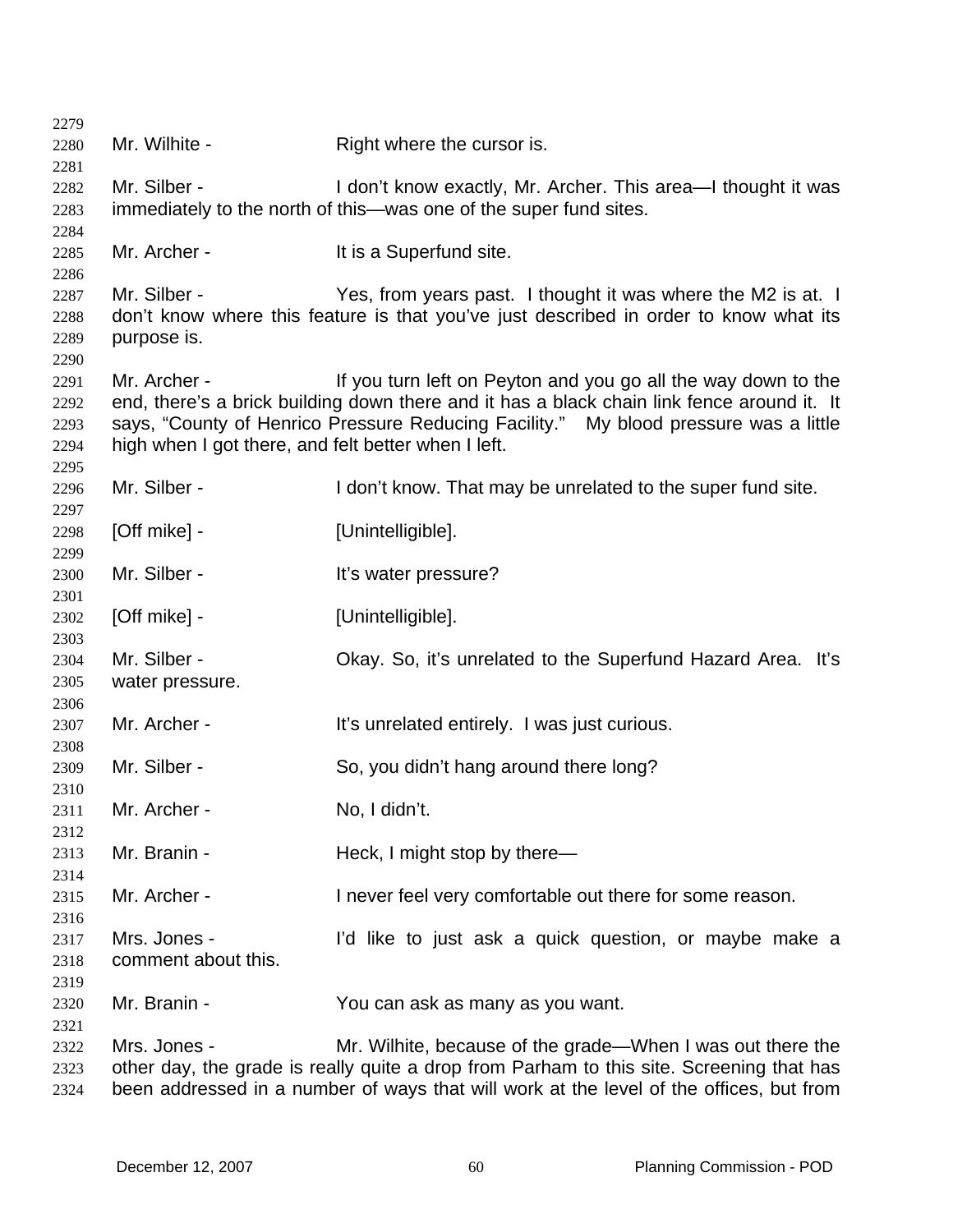Mr. Wilhite - Right where the cursor is.

Mr. Silber - I don't know exactly, Mr. Archer. This area—I thought it was immediately to the north of this—was one of the super fund sites.

Mr. Archer - It is a Superfund site.

Mr. Silber - Yes, from years past. I thought it was where the M2 is at. I don't know where this feature is that you've just described in order to know what its purpose is.

Mr. Archer - If you turn left on Peyton and you go all the way down to the end, there's a brick building down there and it has a black chain link fence around it. It says, "County of Henrico Pressure Reducing Facility." My blood pressure was a little high when I got there, and felt better when I left.

Mr. Silber - I don't know. That may be unrelated to the super fund site.

[Off mike] - [Unintelligible].

Mr. Silber - It's water pressure?

[Off mike] - [Unintelligible].

Mr. Silber - Okay. So, it's unrelated to the Superfund Hazard Area. It's water pressure.

Mr. Archer - It's unrelated entirely. I was just curious.

Mr. Silber - So, you didn't hang around there long?

Mr. Archer - No, I didn't.

Mr. Branin - Heck, I might stop by there—

Mr. Archer - I never feel very comfortable out there for some reason.

Mrs. Jones - I'd like to just ask a quick question, or maybe make a comment about this.

Mr. Branin - You can ask as many as you want.

Mrs. Jones - Mr. Wilhite, because of the grade—When I was out there the other day, the grade is really quite a drop from Parham to this site. Screening that has been addressed in a number of ways that will work at the level of the offices, but from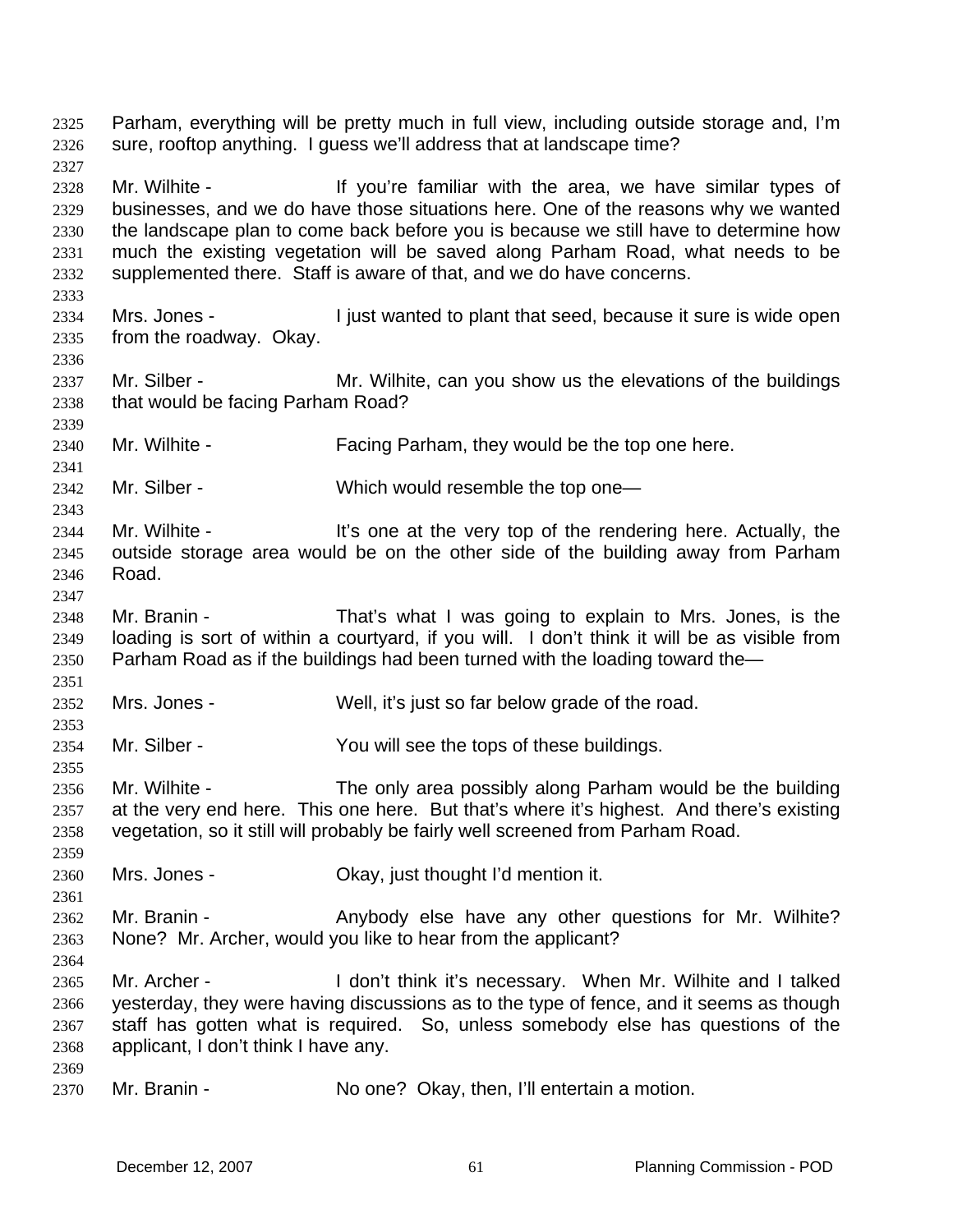Parham, everything will be pretty much in full view, including outside storage and, I'm sure, rooftop anything. I guess we'll address that at landscape time?

Mr. Wilhite - If you're familiar with the area, we have similar types of businesses, and we do have those situations here. One of the reasons why we wanted the landscape plan to come back before you is because we still have to determine how much the existing vegetation will be saved along Parham Road, what needs to be supplemented there. Staff is aware of that, and we do have concerns.

Mrs. Jones - I just wanted to plant that seed, because it sure is wide open from the roadway. Okay.

Mr. Silber - Mr. Wilhite, can you show us the elevations of the buildings that would be facing Parham Road?

Mr. Wilhite - Facing Parham, they would be the top one here.

Mr. Silber - Which would resemble the top one—

Mr. Wilhite - It's one at the very top of the rendering here. Actually, the outside storage area would be on the other side of the building away from Parham Road.

Mr. Branin - That's what I was going to explain to Mrs. Jones, is the loading is sort of within a courtyard, if you will. I don't think it will be as visible from Parham Road as if the buildings had been turned with the loading toward the—

Mrs. Jones - Well, it's just so far below grade of the road.

Mr. Silber - You will see the tops of these buildings.

Mr. Wilhite - The only area possibly along Parham would be the building at the very end here. This one here. But that's where it's highest. And there's existing vegetation, so it still will probably be fairly well screened from Parham Road.

Mrs. Jones - Okay, just thought I'd mention it.

Mr. Branin - Anybody else have any other questions for Mr. Wilhite? None? Mr. Archer, would you like to hear from the applicant?

Mr. Archer - I don't think it's necessary. When Mr. Wilhite and I talked yesterday, they were having discussions as to the type of fence, and it seems as though staff has gotten what is required. So, unless somebody else has questions of the applicant, I don't think I have any.

Mr. Branin - No one? Okay, then, I'll entertain a motion.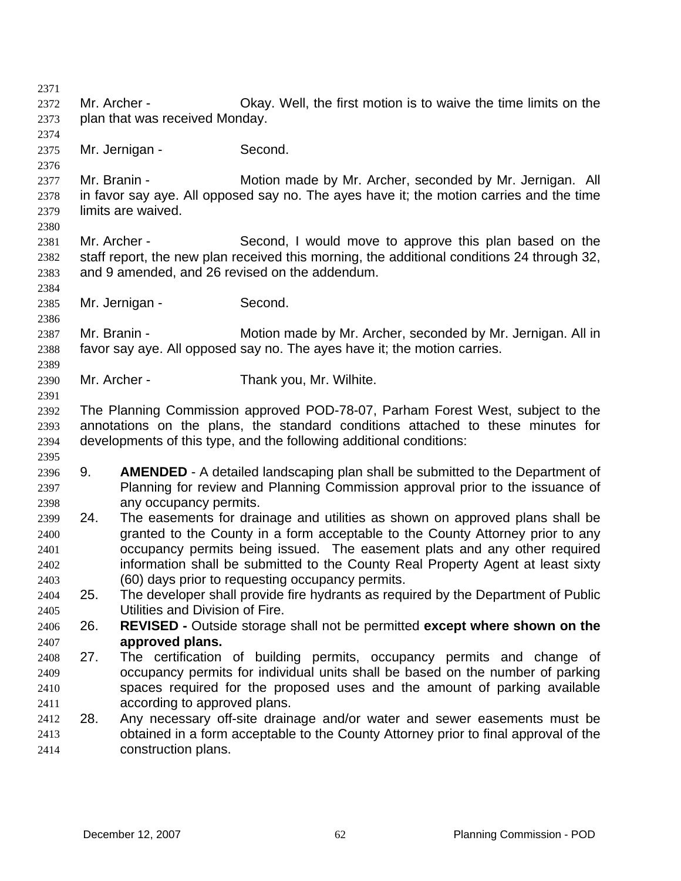Mr. Archer - Okay. Well, the first motion is to waive the time limits on the plan that was received Monday.

Mr. Jernigan - Second.

Mr. Branin - Motion made by Mr. Archer, seconded by Mr. Jernigan. All in favor say aye. All opposed say no. The ayes have it; the motion carries and the time limits are waived.

Mr. Archer - Second, I would move to approve this plan based on the staff report, the new plan received this morning, the additional conditions 24 through 32, and 9 amended, and 26 revised on the addendum.

Mr. Jernigan - Second.

Mr. Branin - Motion made by Mr. Archer, seconded by Mr. Jernigan. All in favor say aye. All opposed say no. The ayes have it; the motion carries.

Mr. Archer - Thank you, Mr. Wilhite.

The Planning Commission approved POD-78-07, Parham Forest West, subject to the annotations on the plans, the standard conditions attached to these minutes for developments of this type, and the following additional conditions:

9. **AMENDED** - A detailed landscaping plan shall be submitted to the Department of Planning for review and Planning Commission approval prior to the issuance of any occupancy permits.
24. The easements for drainage and utilities as shown on approved plans shall be granted to the County in a form acceptable to the County Attorney prior to any occupancy permits being issued. The easement plats and any other required information shall be submitted to the County Real Property Agent at least sixty (60) days prior to requesting occupancy permits.
25. The developer shall provide fire hydrants as required by the Department of Public Utilities and Division of Fire.
26. **REVISED -** Outside storage shall not be permitted **except where shown on the approved plans.**
27. The certification of building permits, occupancy permits and change of occupancy permits for individual units shall be based on the number of parking spaces required for the proposed uses and the amount of parking available according to approved plans.
28. Any necessary off-site drainage and/or water and sewer easements must be obtained in a form acceptable to the County Attorney prior to final approval of the construction plans.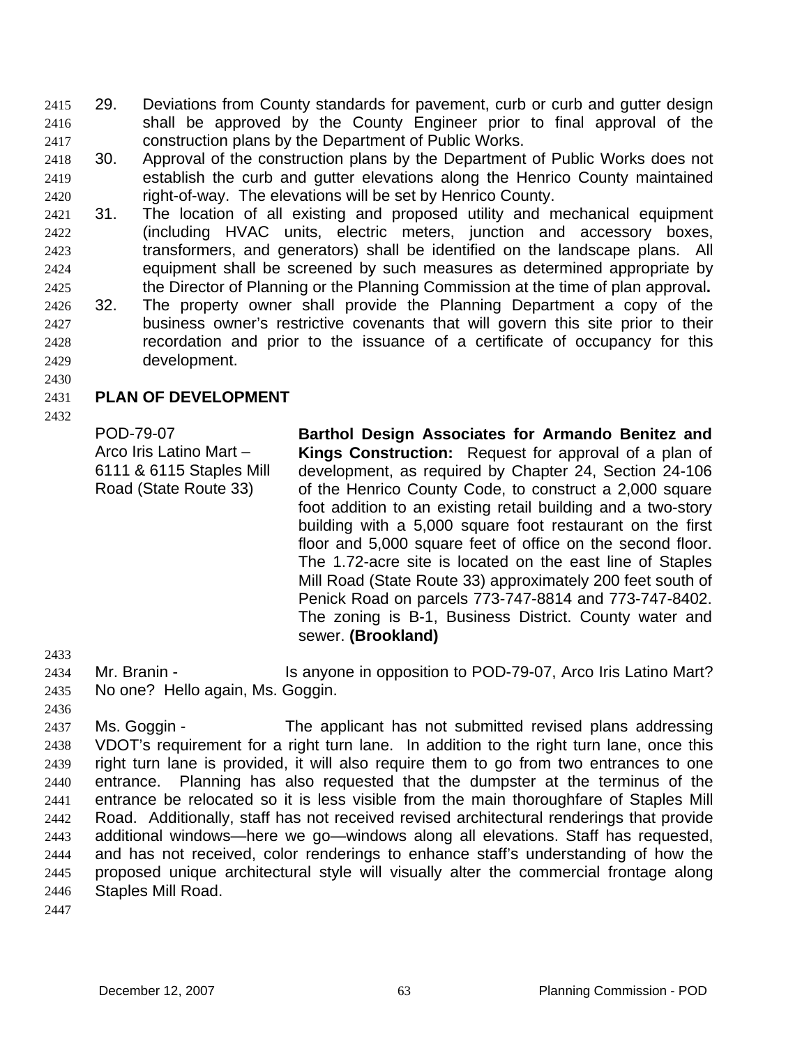29. Deviations from County standards for pavement, curb or curb and gutter design shall be approved by the County Engineer prior to final approval of the construction plans by the Department of Public Works.
30. Approval of the construction plans by the Department of Public Works does not establish the curb and gutter elevations along the Henrico County maintained right-of-way. The elevations will be set by Henrico County.
31. The location of all existing and proposed utility and mechanical equipment (including HVAC units, electric meters, junction and accessory boxes, transformers, and generators) shall be identified on the landscape plans. All equipment shall be screened by such measures as determined appropriate by the Director of Planning or the Planning Commission at the time of plan approval**.**
32. The property owner shall provide the Planning Department a copy of the business owner's restrictive covenants that will govern this site prior to their recordation and prior to the issuance of a certificate of occupancy for this development.

## PLAN OF DEVELOPMENT

POD-79-07
Arco Iris Latino Mart – 6111 & 6115 Staples Mill Road (State Route 33)

**Barthol Design Associates for Armando Benitez and Kings Construction:** Request for approval of a plan of development, as required by Chapter 24, Section 24-106 of the Henrico County Code, to construct a 2,000 square foot addition to an existing retail building and a two-story building with a 5,000 square foot restaurant on the first floor and 5,000 square feet of office on the second floor. The 1.72-acre site is located on the east line of Staples Mill Road (State Route 33) approximately 200 feet south of Penick Road on parcels 773-747-8814 and 773-747-8402. The zoning is B-1, Business District. County water and sewer. **(Brookland)**

Mr. Branin - Is anyone in opposition to POD-79-07, Arco Iris Latino Mart? No one? Hello again, Ms. Goggin.

Ms. Goggin - The applicant has not submitted revised plans addressing VDOT's requirement for a right turn lane. In addition to the right turn lane, once this right turn lane is provided, it will also require them to go from two entrances to one entrance. Planning has also requested that the dumpster at the terminus of the entrance be relocated so it is less visible from the main thoroughfare of Staples Mill Road. Additionally, staff has not received revised architectural renderings that provide additional windows—here we go—windows along all elevations. Staff has requested, and has not received, color renderings to enhance staff's understanding of how the proposed unique architectural style will visually alter the commercial frontage along Staples Mill Road.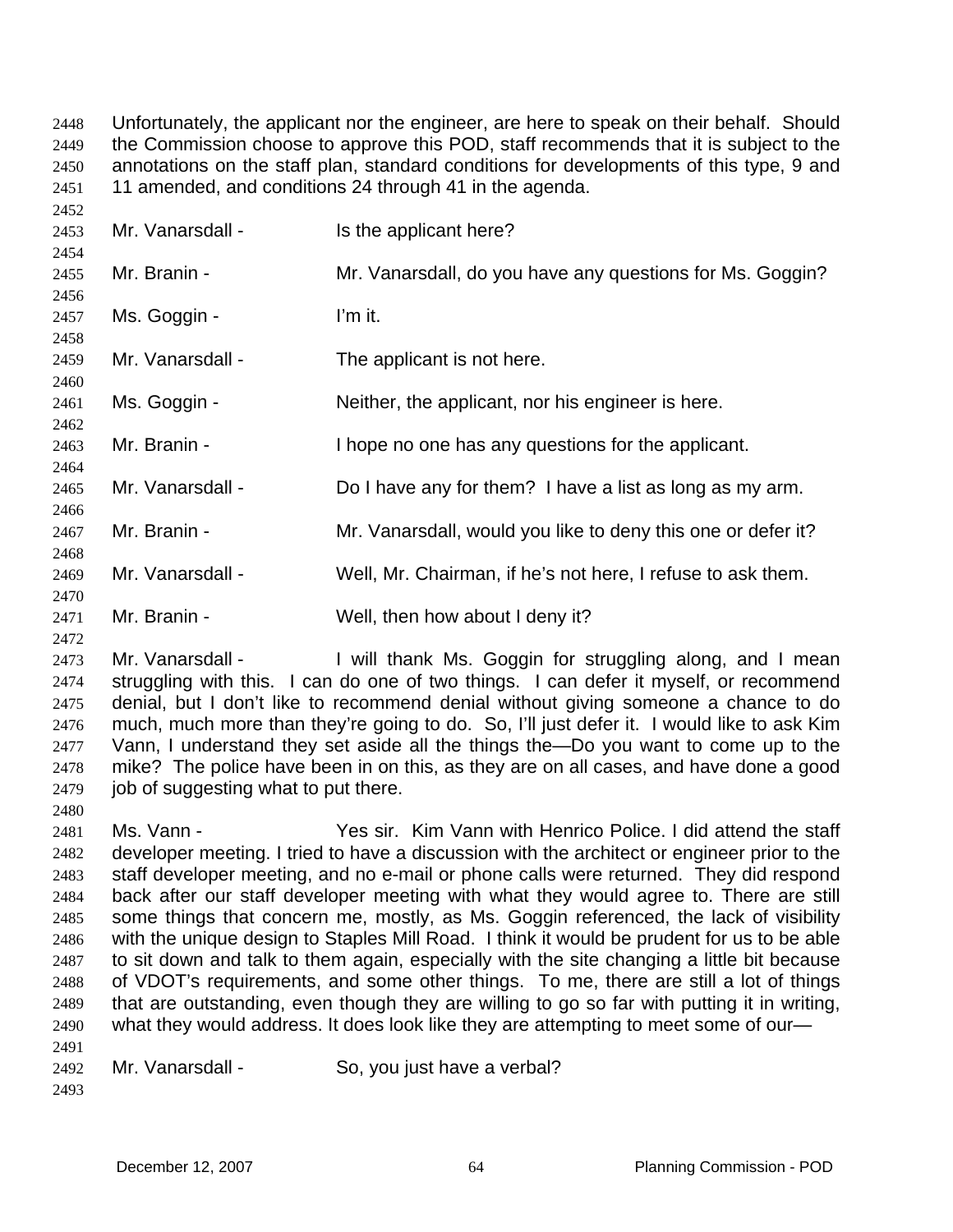Unfortunately, the applicant nor the engineer, are here to speak on their behalf. Should the Commission choose to approve this POD, staff recommends that it is subject to the annotations on the staff plan, standard conditions for developments of this type, 9 and 11 amended, and conditions 24 through 41 in the agenda.

Mr. Vanarsdall - Is the applicant here?

Mr. Branin - Mr. Vanarsdall, do you have any questions for Ms. Goggin?

Ms. Goggin - I'm it.

Mr. Vanarsdall - The applicant is not here.

Ms. Goggin - Neither, the applicant, nor his engineer is here.

Mr. Branin - I hope no one has any questions for the applicant.

Mr. Vanarsdall - Do I have any for them? I have a list as long as my arm.

Mr. Branin - Mr. Vanarsdall, would you like to deny this one or defer it?

Mr. Vanarsdall - Well, Mr. Chairman, if he's not here, I refuse to ask them.

Mr. Branin - Well, then how about I deny it?

Mr. Vanarsdall - I will thank Ms. Goggin for struggling along, and I mean struggling with this. I can do one of two things. I can defer it myself, or recommend denial, but I don't like to recommend denial without giving someone a chance to do much, much more than they're going to do. So, I'll just defer it. I would like to ask Kim Vann, I understand they set aside all the things the—Do you want to come up to the mike? The police have been in on this, as they are on all cases, and have done a good job of suggesting what to put there.

Ms. Vann - Yes sir. Kim Vann with Henrico Police. I did attend the staff developer meeting. I tried to have a discussion with the architect or engineer prior to the staff developer meeting, and no e-mail or phone calls were returned. They did respond back after our staff developer meeting with what they would agree to. There are still some things that concern me, mostly, as Ms. Goggin referenced, the lack of visibility with the unique design to Staples Mill Road. I think it would be prudent for us to be able to sit down and talk to them again, especially with the site changing a little bit because of VDOT's requirements, and some other things. To me, there are still a lot of things that are outstanding, even though they are willing to go so far with putting it in writing, what they would address. It does look like they are attempting to meet some of our—

Mr. Vanarsdall - So, you just have a verbal?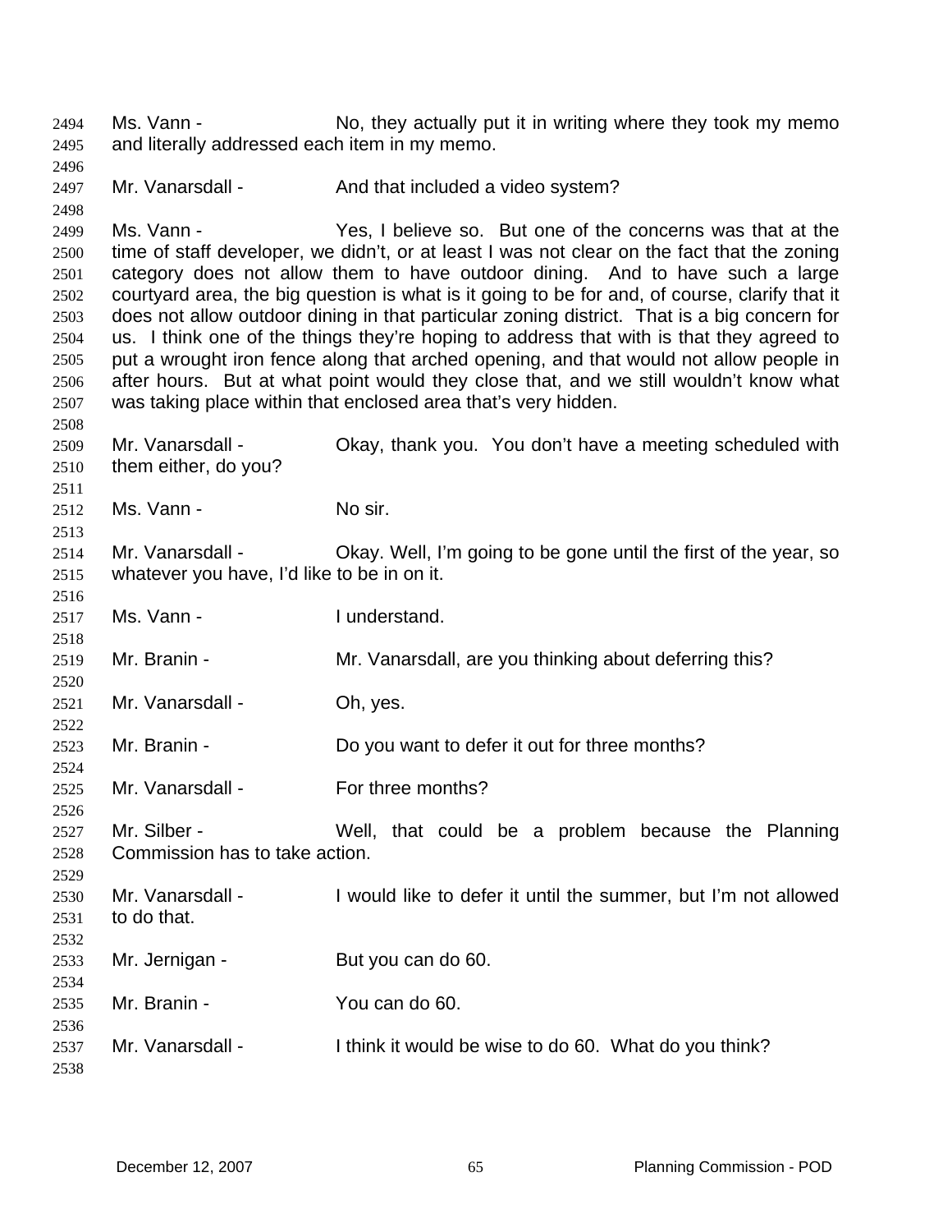Ms. Vann - No, they actually put it in writing where they took my memo and literally addressed each item in my memo.

Mr. Vanarsdall - And that included a video system?

Ms. Vann - Yes, I believe so. But one of the concerns was that at the time of staff developer, we didn't, or at least I was not clear on the fact that the zoning category does not allow them to have outdoor dining. And to have such a large courtyard area, the big question is what is it going to be for and, of course, clarify that it does not allow outdoor dining in that particular zoning district. That is a big concern for us. I think one of the things they're hoping to address that with is that they agreed to put a wrought iron fence along that arched opening, and that would not allow people in after hours. But at what point would they close that, and we still wouldn't know what was taking place within that enclosed area that's very hidden.

Mr. Vanarsdall - Okay, thank you. You don't have a meeting scheduled with them either, do you?

Ms. Vann - No sir.

Mr. Vanarsdall - Okay. Well, I'm going to be gone until the first of the year, so whatever you have, I'd like to be in on it.

Ms. Vann - I understand.

Mr. Branin - Mr. Vanarsdall, are you thinking about deferring this?

Mr. Vanarsdall - Oh, yes.

Mr. Branin - Do you want to defer it out for three months?

Mr. Vanarsdall - For three months?

Mr. Silber - Well, that could be a problem because the Planning Commission has to take action.

Mr. Vanarsdall - I would like to defer it until the summer, but I'm not allowed to do that.

Mr. Jernigan - But you can do 60.

Mr. Branin - You can do 60.

Mr. Vanarsdall - I think it would be wise to do 60. What do you think?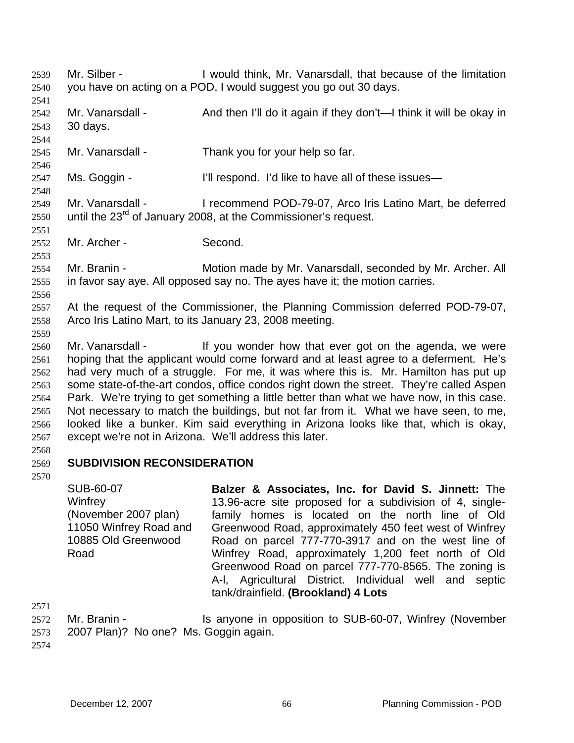Mr. Silber - I would think, Mr. Vanarsdall, that because of the limitation you have on acting on a POD, I would suggest you go out 30 days.

Mr. Vanarsdall - And then I'll do it again if they don't—I think it will be okay in 30 days.

Mr. Vanarsdall - Thank you for your help so far.

Ms. Goggin - I'll respond. I'd like to have all of these issues—

Mr. Vanarsdall - I recommend POD-79-07, Arco Iris Latino Mart, be deferred until the 23rd of January 2008, at the Commissioner's request.

Mr. Archer - Second.

Mr. Branin - Motion made by Mr. Vanarsdall, seconded by Mr. Archer. All in favor say aye. All opposed say no. The ayes have it; the motion carries.

At the request of the Commissioner, the Planning Commission deferred POD-79-07, Arco Iris Latino Mart, to its January 23, 2008 meeting.

Mr. Vanarsdall - If you wonder how that ever got on the agenda, we were hoping that the applicant would come forward and at least agree to a deferment. He's had very much of a struggle. For me, it was where this is. Mr. Hamilton has put up some state-of-the-art condos, office condos right down the street. They're called Aspen Park. We're trying to get something a little better than what we have now, in this case. Not necessary to match the buildings, but not far from it. What we have seen, to me, looked like a bunker. Kim said everything in Arizona looks like that, which is okay, except we're not in Arizona. We'll address this later.

## SUBDIVISION RECONSIDERATION

SUB-60-07
Winfrey
(November 2007 plan)
11050 Winfrey Road and
10885 Old Greenwood
Road

**Balzer & Associates, Inc. for David S. Jinnett:** The 13.96-acre site proposed for a subdivision of 4, single-family homes is located on the north line of Old Greenwood Road, approximately 450 feet west of Winfrey Road on parcel 777-770-3917 and on the west line of Winfrey Road, approximately 1,200 feet north of Old Greenwood Road on parcel 777-770-8565. The zoning is A-l, Agricultural District. Individual well and septic tank/drainfield. **(Brookland) 4 Lots**

Mr. Branin - Is anyone in opposition to SUB-60-07, Winfrey (November 2007 Plan)? No one? Ms. Goggin again.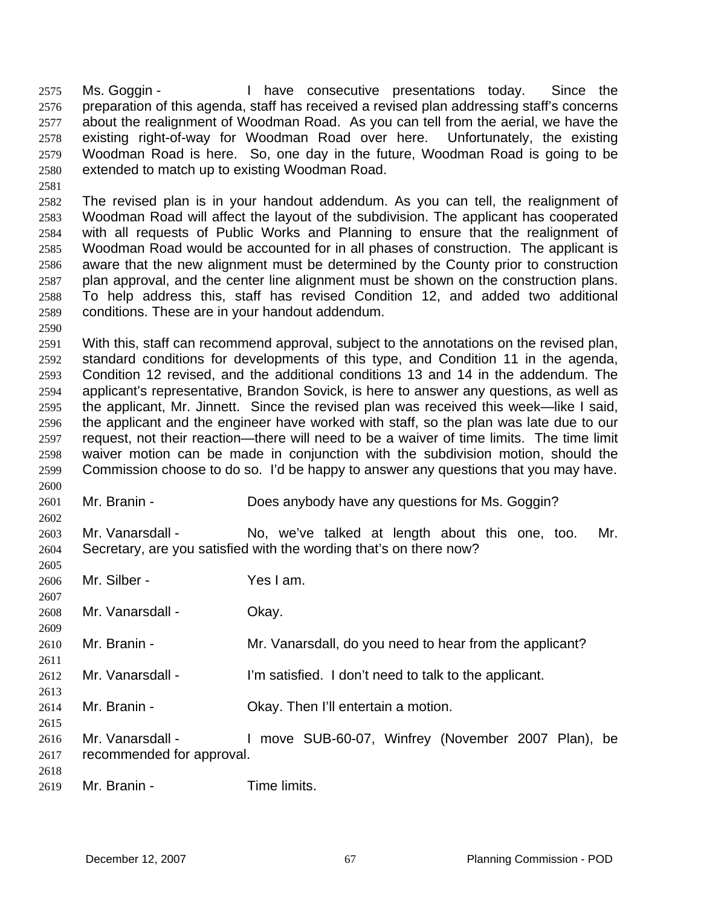Ms. Goggin - I have consecutive presentations today. Since the preparation of this agenda, staff has received a revised plan addressing staff's concerns about the realignment of Woodman Road. As you can tell from the aerial, we have the existing right-of-way for Woodman Road over here. Unfortunately, the existing Woodman Road is here. So, one day in the future, Woodman Road is going to be extended to match up to existing Woodman Road.

The revised plan is in your handout addendum. As you can tell, the realignment of Woodman Road will affect the layout of the subdivision. The applicant has cooperated with all requests of Public Works and Planning to ensure that the realignment of Woodman Road would be accounted for in all phases of construction. The applicant is aware that the new alignment must be determined by the County prior to construction plan approval, and the center line alignment must be shown on the construction plans. To help address this, staff has revised Condition 12, and added two additional conditions. These are in your handout addendum.

With this, staff can recommend approval, subject to the annotations on the revised plan, standard conditions for developments of this type, and Condition 11 in the agenda, Condition 12 revised, and the additional conditions 13 and 14 in the addendum. The applicant's representative, Brandon Sovick, is here to answer any questions, as well as the applicant, Mr. Jinnett. Since the revised plan was received this week—like I said, the applicant and the engineer have worked with staff, so the plan was late due to our request, not their reaction—there will need to be a waiver of time limits. The time limit waiver motion can be made in conjunction with the subdivision motion, should the Commission choose to do so. I'd be happy to answer any questions that you may have.

Mr. Branin - Does anybody have any questions for Ms. Goggin?

Mr. Vanarsdall - No, we've talked at length about this one, too. Mr. Secretary, are you satisfied with the wording that's on there now?

Mr. Silber - Yes I am.

Mr. Vanarsdall - Okay.

Mr. Branin - Mr. Vanarsdall, do you need to hear from the applicant?

Mr. Vanarsdall - I'm satisfied. I don't need to talk to the applicant.

Mr. Branin - Okay. Then I'll entertain a motion.

Mr. Vanarsdall - I move SUB-60-07, Winfrey (November 2007 Plan), be recommended for approval.

Mr. Branin - Time limits.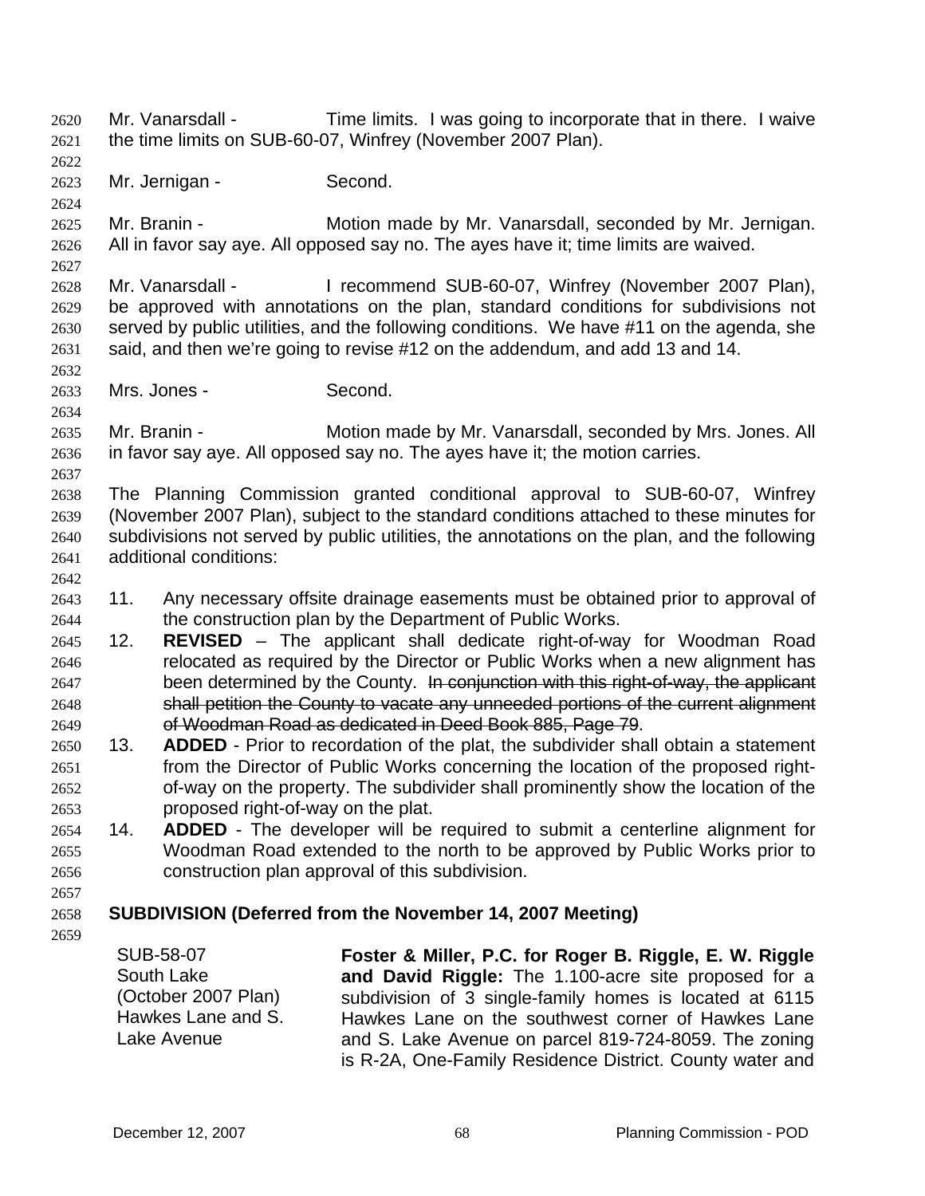Mr. Vanarsdall - Time limits. I was going to incorporate that in there. I waive the time limits on SUB-60-07, Winfrey (November 2007 Plan).

Mr. Jernigan - Second.

Mr. Branin - Motion made by Mr. Vanarsdall, seconded by Mr. Jernigan. All in favor say aye. All opposed say no. The ayes have it; time limits are waived.

Mr. Vanarsdall - I recommend SUB-60-07, Winfrey (November 2007 Plan), be approved with annotations on the plan, standard conditions for subdivisions not served by public utilities, and the following conditions. We have #11 on the agenda, she said, and then we're going to revise #12 on the addendum, and add 13 and 14.

Mrs. Jones - Second.

Mr. Branin - Motion made by Mr. Vanarsdall, seconded by Mrs. Jones. All in favor say aye. All opposed say no. The ayes have it; the motion carries.

The Planning Commission granted conditional approval to SUB-60-07, Winfrey (November 2007 Plan), subject to the standard conditions attached to these minutes for subdivisions not served by public utilities, the annotations on the plan, and the following additional conditions:

11. Any necessary offsite drainage easements must be obtained prior to approval of the construction plan by the Department of Public Works.
12. **REVISED** – The applicant shall dedicate right-of-way for Woodman Road relocated as required by the Director or Public Works when a new alignment has been determined by the County. ~~In conjunction with this right-of-way, the applicant shall petition the County to vacate any unneeded portions of the current alignment of Woodman Road as dedicated in Deed Book 885, Page 79~~.
13. **ADDED** - Prior to recordation of the plat, the subdivider shall obtain a statement from the Director of Public Works concerning the location of the proposed right-of-way on the property. The subdivider shall prominently show the location of the proposed right-of-way on the plat.
14. **ADDED** - The developer will be required to submit a centerline alignment for Woodman Road extended to the north to be approved by Public Works prior to construction plan approval of this subdivision.

**SUBDIVISION (Deferred from the November 14, 2007 Meeting)**

| | |
|---|---|
| SUB-58-07<br>South Lake<br>(October 2007 Plan)<br>Hawkes Lane and S. Lake Avenue | **Foster & Miller, P.C. for Roger B. Riggle, E. W. Riggle and David Riggle:** The 1.100-acre site proposed for a subdivision of 3 single-family homes is located at 6115 Hawkes Lane on the southwest corner of Hawkes Lane and S. Lake Avenue on parcel 819-724-8059. The zoning is R-2A, One-Family Residence District. County water and |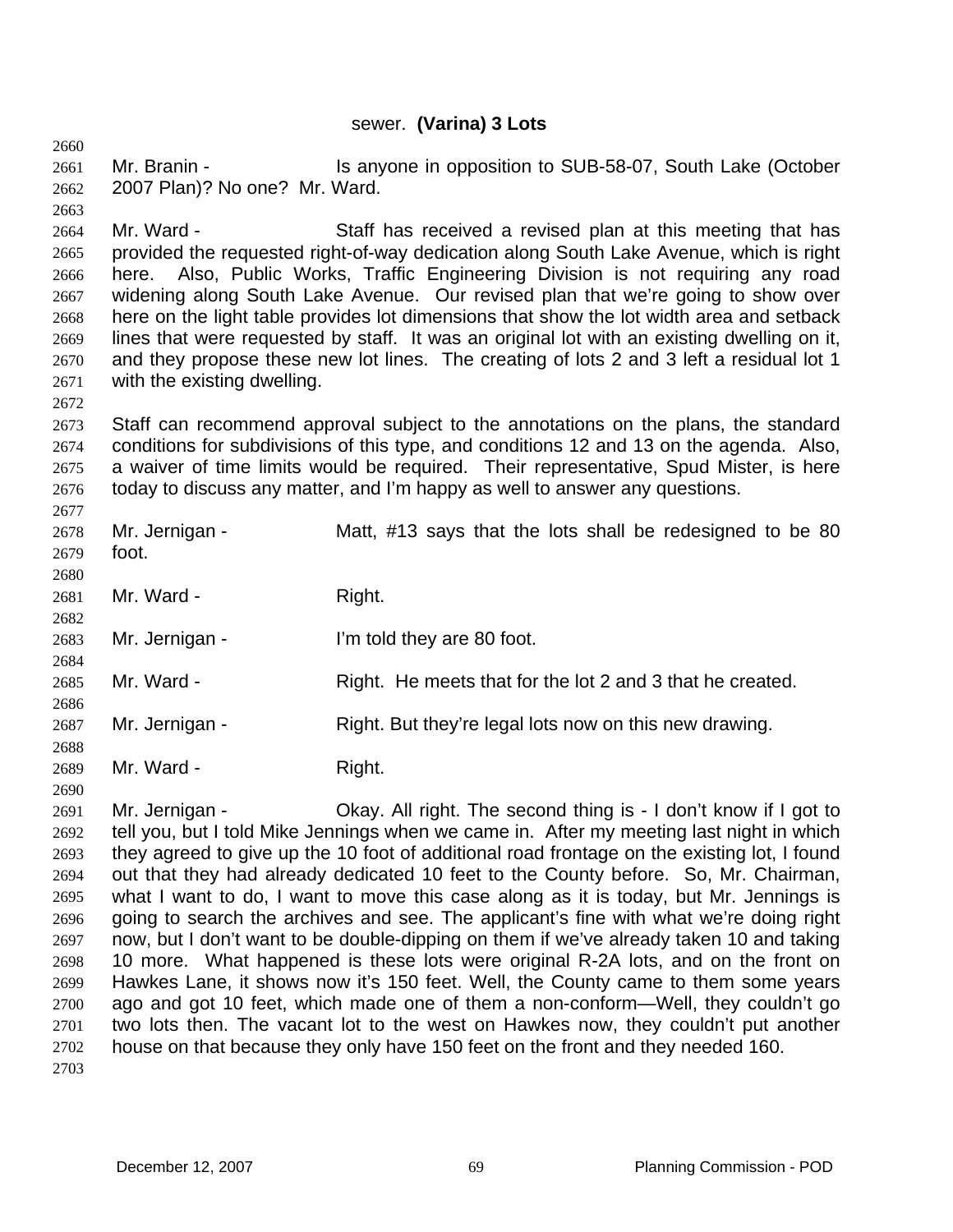sewer. **(Varina) 3 Lots**

Mr. Branin - Is anyone in opposition to SUB-58-07, South Lake (October 2007 Plan)? No one? Mr. Ward.

Mr. Ward - Staff has received a revised plan at this meeting that has provided the requested right-of-way dedication along South Lake Avenue, which is right here. Also, Public Works, Traffic Engineering Division is not requiring any road widening along South Lake Avenue. Our revised plan that we're going to show over here on the light table provides lot dimensions that show the lot width area and setback lines that were requested by staff. It was an original lot with an existing dwelling on it, and they propose these new lot lines. The creating of lots 2 and 3 left a residual lot 1 with the existing dwelling.

Staff can recommend approval subject to the annotations on the plans, the standard conditions for subdivisions of this type, and conditions 12 and 13 on the agenda. Also, a waiver of time limits would be required. Their representative, Spud Mister, is here today to discuss any matter, and I'm happy as well to answer any questions.

Mr. Jernigan - Matt, #13 says that the lots shall be redesigned to be 80 foot.

Mr. Ward - Right.

Mr. Jernigan - I'm told they are 80 foot.

Mr. Ward - Right. He meets that for the lot 2 and 3 that he created.

Mr. Jernigan - Right. But they're legal lots now on this new drawing.

Mr. Ward - Right.

Mr. Jernigan - Okay. All right. The second thing is - I don't know if I got to tell you, but I told Mike Jennings when we came in. After my meeting last night in which they agreed to give up the 10 foot of additional road frontage on the existing lot, I found out that they had already dedicated 10 feet to the County before. So, Mr. Chairman, what I want to do, I want to move this case along as it is today, but Mr. Jennings is going to search the archives and see. The applicant's fine with what we're doing right now, but I don't want to be double-dipping on them if we've already taken 10 and taking 10 more. What happened is these lots were original R-2A lots, and on the front on Hawkes Lane, it shows now it's 150 feet. Well, the County came to them some years ago and got 10 feet, which made one of them a non-conform—Well, they couldn't go two lots then. The vacant lot to the west on Hawkes now, they couldn't put another house on that because they only have 150 feet on the front and they needed 160.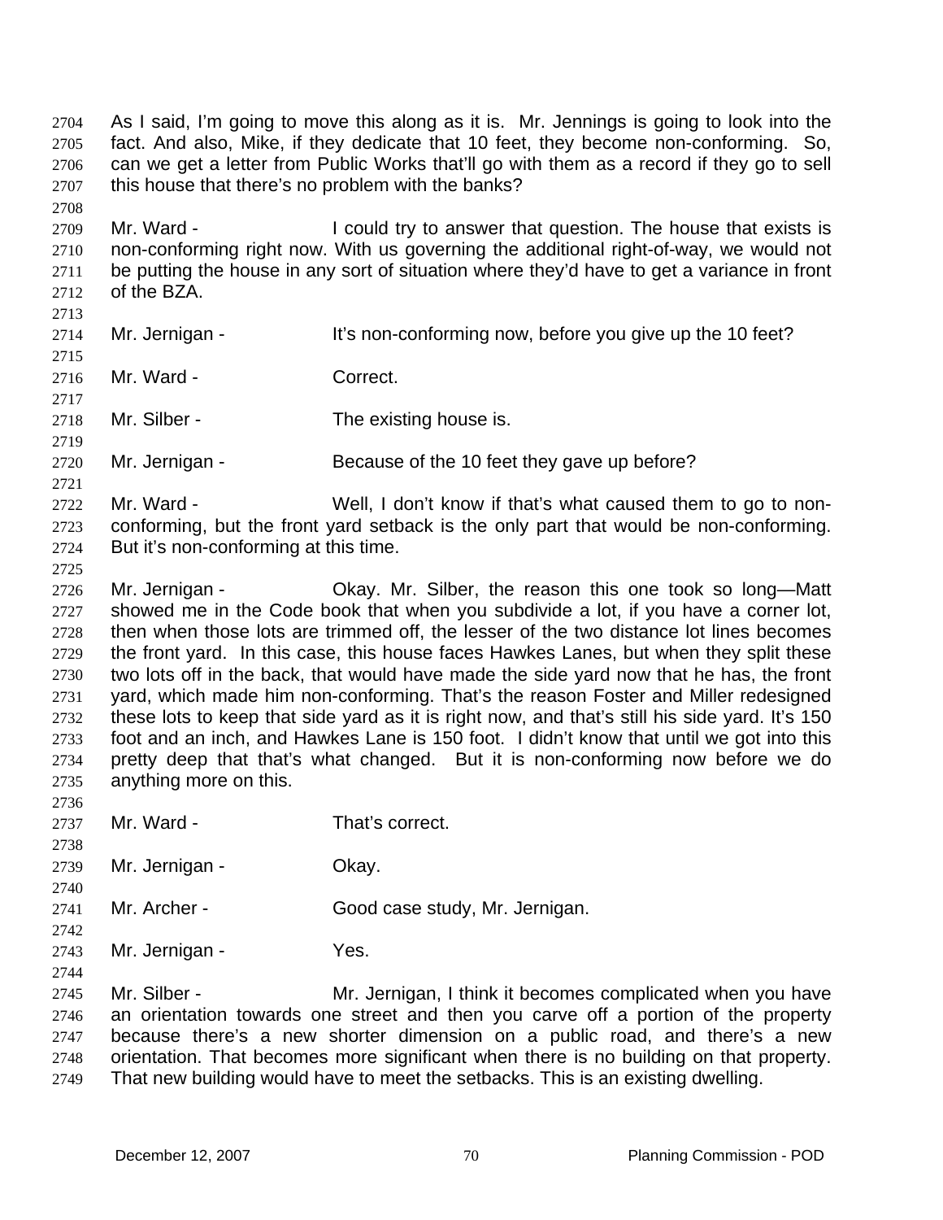As I said, I'm going to move this along as it is. Mr. Jennings is going to look into the fact. And also, Mike, if they dedicate that 10 feet, they become non-conforming. So, can we get a letter from Public Works that'll go with them as a record if they go to sell this house that there's no problem with the banks?

Mr. Ward - I could try to answer that question. The house that exists is non-conforming right now. With us governing the additional right-of-way, we would not be putting the house in any sort of situation where they'd have to get a variance in front of the BZA.

Mr. Jernigan - It's non-conforming now, before you give up the 10 feet?

Mr. Ward - Correct.

Mr. Silber - The existing house is.

Mr. Jernigan - Because of the 10 feet they gave up before?

Mr. Ward - Well, I don't know if that's what caused them to go to non-conforming, but the front yard setback is the only part that would be non-conforming. But it's non-conforming at this time.

Mr. Jernigan - Okay. Mr. Silber, the reason this one took so long—Matt showed me in the Code book that when you subdivide a lot, if you have a corner lot, then when those lots are trimmed off, the lesser of the two distance lot lines becomes the front yard. In this case, this house faces Hawkes Lanes, but when they split these two lots off in the back, that would have made the side yard now that he has, the front yard, which made him non-conforming. That's the reason Foster and Miller redesigned these lots to keep that side yard as it is right now, and that's still his side yard. It's 150 foot and an inch, and Hawkes Lane is 150 foot. I didn't know that until we got into this pretty deep that that's what changed. But it is non-conforming now before we do anything more on this.

Mr. Ward - That's correct.

Mr. Jernigan - Okay.

Mr. Archer - Good case study, Mr. Jernigan.

Mr. Jernigan - Yes.

Mr. Silber - Mr. Jernigan, I think it becomes complicated when you have an orientation towards one street and then you carve off a portion of the property because there's a new shorter dimension on a public road, and there's a new orientation. That becomes more significant when there is no building on that property. That new building would have to meet the setbacks. This is an existing dwelling.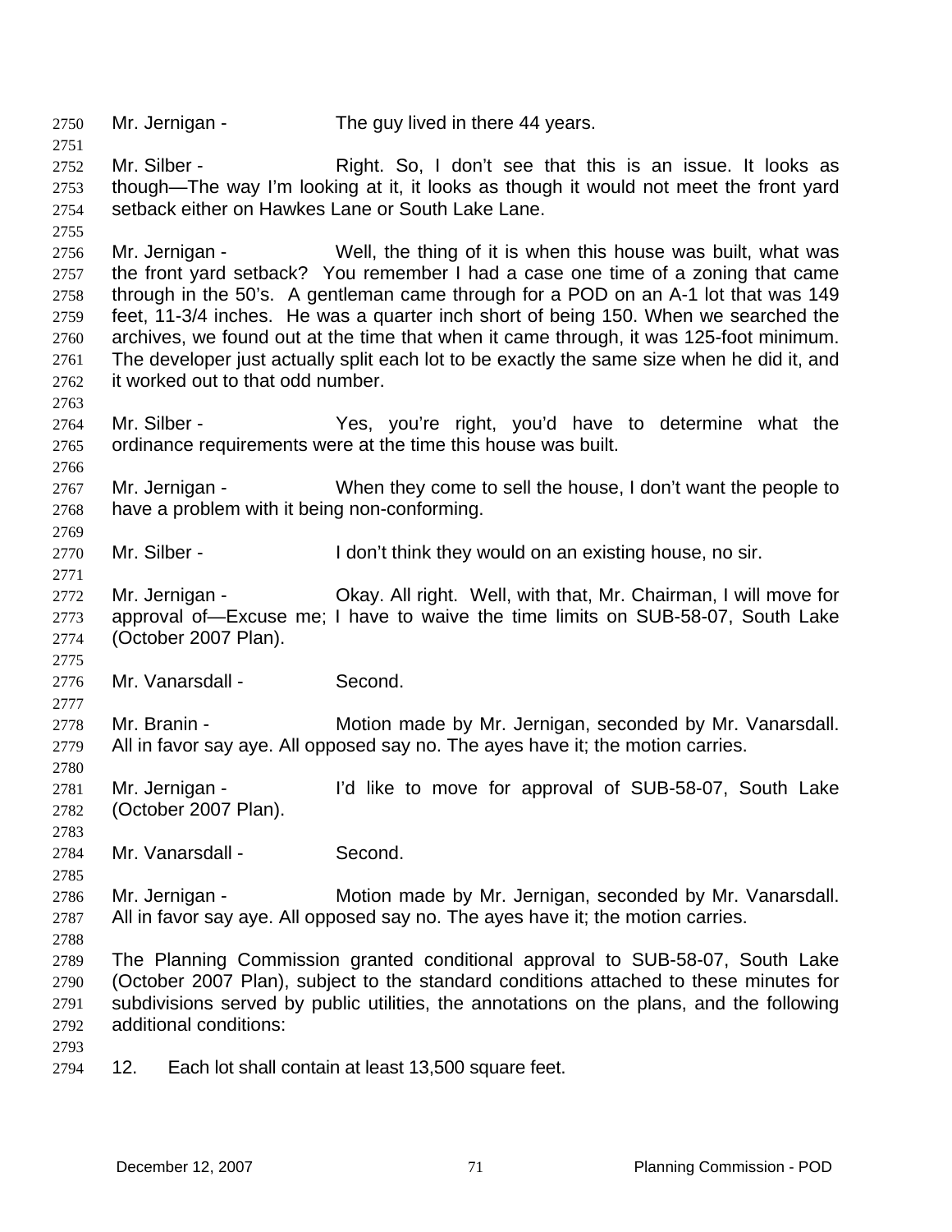Mr. Jernigan - The guy lived in there 44 years.

Mr. Silber - Right. So, I don't see that this is an issue. It looks as though—The way I'm looking at it, it looks as though it would not meet the front yard setback either on Hawkes Lane or South Lake Lane.

Mr. Jernigan - Well, the thing of it is when this house was built, what was the front yard setback? You remember I had a case one time of a zoning that came through in the 50's. A gentleman came through for a POD on an A-1 lot that was 149 feet, 11-3/4 inches. He was a quarter inch short of being 150. When we searched the archives, we found out at the time that when it came through, it was 125-foot minimum. The developer just actually split each lot to be exactly the same size when he did it, and it worked out to that odd number.

Mr. Silber - Yes, you're right, you'd have to determine what the ordinance requirements were at the time this house was built.

Mr. Jernigan - When they come to sell the house, I don't want the people to have a problem with it being non-conforming.

Mr. Silber - I don't think they would on an existing house, no sir.

Mr. Jernigan - Okay. All right. Well, with that, Mr. Chairman, I will move for approval of—Excuse me; I have to waive the time limits on SUB-58-07, South Lake (October 2007 Plan).

Mr. Vanarsdall - Second.

Mr. Branin - Motion made by Mr. Jernigan, seconded by Mr. Vanarsdall. All in favor say aye. All opposed say no. The ayes have it; the motion carries.

Mr. Jernigan - I'd like to move for approval of SUB-58-07, South Lake (October 2007 Plan).

Mr. Vanarsdall - Second.

Mr. Jernigan - Motion made by Mr. Jernigan, seconded by Mr. Vanarsdall. All in favor say aye. All opposed say no. The ayes have it; the motion carries.

The Planning Commission granted conditional approval to SUB-58-07, South Lake (October 2007 Plan), subject to the standard conditions attached to these minutes for subdivisions served by public utilities, the annotations on the plans, and the following additional conditions:

12. Each lot shall contain at least 13,500 square feet.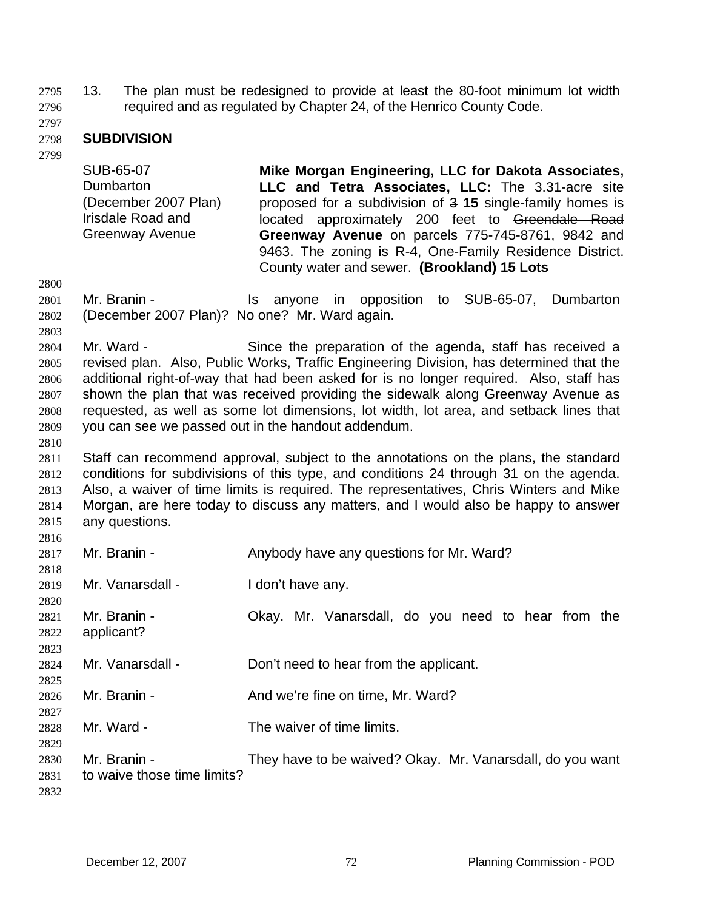13. The plan must be redesigned to provide at least the 80-foot minimum lot width required and as regulated by Chapter 24, of the Henrico County Code.

## SUBDIVISION

| | |
|---|---|
| SUB-65-07<br>Dumbarton<br>(December 2007 Plan)<br>Irisdale Road and<br>Greenway Avenue | **Mike Morgan Engineering, LLC for Dakota Associates, LLC and Tetra Associates, LLC:** The 3.31-acre site proposed for a subdivision of ~~3~~ **15** single-family homes is located approximately 200 feet to ~~Greendale Road~~ **Greenway Avenue** on parcels 775-745-8761, 9842 and 9463. The zoning is R-4, One-Family Residence District. County water and sewer. **(Brookland) 15 Lots** |

Mr. Branin - Is anyone in opposition to SUB-65-07, Dumbarton (December 2007 Plan)? No one? Mr. Ward again.

Mr. Ward - Since the preparation of the agenda, staff has received a revised plan. Also, Public Works, Traffic Engineering Division, has determined that the additional right-of-way that had been asked for is no longer required. Also, staff has shown the plan that was received providing the sidewalk along Greenway Avenue as requested, as well as some lot dimensions, lot width, lot area, and setback lines that you can see we passed out in the handout addendum.

Staff can recommend approval, subject to the annotations on the plans, the standard conditions for subdivisions of this type, and conditions 24 through 31 on the agenda. Also, a waiver of time limits is required. The representatives, Chris Winters and Mike Morgan, are here today to discuss any matters, and I would also be happy to answer any questions.

Mr. Branin - Anybody have any questions for Mr. Ward?

Mr. Vanarsdall - I don't have any.

Mr. Branin - Okay. Mr. Vanarsdall, do you need to hear from the applicant?

Mr. Vanarsdall - Don't need to hear from the applicant.

Mr. Branin - And we're fine on time, Mr. Ward?

Mr. Ward - The waiver of time limits.

Mr. Branin - They have to be waived? Okay. Mr. Vanarsdall, do you want to waive those time limits?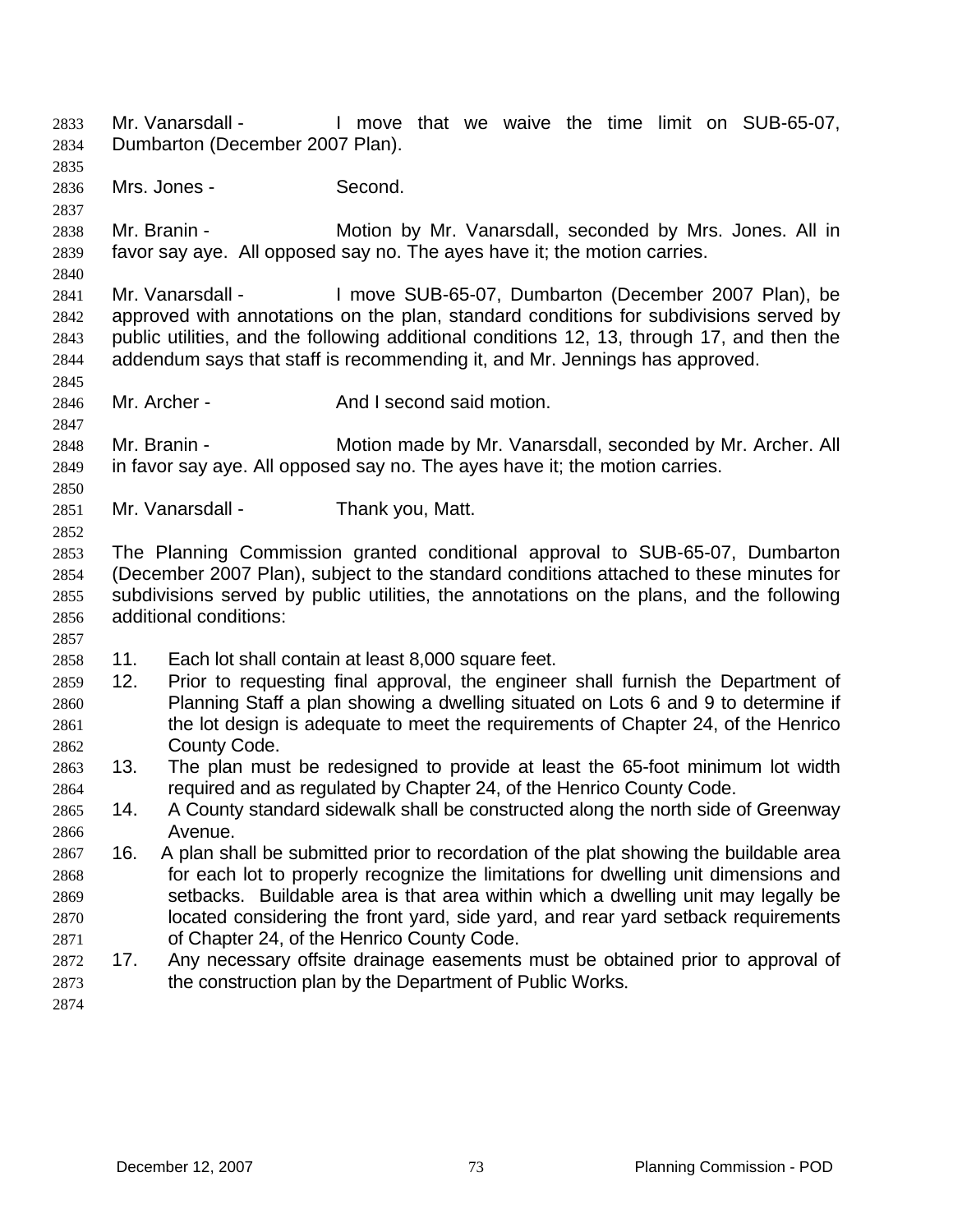Mr. Vanarsdall - I move that we waive the time limit on SUB-65-07, Dumbarton (December 2007 Plan).

Mrs. Jones - Second.

Mr. Branin - Motion by Mr. Vanarsdall, seconded by Mrs. Jones. All in favor say aye. All opposed say no. The ayes have it; the motion carries.

Mr. Vanarsdall - I move SUB-65-07, Dumbarton (December 2007 Plan), be approved with annotations on the plan, standard conditions for subdivisions served by public utilities, and the following additional conditions 12, 13, through 17, and then the addendum says that staff is recommending it, and Mr. Jennings has approved.

Mr. Archer - And I second said motion.

Mr. Branin - Motion made by Mr. Vanarsdall, seconded by Mr. Archer. All in favor say aye. All opposed say no. The ayes have it; the motion carries.

Mr. Vanarsdall - Thank you, Matt.

The Planning Commission granted conditional approval to SUB-65-07, Dumbarton (December 2007 Plan), subject to the standard conditions attached to these minutes for subdivisions served by public utilities, the annotations on the plans, and the following additional conditions:

11. Each lot shall contain at least 8,000 square feet.
12. Prior to requesting final approval, the engineer shall furnish the Department of Planning Staff a plan showing a dwelling situated on Lots 6 and 9 to determine if the lot design is adequate to meet the requirements of Chapter 24, of the Henrico County Code.
13. The plan must be redesigned to provide at least the 65-foot minimum lot width required and as regulated by Chapter 24, of the Henrico County Code.
14. A County standard sidewalk shall be constructed along the north side of Greenway Avenue.
16. A plan shall be submitted prior to recordation of the plat showing the buildable area for each lot to properly recognize the limitations for dwelling unit dimensions and setbacks. Buildable area is that area within which a dwelling unit may legally be located considering the front yard, side yard, and rear yard setback requirements of Chapter 24, of the Henrico County Code.
17. Any necessary offsite drainage easements must be obtained prior to approval of the construction plan by the Department of Public Works.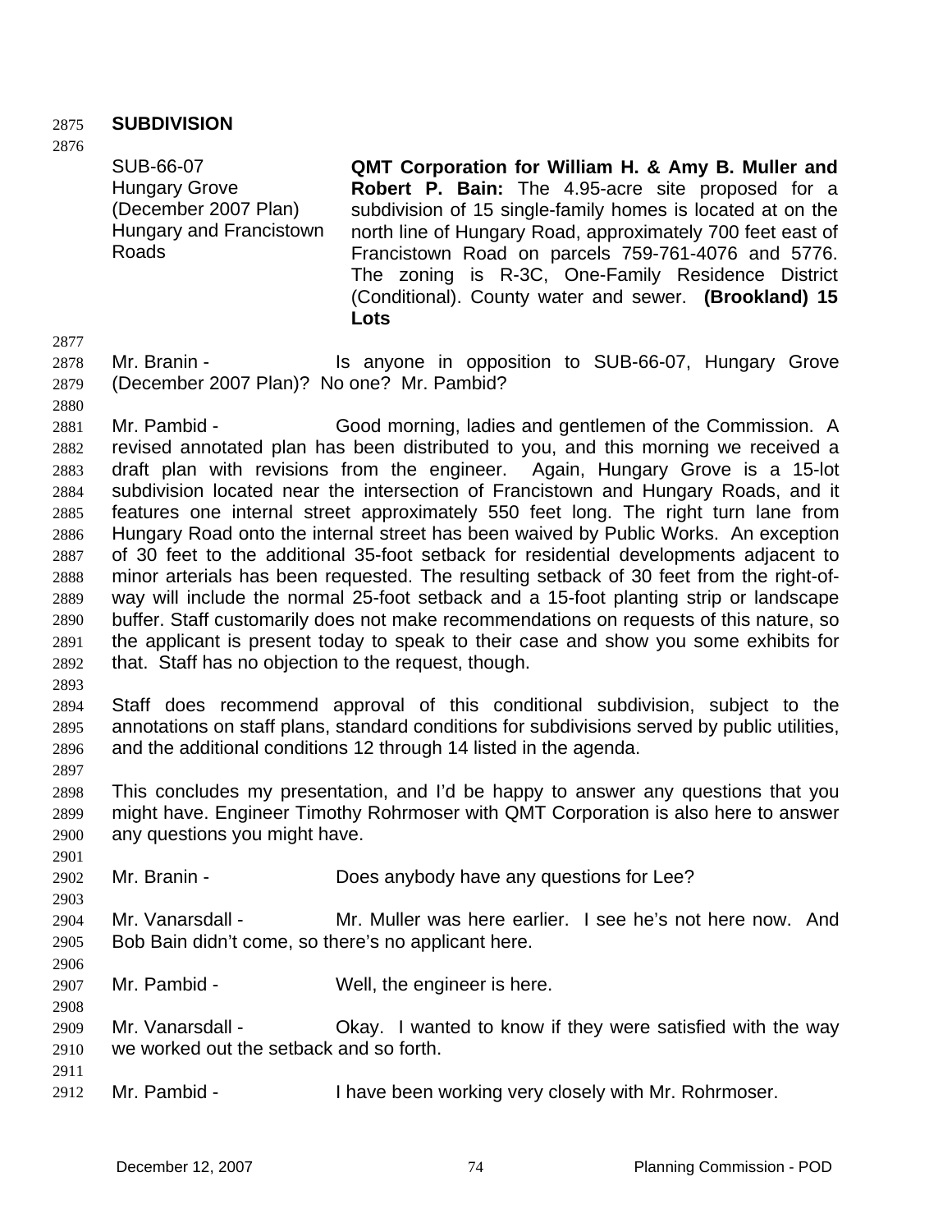**SUBDIVISION**

| | |
|---|---|
| SUB-66-07<br>Hungary Grove<br>(December 2007 Plan)<br>Hungary and Francistown Roads | **QMT Corporation for William H. & Amy B. Muller and Robert P. Bain:** The 4.95-acre site proposed for a subdivision of 15 single-family homes is located at on the north line of Hungary Road, approximately 700 feet east of Francistown Road on parcels 759-761-4076 and 5776. The zoning is R-3C, One-Family Residence District (Conditional). County water and sewer. **(Brookland) 15 Lots** |

Mr. Branin - Is anyone in opposition to SUB-66-07, Hungary Grove (December 2007 Plan)? No one? Mr. Pambid?

Mr. Pambid - Good morning, ladies and gentlemen of the Commission. A revised annotated plan has been distributed to you, and this morning we received a draft plan with revisions from the engineer. Again, Hungary Grove is a 15-lot subdivision located near the intersection of Francistown and Hungary Roads, and it features one internal street approximately 550 feet long. The right turn lane from Hungary Road onto the internal street has been waived by Public Works. An exception of 30 feet to the additional 35-foot setback for residential developments adjacent to minor arterials has been requested. The resulting setback of 30 feet from the right-of-way will include the normal 25-foot setback and a 15-foot planting strip or landscape buffer. Staff customarily does not make recommendations on requests of this nature, so the applicant is present today to speak to their case and show you some exhibits for that. Staff has no objection to the request, though.

Staff does recommend approval of this conditional subdivision, subject to the annotations on staff plans, standard conditions for subdivisions served by public utilities, and the additional conditions 12 through 14 listed in the agenda.

This concludes my presentation, and I'd be happy to answer any questions that you might have. Engineer Timothy Rohrmoser with QMT Corporation is also here to answer any questions you might have.

Mr. Branin - Does anybody have any questions for Lee?

Mr. Vanarsdall - Mr. Muller was here earlier. I see he's not here now. And Bob Bain didn't come, so there's no applicant here.

Mr. Pambid - Well, the engineer is here.

Mr. Vanarsdall - Okay. I wanted to know if they were satisfied with the way we worked out the setback and so forth.

Mr. Pambid - I have been working very closely with Mr. Rohrmoser.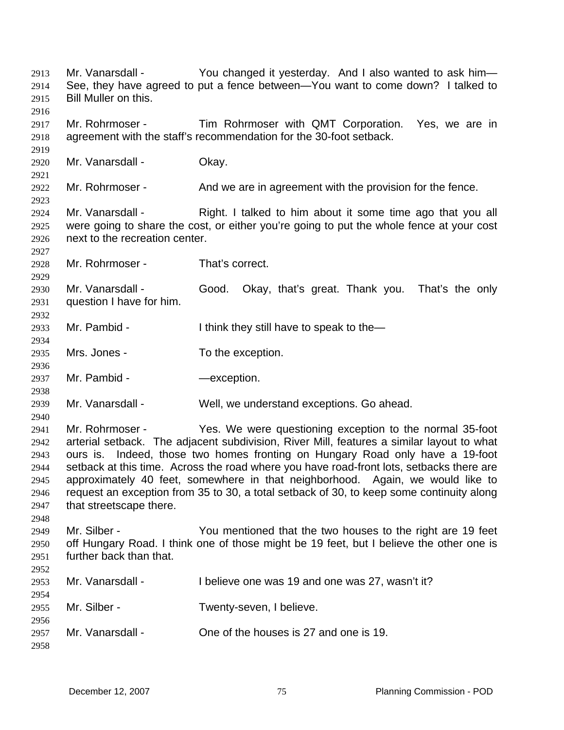Mr. Vanarsdall - You changed it yesterday. And I also wanted to ask him—See, they have agreed to put a fence between—You want to come down? I talked to Bill Muller on this.

Mr. Rohrmoser - Tim Rohrmoser with QMT Corporation. Yes, we are in agreement with the staff's recommendation for the 30-foot setback.

Mr. Vanarsdall - Okay.

Mr. Rohrmoser - And we are in agreement with the provision for the fence.

Mr. Vanarsdall - Right. I talked to him about it some time ago that you all were going to share the cost, or either you're going to put the whole fence at your cost next to the recreation center.

Mr. Rohrmoser - That's correct.

Mr. Vanarsdall - Good. Okay, that's great. Thank you. That's the only question I have for him.

Mr. Pambid - I think they still have to speak to the—

Mrs. Jones - To the exception.

Mr. Pambid - —exception.

Mr. Vanarsdall - Well, we understand exceptions. Go ahead.

Mr. Rohrmoser - Yes. We were questioning exception to the normal 35-foot arterial setback. The adjacent subdivision, River Mill, features a similar layout to what ours is. Indeed, those two homes fronting on Hungary Road only have a 19-foot setback at this time. Across the road where you have road-front lots, setbacks there are approximately 40 feet, somewhere in that neighborhood. Again, we would like to request an exception from 35 to 30, a total setback of 30, to keep some continuity along that streetscape there.

Mr. Silber - You mentioned that the two houses to the right are 19 feet off Hungary Road. I think one of those might be 19 feet, but I believe the other one is further back than that.

Mr. Vanarsdall - I believe one was 19 and one was 27, wasn't it?

Mr. Silber - Twenty-seven, I believe.

Mr. Vanarsdall - One of the houses is 27 and one is 19.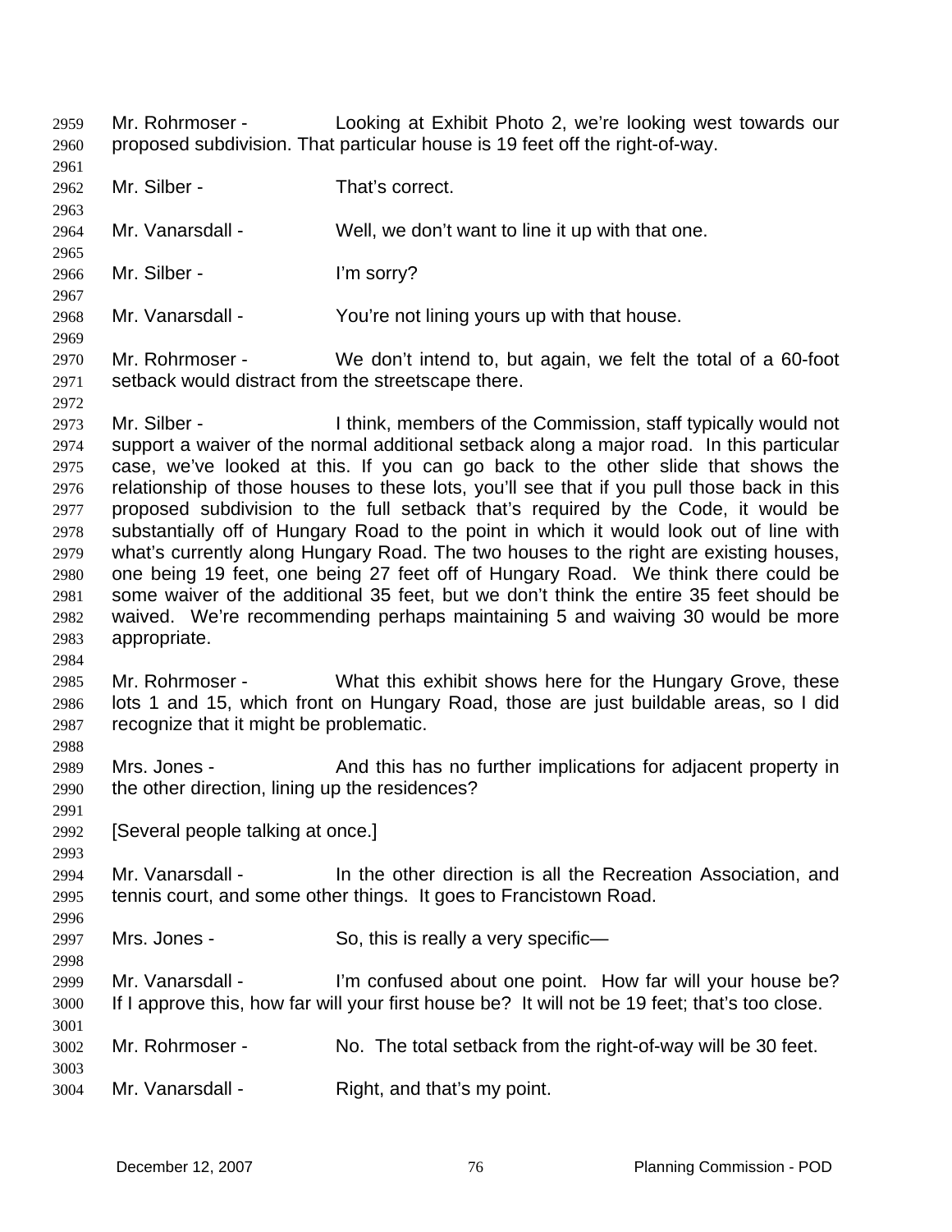Mr. Rohrmoser - Looking at Exhibit Photo 2, we're looking west towards our proposed subdivision. That particular house is 19 feet off the right-of-way.

Mr. Silber - That's correct.

Mr. Vanarsdall - Well, we don't want to line it up with that one.

Mr. Silber - I'm sorry?

Mr. Vanarsdall - You're not lining yours up with that house.

Mr. Rohrmoser - We don't intend to, but again, we felt the total of a 60-foot setback would distract from the streetscape there.

Mr. Silber - I think, members of the Commission, staff typically would not support a waiver of the normal additional setback along a major road. In this particular case, we've looked at this. If you can go back to the other slide that shows the relationship of those houses to these lots, you'll see that if you pull those back in this proposed subdivision to the full setback that's required by the Code, it would be substantially off of Hungary Road to the point in which it would look out of line with what's currently along Hungary Road. The two houses to the right are existing houses, one being 19 feet, one being 27 feet off of Hungary Road. We think there could be some waiver of the additional 35 feet, but we don't think the entire 35 feet should be waived. We're recommending perhaps maintaining 5 and waiving 30 would be more appropriate.

Mr. Rohrmoser - What this exhibit shows here for the Hungary Grove, these lots 1 and 15, which front on Hungary Road, those are just buildable areas, so I did recognize that it might be problematic.

Mrs. Jones - And this has no further implications for adjacent property in the other direction, lining up the residences?

[Several people talking at once.]

Mr. Vanarsdall - In the other direction is all the Recreation Association, and tennis court, and some other things. It goes to Francistown Road.

Mrs. Jones - So, this is really a very specific—

Mr. Vanarsdall - I'm confused about one point. How far will your house be? If I approve this, how far will your first house be? It will not be 19 feet; that's too close.

Mr. Rohrmoser - No. The total setback from the right-of-way will be 30 feet.

Mr. Vanarsdall - Right, and that's my point.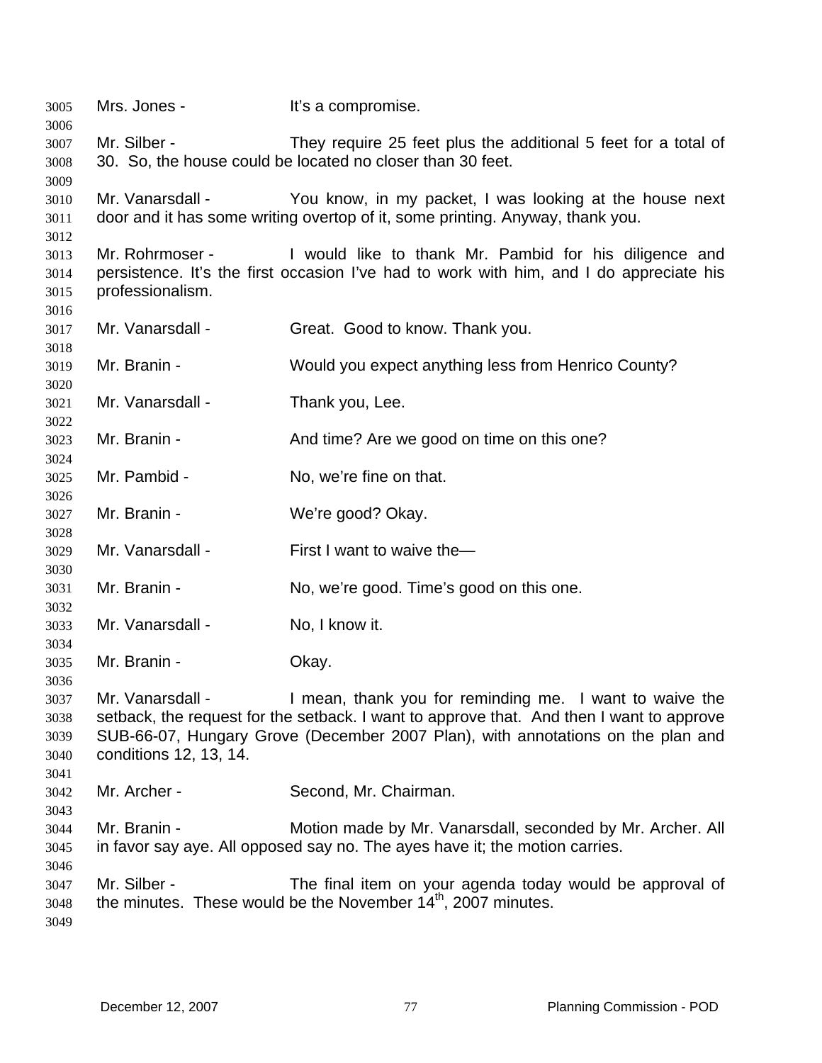Mrs. Jones - It's a compromise.

Mr. Silber - They require 25 feet plus the additional 5 feet for a total of 30. So, the house could be located no closer than 30 feet.

Mr. Vanarsdall - You know, in my packet, I was looking at the house next door and it has some writing overtop of it, some printing. Anyway, thank you.

Mr. Rohrmoser - I would like to thank Mr. Pambid for his diligence and persistence. It's the first occasion I've had to work with him, and I do appreciate his professionalism.

Mr. Vanarsdall - Great. Good to know. Thank you.

Mr. Branin - Would you expect anything less from Henrico County?

Mr. Vanarsdall - Thank you, Lee.

Mr. Branin - And time? Are we good on time on this one?

Mr. Pambid - No, we're fine on that.

Mr. Branin - We're good? Okay.

Mr. Vanarsdall - First I want to waive the—

Mr. Branin - No, we're good. Time's good on this one.

Mr. Vanarsdall - No, I know it.

Mr. Branin - Okay.

Mr. Vanarsdall - I mean, thank you for reminding me. I want to waive the setback, the request for the setback. I want to approve that. And then I want to approve SUB-66-07, Hungary Grove (December 2007 Plan), with annotations on the plan and conditions 12, 13, 14.

Mr. Archer - Second, Mr. Chairman.

Mr. Branin - Motion made by Mr. Vanarsdall, seconded by Mr. Archer. All in favor say aye. All opposed say no. The ayes have it; the motion carries.

Mr. Silber - The final item on your agenda today would be approval of the minutes. These would be the November 14th, 2007 minutes.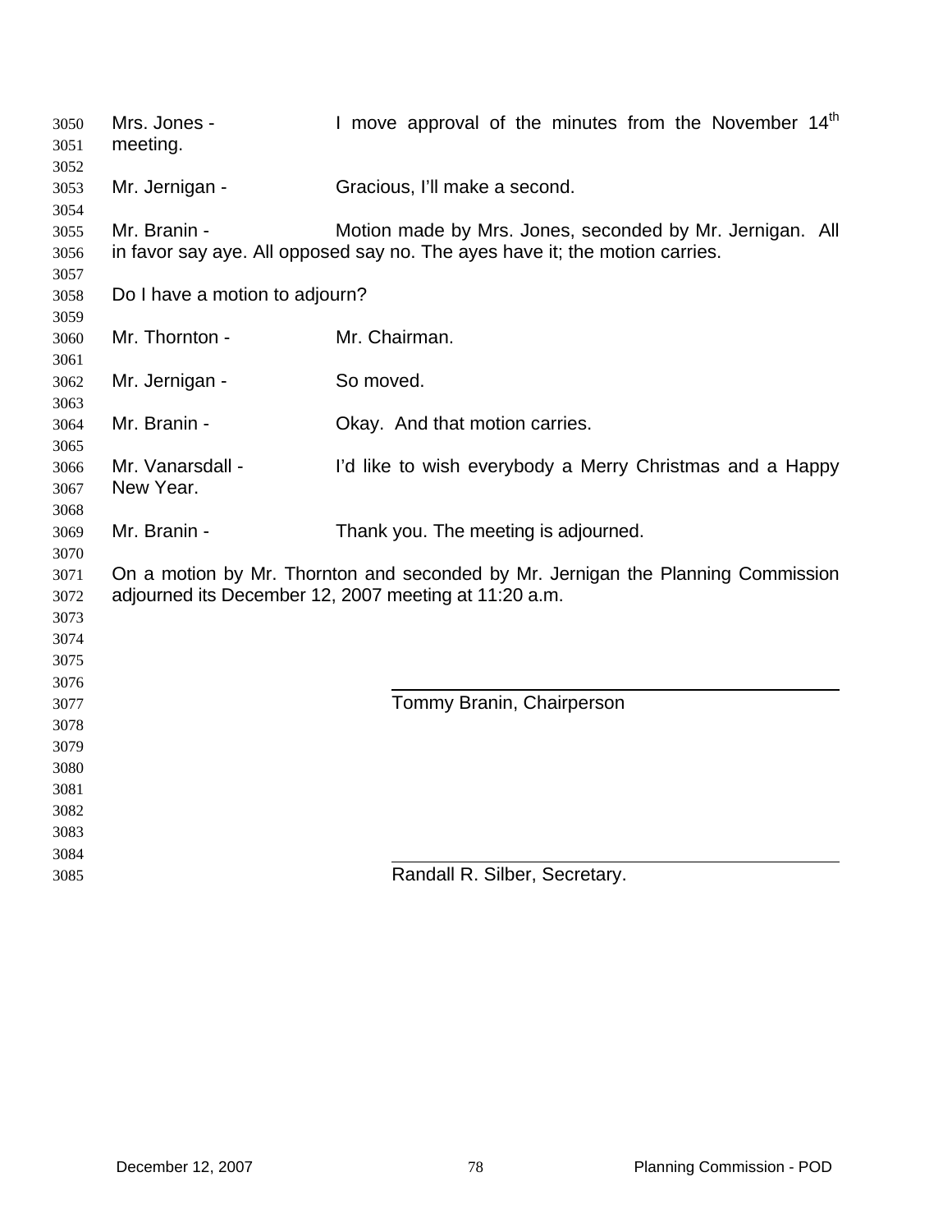Mrs. Jones - I move approval of the minutes from the November 14th meeting.

Mr. Jernigan - Gracious, I'll make a second.

Mr. Branin - Motion made by Mrs. Jones, seconded by Mr. Jernigan. All in favor say aye. All opposed say no. The ayes have it; the motion carries.

Do I have a motion to adjourn?

Mr. Thornton - Mr. Chairman.

Mr. Jernigan - So moved.

Mr. Branin - Okay. And that motion carries.

Mr. Vanarsdall - I'd like to wish everybody a Merry Christmas and a Happy New Year.

Mr. Branin - Thank you. The meeting is adjourned.

On a motion by Mr. Thornton and seconded by Mr. Jernigan the Planning Commission adjourned its December 12, 2007 meeting at 11:20 a.m.

\_\_\_\_\_\_\_\_\_\_\_\_\_\_\_\_\_\_\_\_\_\_\_\_\_\_\_\_\_\_\_\_\_\_\_\_\_\_

Tommy Branin, Chairperson

\_\_\_\_\_\_\_\_\_\_\_\_\_\_\_\_\_\_\_\_\_\_\_\_\_\_\_\_\_\_\_\_\_\_\_\_\_\_

Randall R. Silber, Secretary.